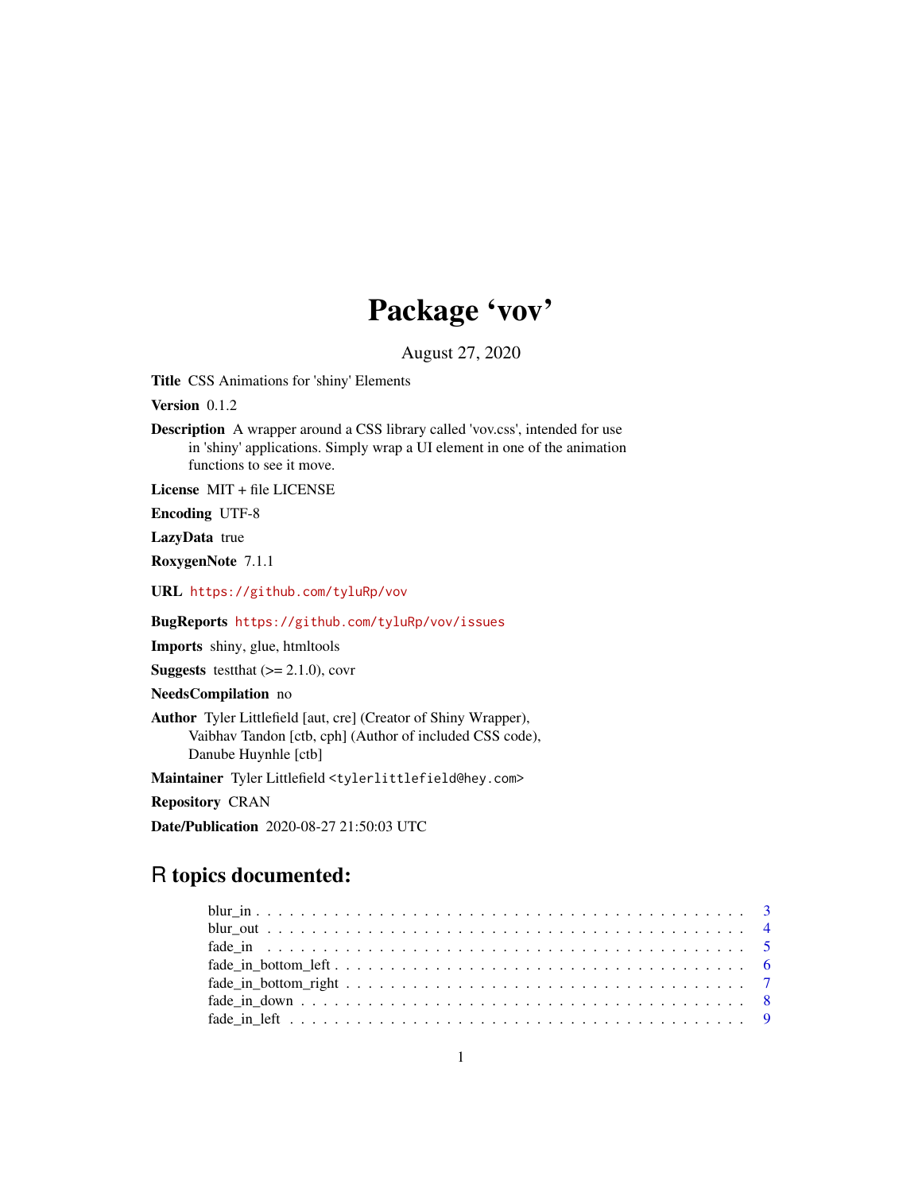# Package 'vov'

August 27, 2020

**Title** CSS Animations for 'shiny' Elements

**Version** 0.1.2

**Description** A wrapper around a CSS library called 'vov.css', intended for use in 'shiny' applications. Simply wrap a UI element in one of the animation functions to see it move.

**License** MIT + file LICENSE

**Encoding** UTF-8

**LazyData** true

**RoxygenNote** 7.1.1

**URL** https://github.com/tyluRp/vov

**BugReports** https://github.com/tyluRp/vov/issues

**Imports** shiny, glue, htmltools

**Suggests** testthat (>= 2.1.0), covr

**NeedsCompilation** no

**Author** Tyler Littlefield [aut, cre] (Creator of Shiny Wrapper), Vaibhav Tandon [ctb, cph] (Author of included CSS code), Danube Huynhle [ctb]

**Maintainer** Tyler Littlefield <tylerlittlefield@hey.com>

**Repository** CRAN

**Date/Publication** 2020-08-27 21:50:03 UTC

## R topics documented:

blur_in . . . . . . . . . . . . . . . . . . . . . . . . . . . . . . . . . . . . . . . . . . . 3
blur_out . . . . . . . . . . . . . . . . . . . . . . . . . . . . . . . . . . . . . . . . . . 4
fade_in . . . . . . . . . . . . . . . . . . . . . . . . . . . . . . . . . . . . . . . . . . . 5
fade_in_bottom_left . . . . . . . . . . . . . . . . . . . . . . . . . . . . . . . . . . . . 6
fade_in_bottom_right . . . . . . . . . . . . . . . . . . . . . . . . . . . . . . . . . . . 7
fade_in_down . . . . . . . . . . . . . . . . . . . . . . . . . . . . . . . . . . . . . . . 8
fade_in_left . . . . . . . . . . . . . . . . . . . . . . . . . . . . . . . . . . . . . . . . 9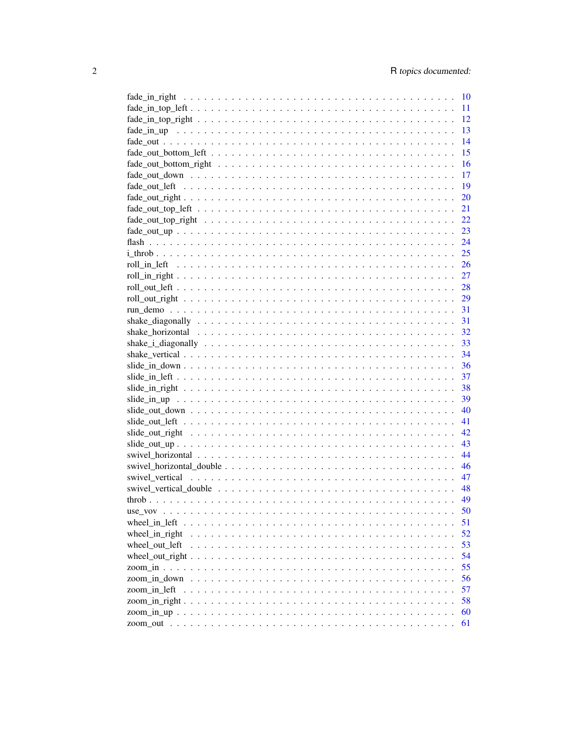fade_in_right . . . . . . . . . . . . . . . . . . . . . . . . . . . . . . . . . . . . . . 10
fade_in_top_left . . . . . . . . . . . . . . . . . . . . . . . . . . . . . . . . . . . . . 11
fade_in_top_right . . . . . . . . . . . . . . . . . . . . . . . . . . . . . . . . . . . . . 12
fade_in_up . . . . . . . . . . . . . . . . . . . . . . . . . . . . . . . . . . . . . . . . 13
fade_out . . . . . . . . . . . . . . . . . . . . . . . . . . . . . . . . . . . . . . . . . 14
fade_out_bottom_left . . . . . . . . . . . . . . . . . . . . . . . . . . . . . . . . . . . 15
fade_out_bottom_right . . . . . . . . . . . . . . . . . . . . . . . . . . . . . . . . . . 16
fade_out_down . . . . . . . . . . . . . . . . . . . . . . . . . . . . . . . . . . . . . . 17
fade_out_left . . . . . . . . . . . . . . . . . . . . . . . . . . . . . . . . . . . . . . . 19
fade_out_right . . . . . . . . . . . . . . . . . . . . . . . . . . . . . . . . . . . . . . 20
fade_out_top_left . . . . . . . . . . . . . . . . . . . . . . . . . . . . . . . . . . . . . 21
fade_out_top_right . . . . . . . . . . . . . . . . . . . . . . . . . . . . . . . . . . . . 22
fade_out_up . . . . . . . . . . . . . . . . . . . . . . . . . . . . . . . . . . . . . . . . 23
flash . . . . . . . . . . . . . . . . . . . . . . . . . . . . . . . . . . . . . . . . . . . 24
i_throb . . . . . . . . . . . . . . . . . . . . . . . . . . . . . . . . . . . . . . . . . . 25
roll_in_left . . . . . . . . . . . . . . . . . . . . . . . . . . . . . . . . . . . . . . . . 26
roll_in_right . . . . . . . . . . . . . . . . . . . . . . . . . . . . . . . . . . . . . . . 27
roll_out_left . . . . . . . . . . . . . . . . . . . . . . . . . . . . . . . . . . . . . . . 28
roll_out_right . . . . . . . . . . . . . . . . . . . . . . . . . . . . . . . . . . . . . . 29
run_demo . . . . . . . . . . . . . . . . . . . . . . . . . . . . . . . . . . . . . . . . . 31
shake_diagonally . . . . . . . . . . . . . . . . . . . . . . . . . . . . . . . . . . . . . 31
shake_horizontal . . . . . . . . . . . . . . . . . . . . . . . . . . . . . . . . . . . . . 32
shake_i_diagonally . . . . . . . . . . . . . . . . . . . . . . . . . . . . . . . . . . . . 33
shake_vertical . . . . . . . . . . . . . . . . . . . . . . . . . . . . . . . . . . . . . . 34
slide_in_down . . . . . . . . . . . . . . . . . . . . . . . . . . . . . . . . . . . . . . 36
slide_in_left . . . . . . . . . . . . . . . . . . . . . . . . . . . . . . . . . . . . . . . 37
slide_in_right . . . . . . . . . . . . . . . . . . . . . . . . . . . . . . . . . . . . . . 38
slide_in_up . . . . . . . . . . . . . . . . . . . . . . . . . . . . . . . . . . . . . . . . 39
slide_out_down . . . . . . . . . . . . . . . . . . . . . . . . . . . . . . . . . . . . . . 40
slide_out_left . . . . . . . . . . . . . . . . . . . . . . . . . . . . . . . . . . . . . . 41
slide_out_right . . . . . . . . . . . . . . . . . . . . . . . . . . . . . . . . . . . . . 42
slide_out_up . . . . . . . . . . . . . . . . . . . . . . . . . . . . . . . . . . . . . . . 43
swivel_horizontal . . . . . . . . . . . . . . . . . . . . . . . . . . . . . . . . . . . . 44
swivel_horizontal_double . . . . . . . . . . . . . . . . . . . . . . . . . . . . . . . . 46
swivel_vertical . . . . . . . . . . . . . . . . . . . . . . . . . . . . . . . . . . . . . 47
swivel_vertical_double . . . . . . . . . . . . . . . . . . . . . . . . . . . . . . . . . . 48
throb . . . . . . . . . . . . . . . . . . . . . . . . . . . . . . . . . . . . . . . . . . . 49
use_vov . . . . . . . . . . . . . . . . . . . . . . . . . . . . . . . . . . . . . . . . . . 50
wheel_in_left . . . . . . . . . . . . . . . . . . . . . . . . . . . . . . . . . . . . . . 51
wheel_in_right . . . . . . . . . . . . . . . . . . . . . . . . . . . . . . . . . . . . . . 52
wheel_out_left . . . . . . . . . . . . . . . . . . . . . . . . . . . . . . . . . . . . . . 53
wheel_out_right . . . . . . . . . . . . . . . . . . . . . . . . . . . . . . . . . . . . . 54
zoom_in . . . . . . . . . . . . . . . . . . . . . . . . . . . . . . . . . . . . . . . . . . 55
zoom_in_down . . . . . . . . . . . . . . . . . . . . . . . . . . . . . . . . . . . . . . . 56
zoom_in_left . . . . . . . . . . . . . . . . . . . . . . . . . . . . . . . . . . . . . . . 57
zoom_in_right . . . . . . . . . . . . . . . . . . . . . . . . . . . . . . . . . . . . . . 58
zoom_in_up . . . . . . . . . . . . . . . . . . . . . . . . . . . . . . . . . . . . . . . . 60
zoom_out . . . . . . . . . . . . . . . . . . . . . . . . . . . . . . . . . . . . . . . . . 61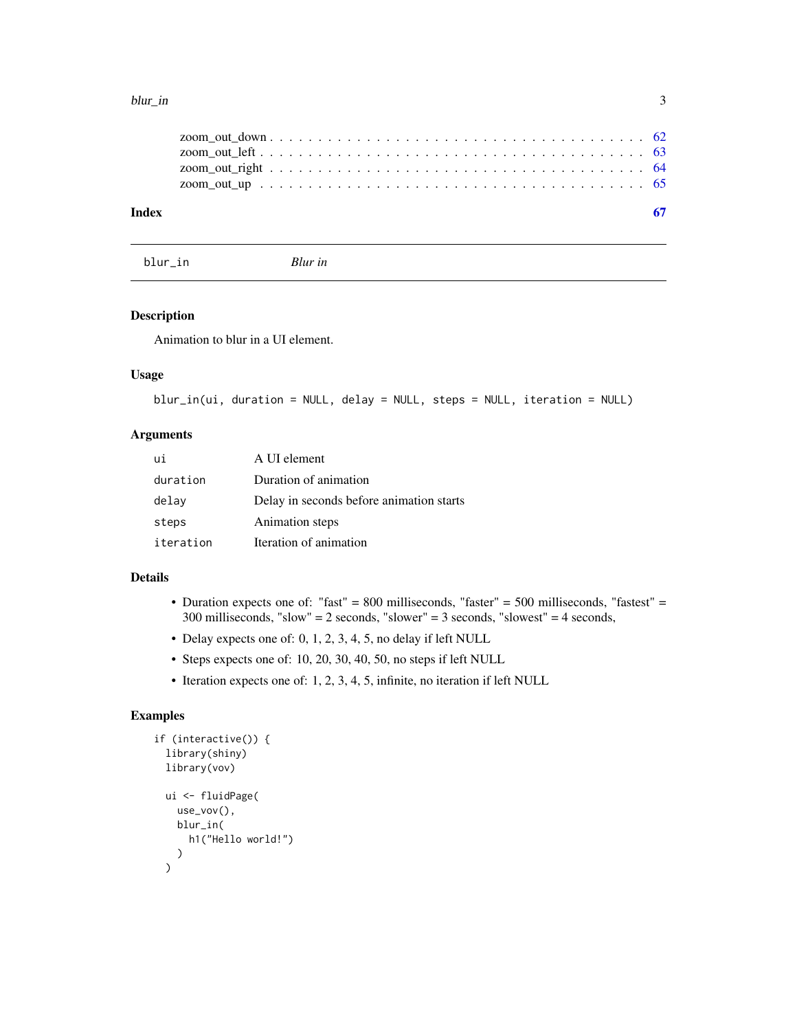zoom_out_down . . . . . . . . . . . . . . . . . . . . . . . . . . . . . . . . . . . . 62
zoom_out_left . . . . . . . . . . . . . . . . . . . . . . . . . . . . . . . . . . . . 63
zoom_out_right . . . . . . . . . . . . . . . . . . . . . . . . . . . . . . . . . . . . 64
zoom_out_up . . . . . . . . . . . . . . . . . . . . . . . . . . . . . . . . . . . . 65

**Index** **67**

---

`blur_in` *Blur in*

---

### Description

Animation to blur in a UI element.

### Usage

```
blur_in(ui, duration = NULL, delay = NULL, steps = NULL, iteration = NULL)
```

### Arguments

| | |
|---|---|
| `ui` | A UI element |
| `duration` | Duration of animation |
| `delay` | Delay in seconds before animation starts |
| `steps` | Animation steps |
| `iteration` | Iteration of animation |

### Details

- Duration expects one of: "fast" = 800 milliseconds, "faster" = 500 milliseconds, "fastest" = 300 milliseconds, "slow" = 2 seconds, "slower" = 3 seconds, "slowest" = 4 seconds,
- Delay expects one of: 0, 1, 2, 3, 4, 5, no delay if left NULL
- Steps expects one of: 10, 20, 30, 40, 50, no steps if left NULL
- Iteration expects one of: 1, 2, 3, 4, 5, infinite, no iteration if left NULL

### Examples

```
if (interactive()) {
  library(shiny)
  library(vov)

  ui <- fluidPage(
    use_vov(),
    blur_in(
      h1("Hello world!")
    )
  )
```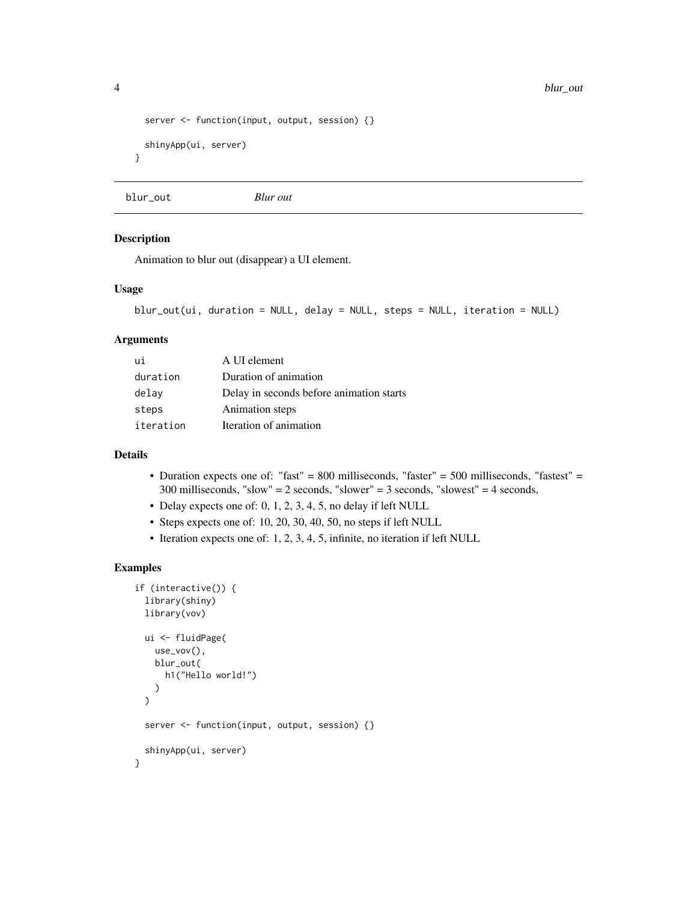```
  server <- function(input, output, session) {}

  shinyApp(ui, server)
}
```

## blur_out — *Blur out*

### Description

Animation to blur out (disappear) a UI element.

### Usage

```
blur_out(ui, duration = NULL, delay = NULL, steps = NULL, iteration = NULL)
```

### Arguments

| | |
|---|---|
| ui | A UI element |
| duration | Duration of animation |
| delay | Delay in seconds before animation starts |
| steps | Animation steps |
| iteration | Iteration of animation |

### Details

- Duration expects one of: "fast" = 800 milliseconds, "faster" = 500 milliseconds, "fastest" = 300 milliseconds, "slow" = 2 seconds, "slower" = 3 seconds, "slowest" = 4 seconds,
- Delay expects one of: 0, 1, 2, 3, 4, 5, no delay if left NULL
- Steps expects one of: 10, 20, 30, 40, 50, no steps if left NULL
- Iteration expects one of: 1, 2, 3, 4, 5, infinite, no iteration if left NULL

### Examples

```
if (interactive()) {
  library(shiny)
  library(vov)

  ui <- fluidPage(
    use_vov(),
    blur_out(
      h1("Hello world!")
    )
  )

  server <- function(input, output, session) {}

  shinyApp(ui, server)
}
```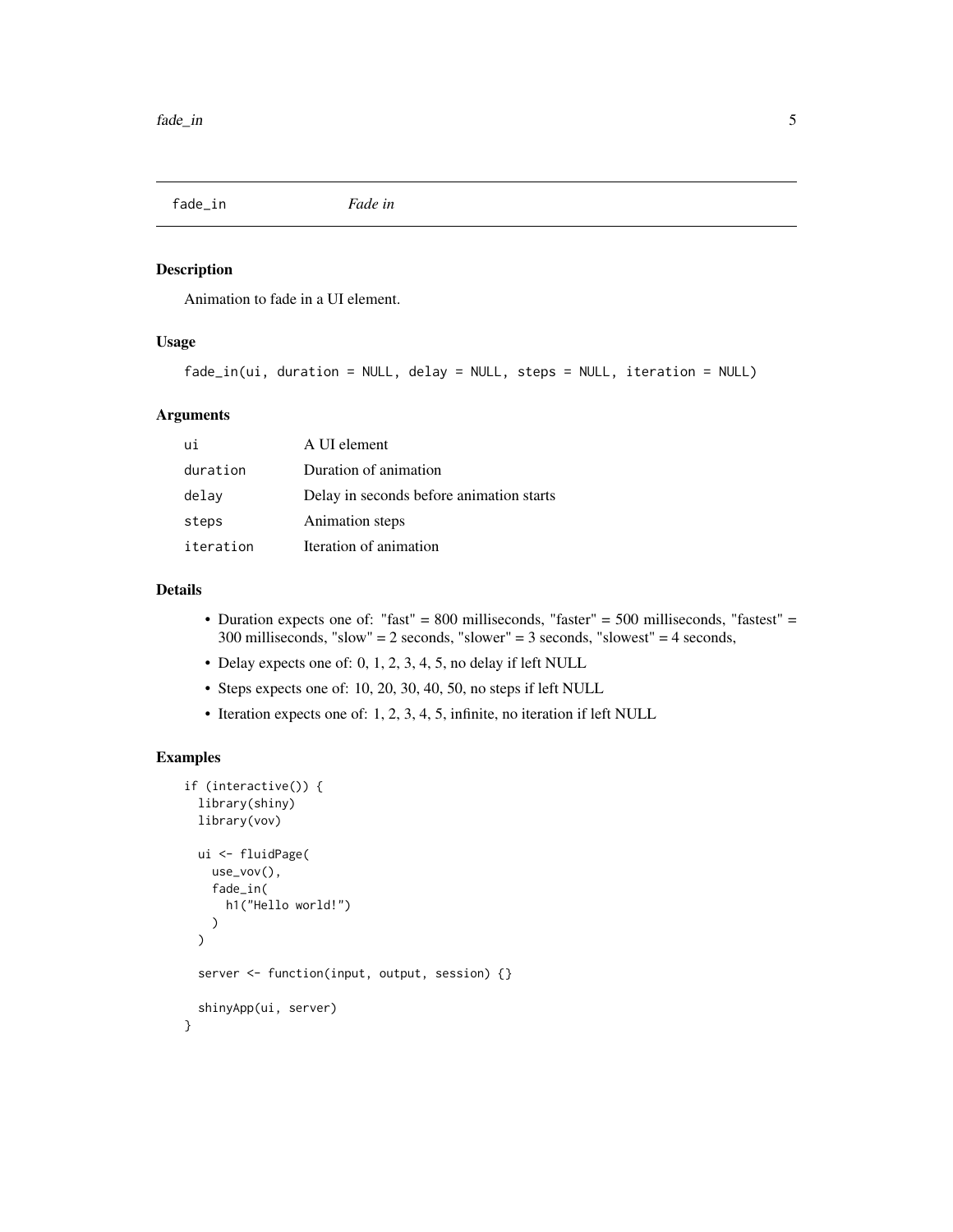## fade_in *Fade in*

### Description

Animation to fade in a UI element.

### Usage

```
fade_in(ui, duration = NULL, delay = NULL, steps = NULL, iteration = NULL)
```

### Arguments

| | |
|---|---|
| `ui` | A UI element |
| `duration` | Duration of animation |
| `delay` | Delay in seconds before animation starts |
| `steps` | Animation steps |
| `iteration` | Iteration of animation |

### Details

- Duration expects one of: "fast" = 800 milliseconds, "faster" = 500 milliseconds, "fastest" = 300 milliseconds, "slow" = 2 seconds, "slower" = 3 seconds, "slowest" = 4 seconds,
- Delay expects one of: 0, 1, 2, 3, 4, 5, no delay if left NULL
- Steps expects one of: 10, 20, 30, 40, 50, no steps if left NULL
- Iteration expects one of: 1, 2, 3, 4, 5, infinite, no iteration if left NULL

### Examples

```
if (interactive()) {
  library(shiny)
  library(vov)

  ui <- fluidPage(
    use_vov(),
    fade_in(
      h1("Hello world!")
    )
  )

  server <- function(input, output, session) {}

  shinyApp(ui, server)
}
```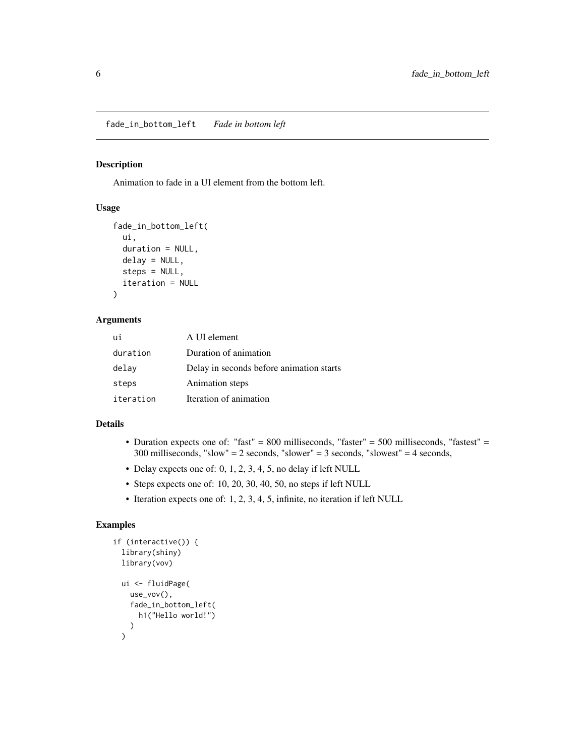## fade_in_bottom_left *Fade in bottom left*

### Description

Animation to fade in a UI element from the bottom left.

### Usage

```
fade_in_bottom_left(
  ui,
  duration = NULL,
  delay = NULL,
  steps = NULL,
  iteration = NULL
)
```

### Arguments

| | |
|---|---|
| ui | A UI element |
| duration | Duration of animation |
| delay | Delay in seconds before animation starts |
| steps | Animation steps |
| iteration | Iteration of animation |

### Details

- Duration expects one of: "fast" = 800 milliseconds, "faster" = 500 milliseconds, "fastest" = 300 milliseconds, "slow" = 2 seconds, "slower" = 3 seconds, "slowest" = 4 seconds,
- Delay expects one of: 0, 1, 2, 3, 4, 5, no delay if left NULL
- Steps expects one of: 10, 20, 30, 40, 50, no steps if left NULL
- Iteration expects one of: 1, 2, 3, 4, 5, infinite, no iteration if left NULL

### Examples

```
if (interactive()) {
  library(shiny)
  library(vov)

  ui <- fluidPage(
    use_vov(),
    fade_in_bottom_left(
      h1("Hello world!")
    )
  )
```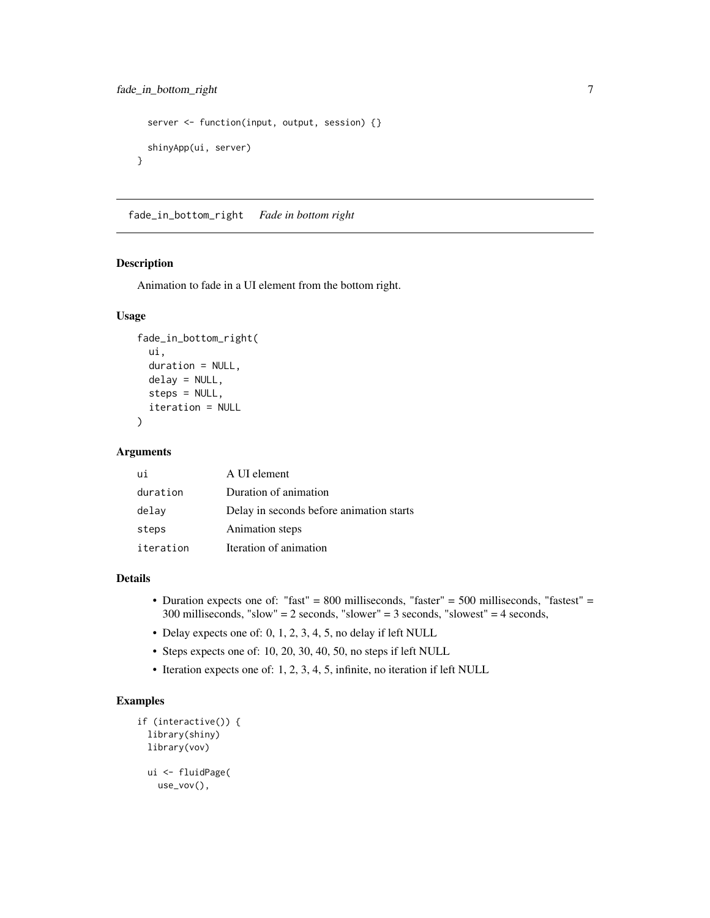```
  server <- function(input, output, session) {}

  shinyApp(ui, server)
}
```

## fade_in_bottom_right    *Fade in bottom right*

### Description

Animation to fade in a UI element from the bottom right.

### Usage

```
fade_in_bottom_right(
  ui,
  duration = NULL,
  delay = NULL,
  steps = NULL,
  iteration = NULL
)
```

### Arguments

| | |
|---|---|
| `ui` | A UI element |
| `duration` | Duration of animation |
| `delay` | Delay in seconds before animation starts |
| `steps` | Animation steps |
| `iteration` | Iteration of animation |

### Details

- Duration expects one of: "fast" = 800 milliseconds, "faster" = 500 milliseconds, "fastest" = 300 milliseconds, "slow" = 2 seconds, "slower" = 3 seconds, "slowest" = 4 seconds,
- Delay expects one of: 0, 1, 2, 3, 4, 5, no delay if left NULL
- Steps expects one of: 10, 20, 30, 40, 50, no steps if left NULL
- Iteration expects one of: 1, 2, 3, 4, 5, infinite, no iteration if left NULL

### Examples

```
if (interactive()) {
  library(shiny)
  library(vov)

  ui <- fluidPage(
    use_vov(),
```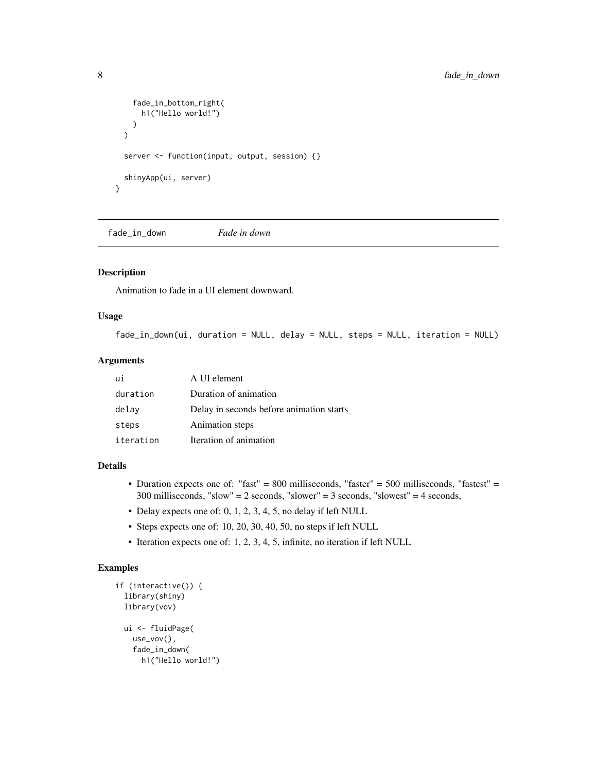```r
    fade_in_bottom_right(
      h1("Hello world!")
    )
  )

  server <- function(input, output, session) {}

  shinyApp(ui, server)
}
```

## fade_in_down *Fade in down*

### Description

Animation to fade in a UI element downward.

### Usage

```r
fade_in_down(ui, duration = NULL, delay = NULL, steps = NULL, iteration = NULL)
```

### Arguments

| | |
|---|---|
| ui | A UI element |
| duration | Duration of animation |
| delay | Delay in seconds before animation starts |
| steps | Animation steps |
| iteration | Iteration of animation |

### Details

- Duration expects one of: "fast" = 800 milliseconds, "faster" = 500 milliseconds, "fastest" = 300 milliseconds, "slow" = 2 seconds, "slower" = 3 seconds, "slowest" = 4 seconds,
- Delay expects one of: 0, 1, 2, 3, 4, 5, no delay if left NULL
- Steps expects one of: 10, 20, 30, 40, 50, no steps if left NULL
- Iteration expects one of: 1, 2, 3, 4, 5, infinite, no iteration if left NULL

### Examples

```r
if (interactive()) {
  library(shiny)
  library(vov)

  ui <- fluidPage(
    use_vov(),
    fade_in_down(
      h1("Hello world!")
```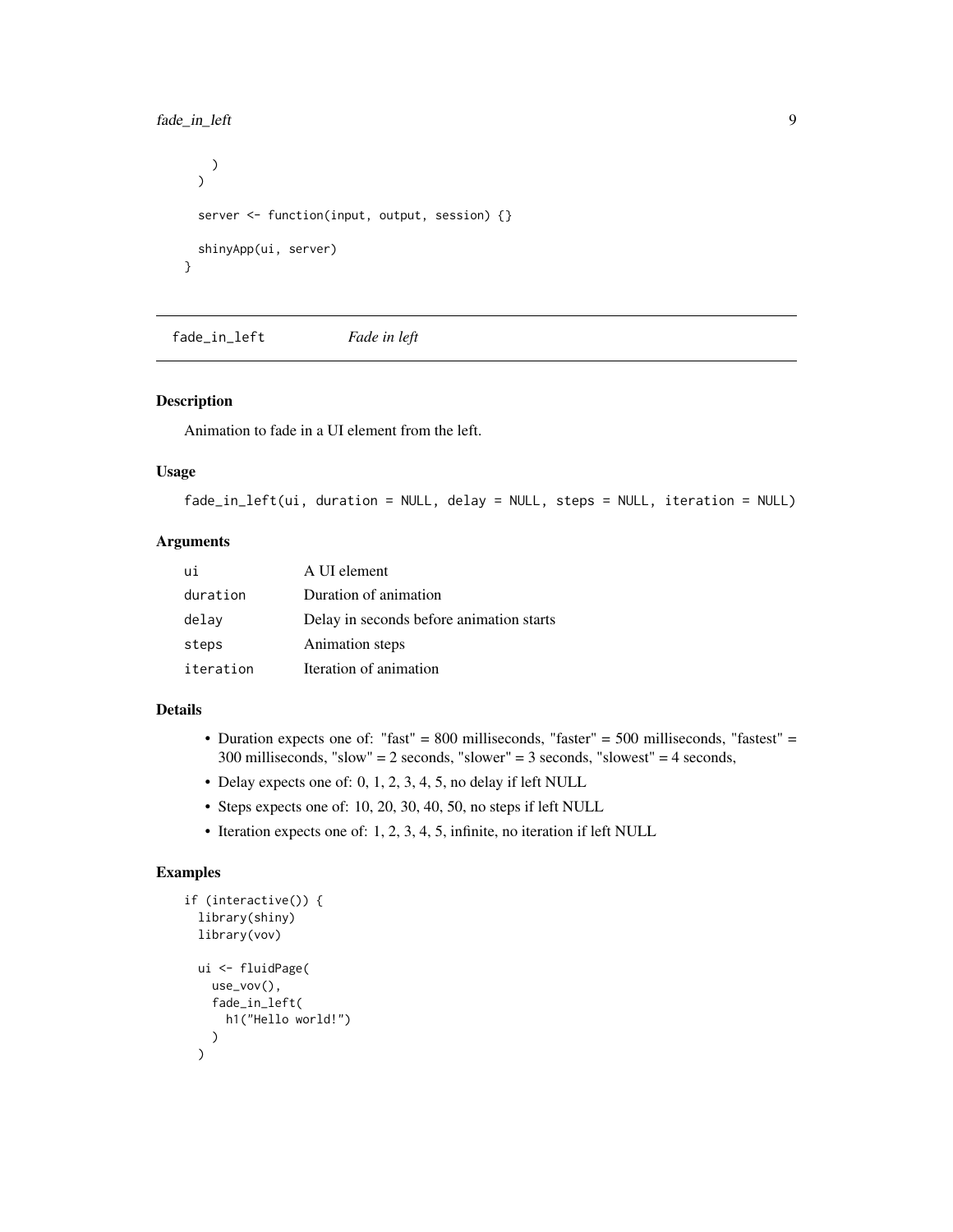```
    )
  )

  server <- function(input, output, session) {}

  shinyApp(ui, server)
}
```

## fade_in_left — *Fade in left*

### Description

Animation to fade in a UI element from the left.

### Usage

```
fade_in_left(ui, duration = NULL, delay = NULL, steps = NULL, iteration = NULL)
```

### Arguments

| Argument | Description |
| --- | --- |
| ui | A UI element |
| duration | Duration of animation |
| delay | Delay in seconds before animation starts |
| steps | Animation steps |
| iteration | Iteration of animation |

### Details

- Duration expects one of: "fast" = 800 milliseconds, "faster" = 500 milliseconds, "fastest" = 300 milliseconds, "slow" = 2 seconds, "slower" = 3 seconds, "slowest" = 4 seconds,
- Delay expects one of: 0, 1, 2, 3, 4, 5, no delay if left NULL
- Steps expects one of: 10, 20, 30, 40, 50, no steps if left NULL
- Iteration expects one of: 1, 2, 3, 4, 5, infinite, no iteration if left NULL

### Examples

```
if (interactive()) {
  library(shiny)
  library(vov)

  ui <- fluidPage(
    use_vov(),
    fade_in_left(
      h1("Hello world!")
    )
  )
```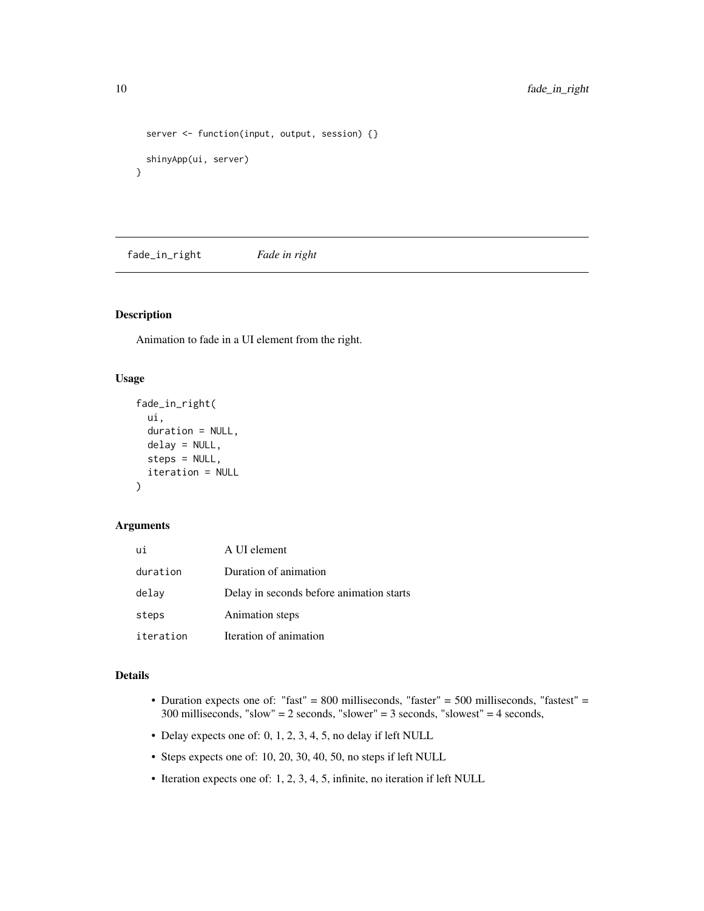```
  server <- function(input, output, session) {}

  shinyApp(ui, server)
}
```

## fade_in_right — *Fade in right*

### Description

Animation to fade in a UI element from the right.

### Usage

```
fade_in_right(
  ui,
  duration = NULL,
  delay = NULL,
  steps = NULL,
  iteration = NULL
)
```

### Arguments

| | |
|---|---|
| `ui` | A UI element |
| `duration` | Duration of animation |
| `delay` | Delay in seconds before animation starts |
| `steps` | Animation steps |
| `iteration` | Iteration of animation |

### Details

- Duration expects one of: "fast" = 800 milliseconds, "faster" = 500 milliseconds, "fastest" = 300 milliseconds, "slow" = 2 seconds, "slower" = 3 seconds, "slowest" = 4 seconds,
- Delay expects one of: 0, 1, 2, 3, 4, 5, no delay if left NULL
- Steps expects one of: 10, 20, 30, 40, 50, no steps if left NULL
- Iteration expects one of: 1, 2, 3, 4, 5, infinite, no iteration if left NULL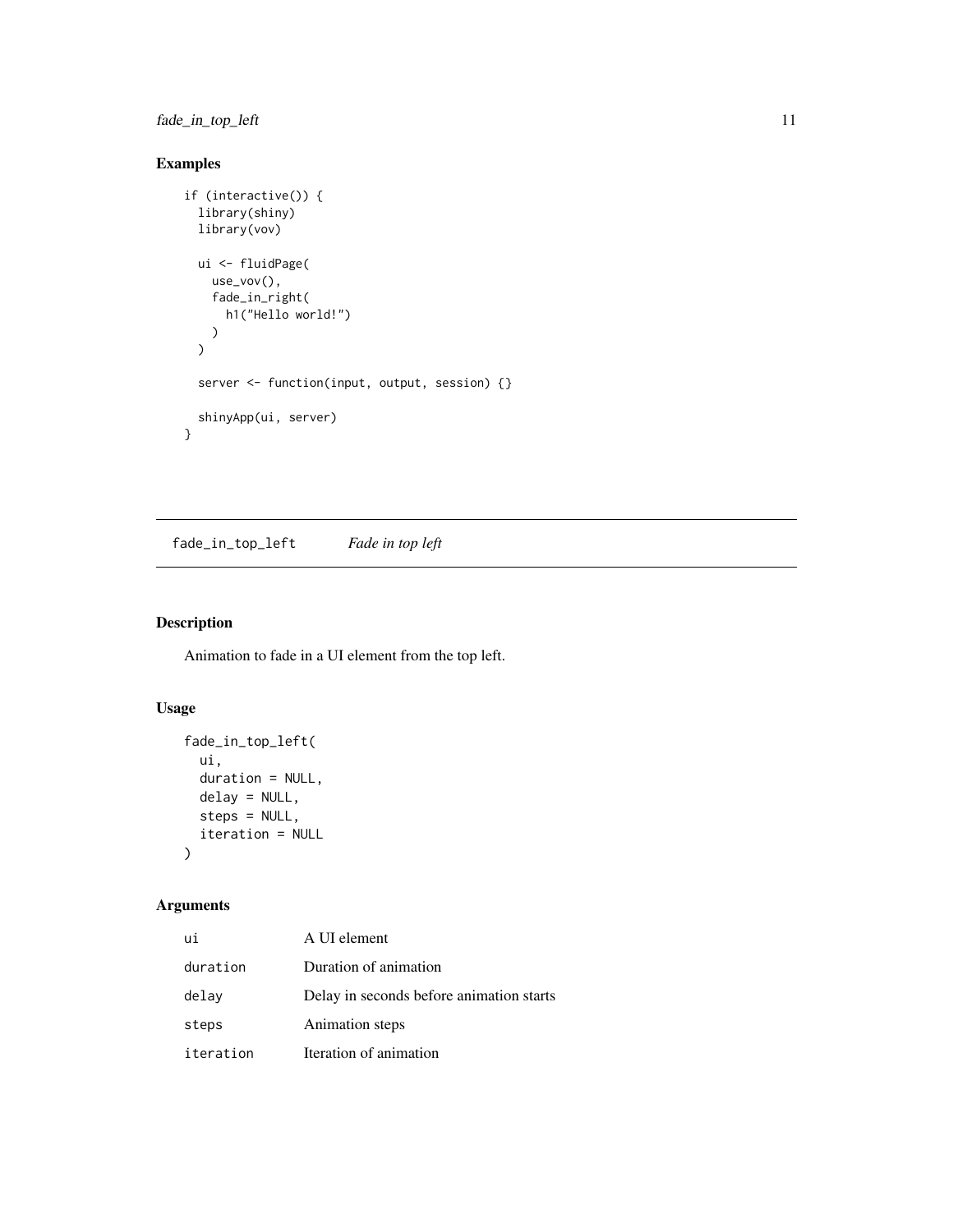## Examples

```
if (interactive()) {
  library(shiny)
  library(vov)

  ui <- fluidPage(
    use_vov(),
    fade_in_right(
      h1("Hello world!")
    )
  )

  server <- function(input, output, session) {}

  shinyApp(ui, server)
}
```

---

# fade_in_top_left    *Fade in top left*

---

## Description

Animation to fade in a UI element from the top left.

## Usage

```
fade_in_top_left(
  ui,
  duration = NULL,
  delay = NULL,
  steps = NULL,
  iteration = NULL
)
```

## Arguments

| | |
|---|---|
| `ui` | A UI element |
| `duration` | Duration of animation |
| `delay` | Delay in seconds before animation starts |
| `steps` | Animation steps |
| `iteration` | Iteration of animation |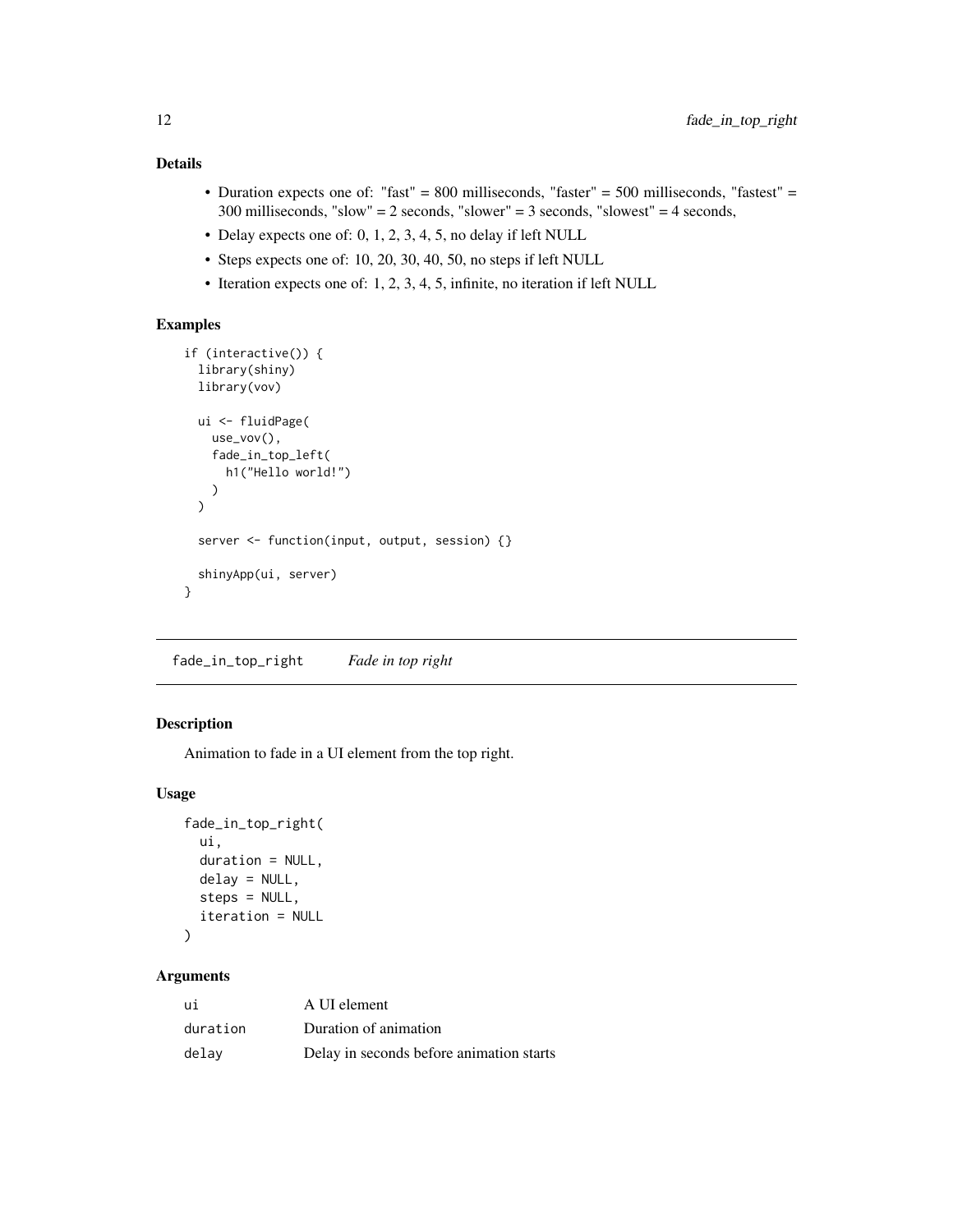### Details

- Duration expects one of: "fast" = 800 milliseconds, "faster" = 500 milliseconds, "fastest" = 300 milliseconds, "slow" = 2 seconds, "slower" = 3 seconds, "slowest" = 4 seconds,
- Delay expects one of: 0, 1, 2, 3, 4, 5, no delay if left NULL
- Steps expects one of: 10, 20, 30, 40, 50, no steps if left NULL
- Iteration expects one of: 1, 2, 3, 4, 5, infinite, no iteration if left NULL

### Examples

```
if (interactive()) {
  library(shiny)
  library(vov)

  ui <- fluidPage(
    use_vov(),
    fade_in_top_left(
      h1("Hello world!")
    )
  )

  server <- function(input, output, session) {}

  shinyApp(ui, server)
}
```

---

## fade_in_top_right    *Fade in top right*

### Description

Animation to fade in a UI element from the top right.

### Usage

```
fade_in_top_right(
  ui,
  duration = NULL,
  delay = NULL,
  steps = NULL,
  iteration = NULL
)
```

### Arguments

| | |
|---|---|
| ui | A UI element |
| duration | Duration of animation |
| delay | Delay in seconds before animation starts |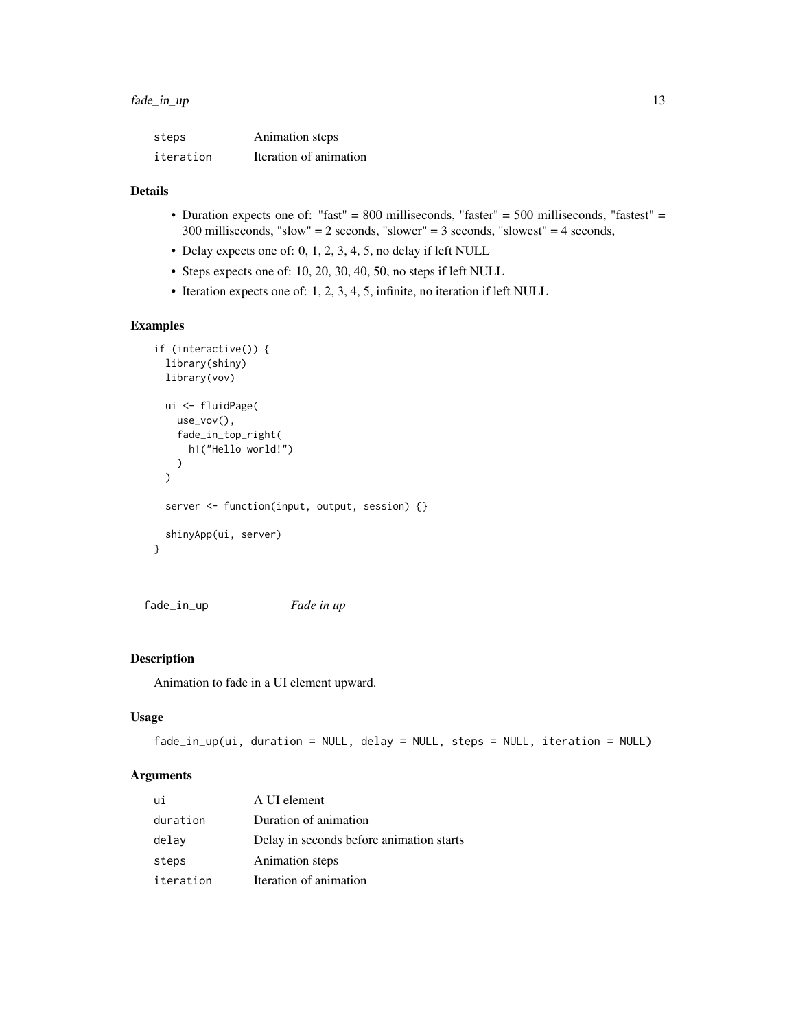| | |
|---|---|
| steps | Animation steps |
| iteration | Iteration of animation |

## Details

- Duration expects one of: "fast" = 800 milliseconds, "faster" = 500 milliseconds, "fastest" = 300 milliseconds, "slow" = 2 seconds, "slower" = 3 seconds, "slowest" = 4 seconds,
- Delay expects one of: 0, 1, 2, 3, 4, 5, no delay if left NULL
- Steps expects one of: 10, 20, 30, 40, 50, no steps if left NULL
- Iteration expects one of: 1, 2, 3, 4, 5, infinite, no iteration if left NULL

## Examples

```
if (interactive()) {
  library(shiny)
  library(vov)

  ui <- fluidPage(
    use_vov(),
    fade_in_top_right(
      h1("Hello world!")
    )
  )

  server <- function(input, output, session) {}

  shinyApp(ui, server)
}
```

---

# fade_in_up — *Fade in up*

## Description

Animation to fade in a UI element upward.

## Usage

```
fade_in_up(ui, duration = NULL, delay = NULL, steps = NULL, iteration = NULL)
```

## Arguments

| | |
|---|---|
| ui | A UI element |
| duration | Duration of animation |
| delay | Delay in seconds before animation starts |
| steps | Animation steps |
| iteration | Iteration of animation |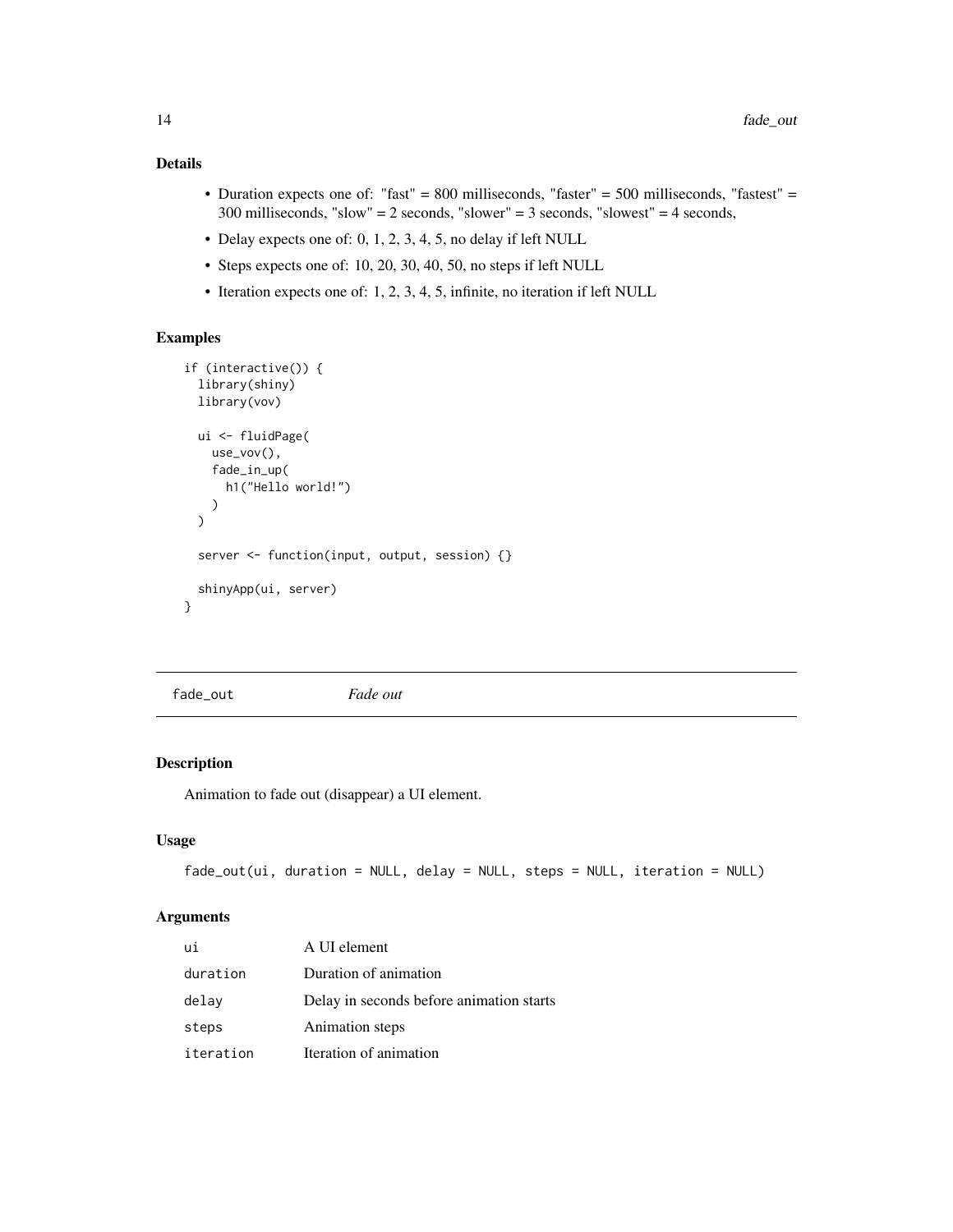### Details

- Duration expects one of: "fast" = 800 milliseconds, "faster" = 500 milliseconds, "fastest" = 300 milliseconds, "slow" = 2 seconds, "slower" = 3 seconds, "slowest" = 4 seconds,
- Delay expects one of: 0, 1, 2, 3, 4, 5, no delay if left NULL
- Steps expects one of: 10, 20, 30, 40, 50, no steps if left NULL
- Iteration expects one of: 1, 2, 3, 4, 5, infinite, no iteration if left NULL

### Examples

```
if (interactive()) {
  library(shiny)
  library(vov)

  ui <- fluidPage(
    use_vov(),
    fade_in_up(
      h1("Hello world!")
    )
  )

  server <- function(input, output, session) {}

  shinyApp(ui, server)
}
```

---

## fade_out *Fade out*

---

### Description

Animation to fade out (disappear) a UI element.

### Usage

```
fade_out(ui, duration = NULL, delay = NULL, steps = NULL, iteration = NULL)
```

### Arguments

| | |
|---|---|
| ui | A UI element |
| duration | Duration of animation |
| delay | Delay in seconds before animation starts |
| steps | Animation steps |
| iteration | Iteration of animation |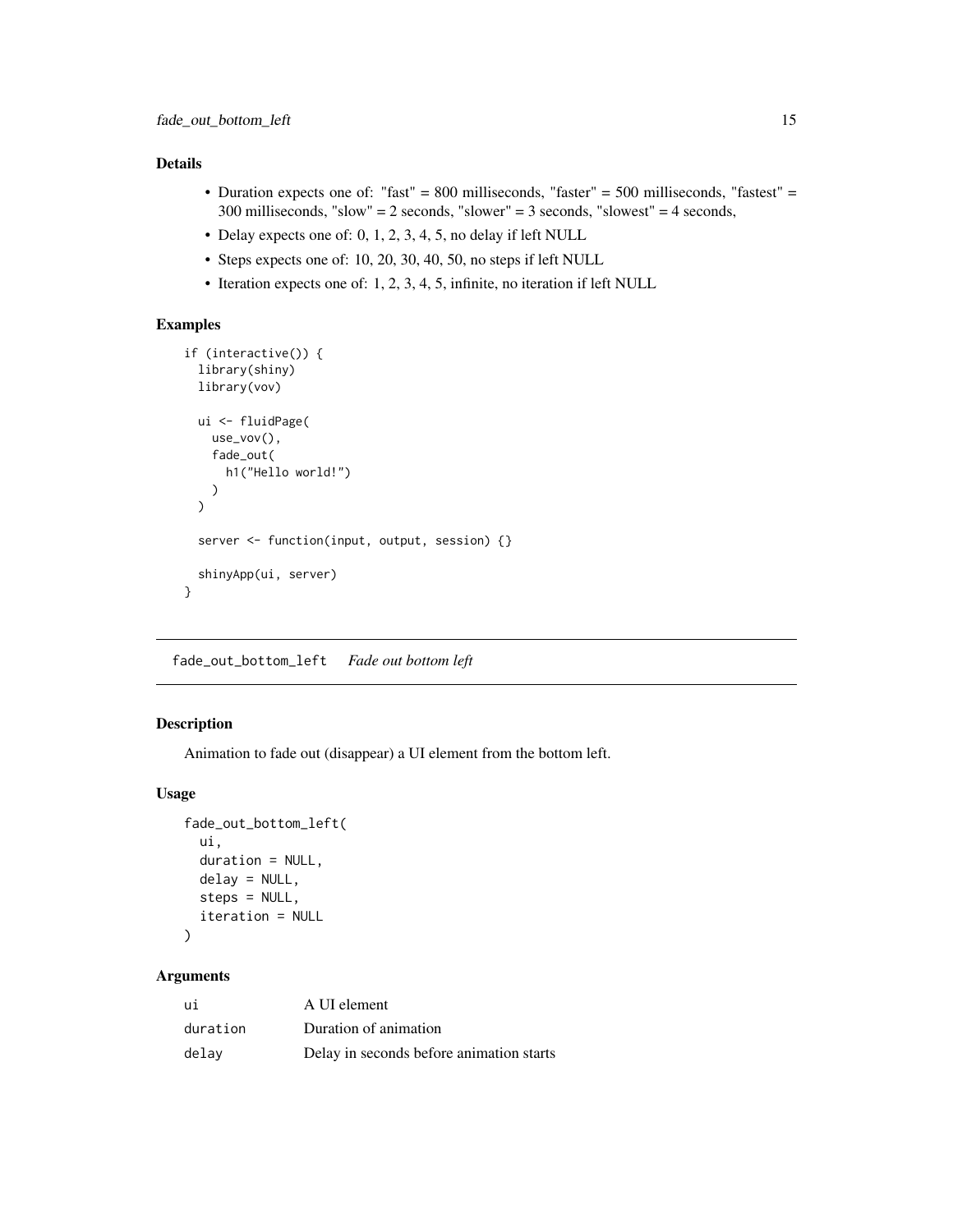### Details

- Duration expects one of: "fast" = 800 milliseconds, "faster" = 500 milliseconds, "fastest" = 300 milliseconds, "slow" = 2 seconds, "slower" = 3 seconds, "slowest" = 4 seconds,
- Delay expects one of: 0, 1, 2, 3, 4, 5, no delay if left NULL
- Steps expects one of: 10, 20, 30, 40, 50, no steps if left NULL
- Iteration expects one of: 1, 2, 3, 4, 5, infinite, no iteration if left NULL

### Examples

```
if (interactive()) {
  library(shiny)
  library(vov)

  ui <- fluidPage(
    use_vov(),
    fade_out(
      h1("Hello world!")
    )
  )

  server <- function(input, output, session) {}

  shinyApp(ui, server)
}
```

---

## fade_out_bottom_left    *Fade out bottom left*

### Description

Animation to fade out (disappear) a UI element from the bottom left.

### Usage

```
fade_out_bottom_left(
  ui,
  duration = NULL,
  delay = NULL,
  steps = NULL,
  iteration = NULL
)
```

### Arguments

| | |
|---|---|
| ui | A UI element |
| duration | Duration of animation |
| delay | Delay in seconds before animation starts |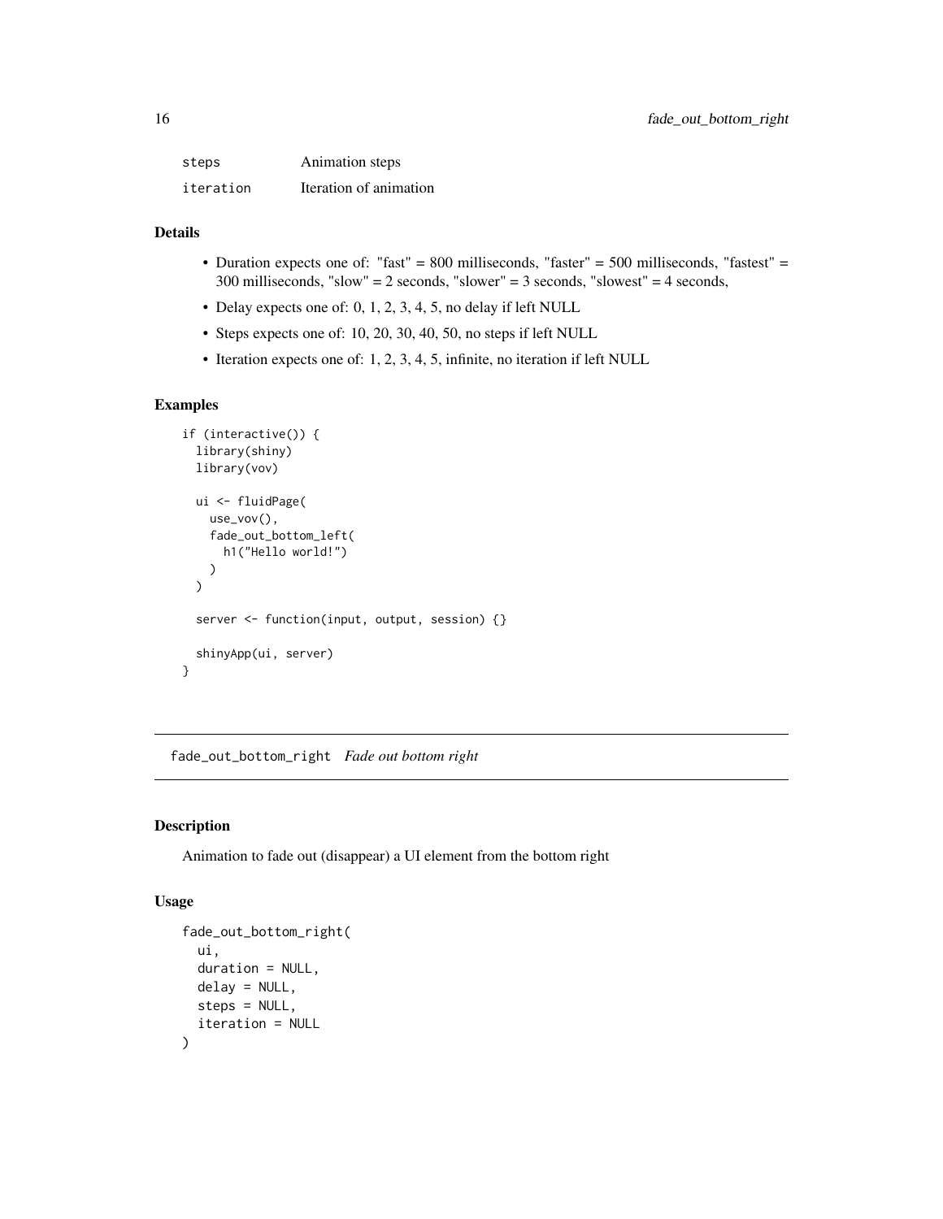| | |
|---|---|
| steps | Animation steps |
| iteration | Iteration of animation |

## Details

- Duration expects one of: "fast" = 800 milliseconds, "faster" = 500 milliseconds, "fastest" = 300 milliseconds, "slow" = 2 seconds, "slower" = 3 seconds, "slowest" = 4 seconds,
- Delay expects one of: 0, 1, 2, 3, 4, 5, no delay if left NULL
- Steps expects one of: 10, 20, 30, 40, 50, no steps if left NULL
- Iteration expects one of: 1, 2, 3, 4, 5, infinite, no iteration if left NULL

## Examples

```
if (interactive()) {
  library(shiny)
  library(vov)

  ui <- fluidPage(
    use_vov(),
    fade_out_bottom_left(
      h1("Hello world!")
    )
  )

  server <- function(input, output, session) {}

  shinyApp(ui, server)
}
```

---

# fade_out_bottom_right *Fade out bottom right*

## Description

Animation to fade out (disappear) a UI element from the bottom right

## Usage

```
fade_out_bottom_right(
  ui,
  duration = NULL,
  delay = NULL,
  steps = NULL,
  iteration = NULL
)
```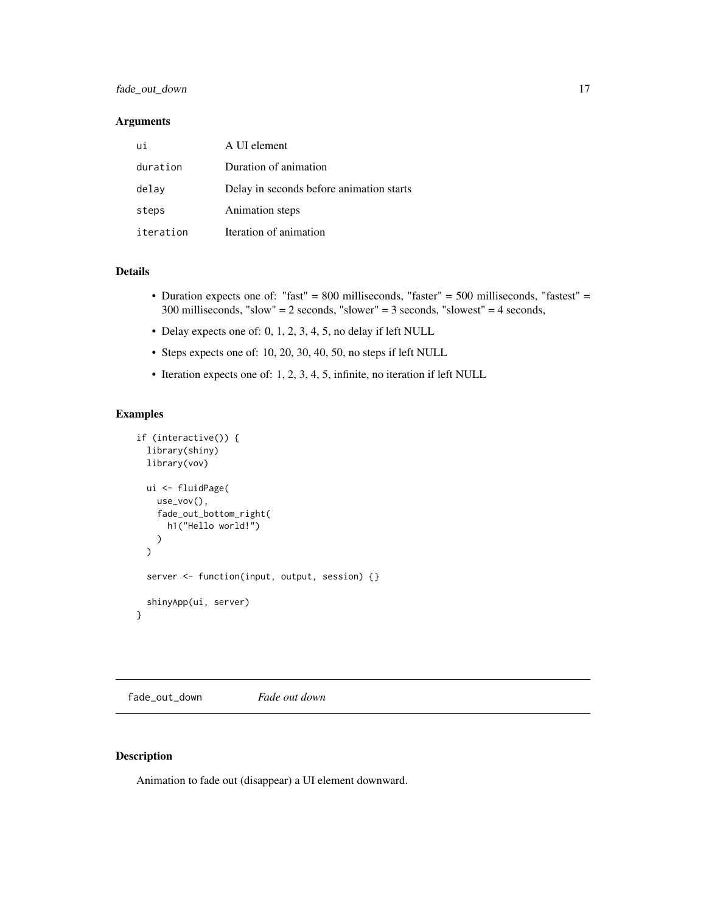## Arguments

| | |
|---|---|
| ui | A UI element |
| duration | Duration of animation |
| delay | Delay in seconds before animation starts |
| steps | Animation steps |
| iteration | Iteration of animation |

## Details

- Duration expects one of: "fast" = 800 milliseconds, "faster" = 500 milliseconds, "fastest" = 300 milliseconds, "slow" = 2 seconds, "slower" = 3 seconds, "slowest" = 4 seconds,
- Delay expects one of: 0, 1, 2, 3, 4, 5, no delay if left NULL
- Steps expects one of: 10, 20, 30, 40, 50, no steps if left NULL
- Iteration expects one of: 1, 2, 3, 4, 5, infinite, no iteration if left NULL

## Examples

```
if (interactive()) {
  library(shiny)
  library(vov)

  ui <- fluidPage(
    use_vov(),
    fade_out_bottom_right(
      h1("Hello world!")
    )
  )

  server <- function(input, output, session) {}

  shinyApp(ui, server)
}
```

---

# fade_out_down *Fade out down*

## Description

Animation to fade out (disappear) a UI element downward.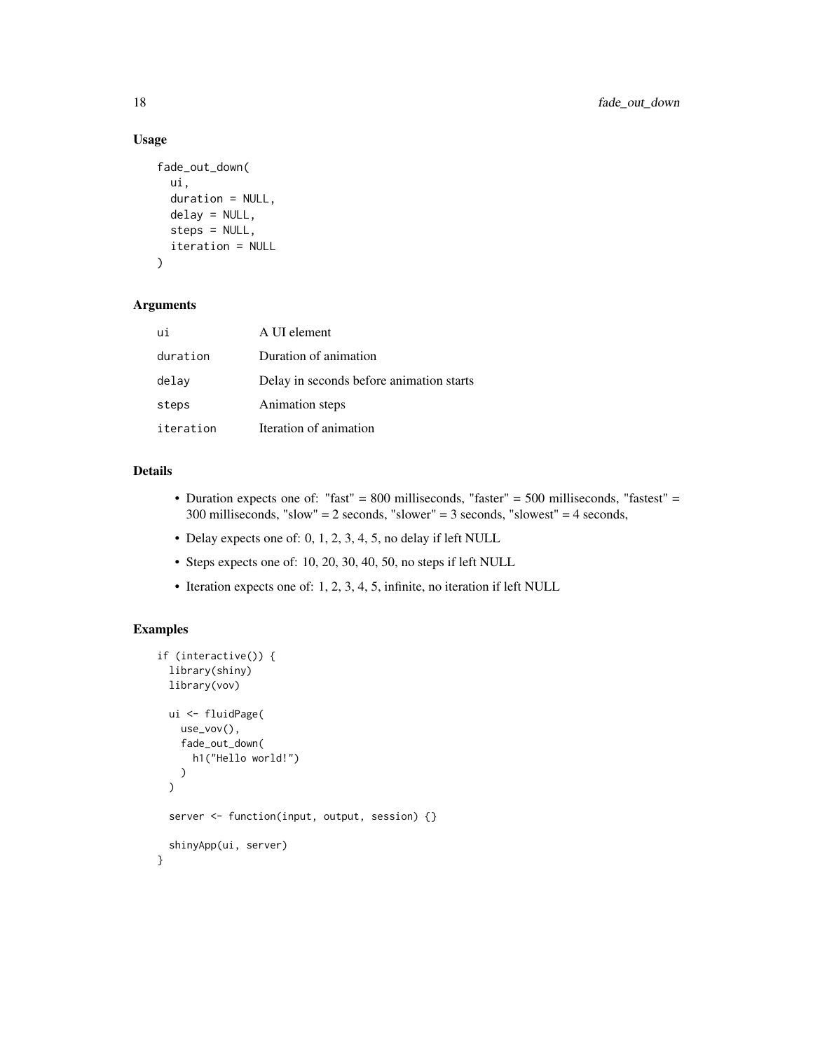### Usage

```
fade_out_down(
  ui,
  duration = NULL,
  delay = NULL,
  steps = NULL,
  iteration = NULL
)
```

### Arguments

| | |
|---|---|
| `ui` | A UI element |
| `duration` | Duration of animation |
| `delay` | Delay in seconds before animation starts |
| `steps` | Animation steps |
| `iteration` | Iteration of animation |

### Details

- Duration expects one of: "fast" = 800 milliseconds, "faster" = 500 milliseconds, "fastest" = 300 milliseconds, "slow" = 2 seconds, "slower" = 3 seconds, "slowest" = 4 seconds,
- Delay expects one of: 0, 1, 2, 3, 4, 5, no delay if left NULL
- Steps expects one of: 10, 20, 30, 40, 50, no steps if left NULL
- Iteration expects one of: 1, 2, 3, 4, 5, infinite, no iteration if left NULL

### Examples

```
if (interactive()) {
  library(shiny)
  library(vov)

  ui <- fluidPage(
    use_vov(),
    fade_out_down(
      h1("Hello world!")
    )
  )

  server <- function(input, output, session) {}

  shinyApp(ui, server)
}
```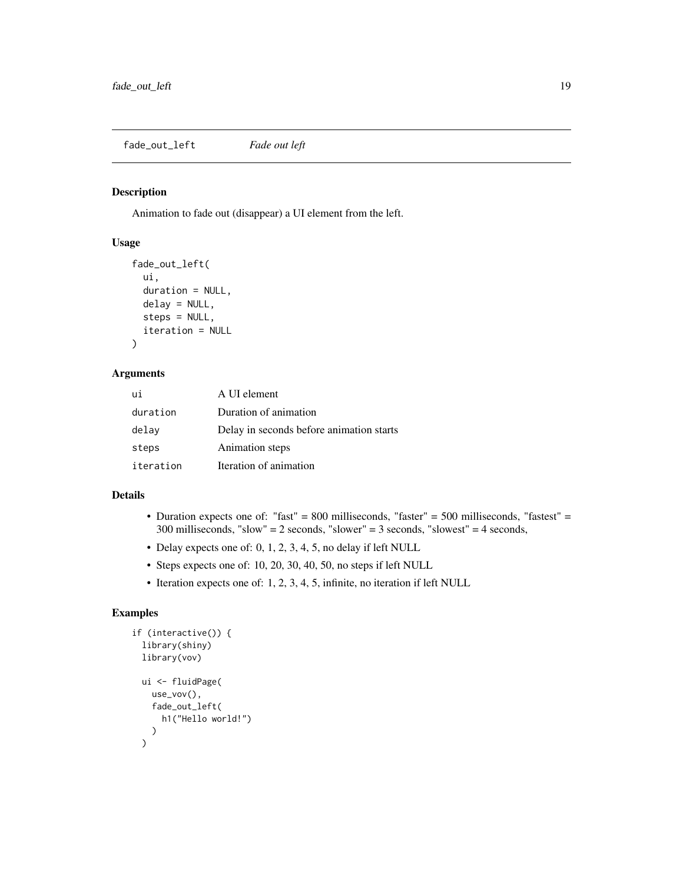## fade_out_left *Fade out left*

### Description

Animation to fade out (disappear) a UI element from the left.

### Usage

```
fade_out_left(
  ui,
  duration = NULL,
  delay = NULL,
  steps = NULL,
  iteration = NULL
)
```

### Arguments

| | |
|---|---|
| ui | A UI element |
| duration | Duration of animation |
| delay | Delay in seconds before animation starts |
| steps | Animation steps |
| iteration | Iteration of animation |

### Details

- Duration expects one of: "fast" = 800 milliseconds, "faster" = 500 milliseconds, "fastest" = 300 milliseconds, "slow" = 2 seconds, "slower" = 3 seconds, "slowest" = 4 seconds,
- Delay expects one of: 0, 1, 2, 3, 4, 5, no delay if left NULL
- Steps expects one of: 10, 20, 30, 40, 50, no steps if left NULL
- Iteration expects one of: 1, 2, 3, 4, 5, infinite, no iteration if left NULL

### Examples

```
if (interactive()) {
  library(shiny)
  library(vov)

  ui <- fluidPage(
    use_vov(),
    fade_out_left(
      h1("Hello world!")
    )
  )
```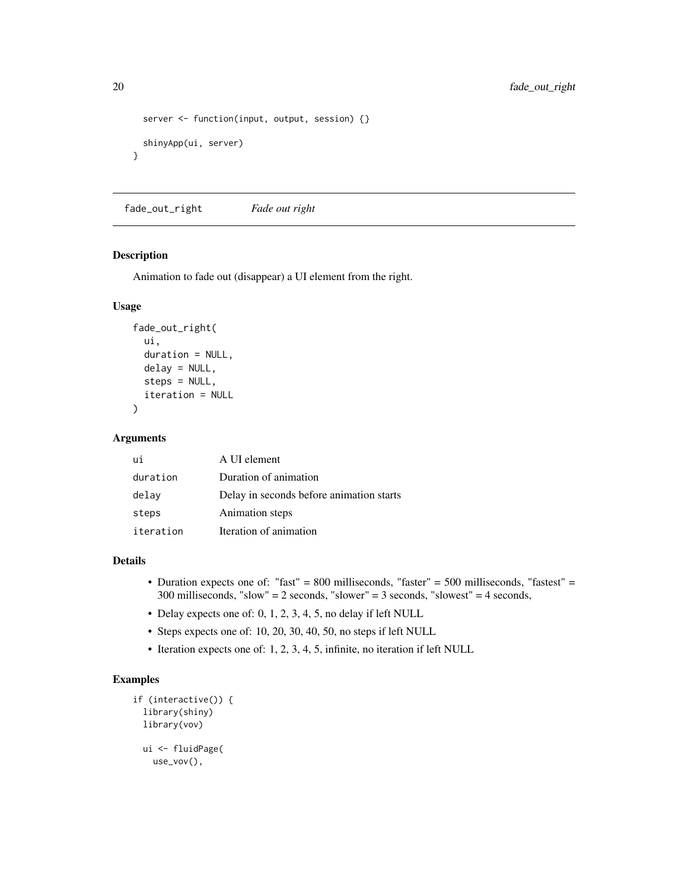```
  server <- function(input, output, session) {}

  shinyApp(ui, server)
}
```

## fade_out_right *Fade out right*

### Description

Animation to fade out (disappear) a UI element from the right.

### Usage

```
fade_out_right(
  ui,
  duration = NULL,
  delay = NULL,
  steps = NULL,
  iteration = NULL
)
```

### Arguments

| | |
|---|---|
| `ui` | A UI element |
| `duration` | Duration of animation |
| `delay` | Delay in seconds before animation starts |
| `steps` | Animation steps |
| `iteration` | Iteration of animation |

### Details

- Duration expects one of: "fast" = 800 milliseconds, "faster" = 500 milliseconds, "fastest" = 300 milliseconds, "slow" = 2 seconds, "slower" = 3 seconds, "slowest" = 4 seconds,
- Delay expects one of: 0, 1, 2, 3, 4, 5, no delay if left NULL
- Steps expects one of: 10, 20, 30, 40, 50, no steps if left NULL
- Iteration expects one of: 1, 2, 3, 4, 5, infinite, no iteration if left NULL

### Examples

```
if (interactive()) {
  library(shiny)
  library(vov)

  ui <- fluidPage(
    use_vov(),
```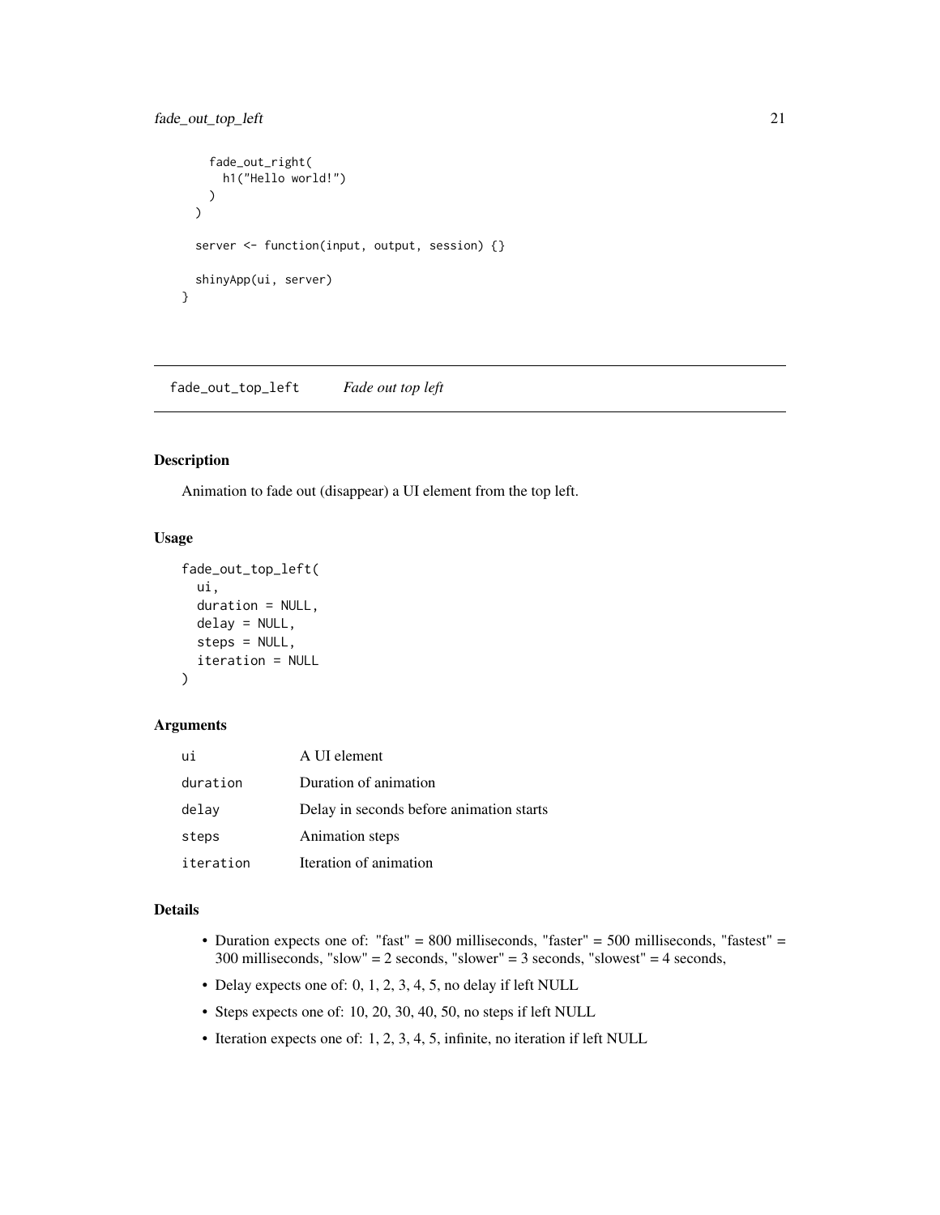```
    fade_out_right(
      h1("Hello world!")
    )
  )

  server <- function(input, output, session) {}

  shinyApp(ui, server)
}
```

---

## fade_out_top_left    *Fade out top left*

### Description

Animation to fade out (disappear) a UI element from the top left.

### Usage

```
fade_out_top_left(
  ui,
  duration = NULL,
  delay = NULL,
  steps = NULL,
  iteration = NULL
)
```

### Arguments

| | |
|---|---|
| `ui` | A UI element |
| `duration` | Duration of animation |
| `delay` | Delay in seconds before animation starts |
| `steps` | Animation steps |
| `iteration` | Iteration of animation |

### Details

- Duration expects one of: "fast" = 800 milliseconds, "faster" = 500 milliseconds, "fastest" = 300 milliseconds, "slow" = 2 seconds, "slower" = 3 seconds, "slowest" = 4 seconds,
- Delay expects one of: 0, 1, 2, 3, 4, 5, no delay if left NULL
- Steps expects one of: 10, 20, 30, 40, 50, no steps if left NULL
- Iteration expects one of: 1, 2, 3, 4, 5, infinite, no iteration if left NULL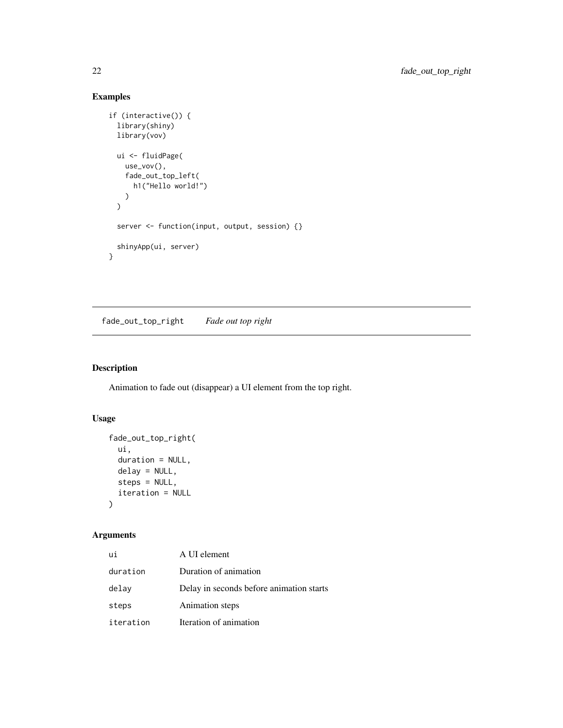## Examples

```
if (interactive()) {
  library(shiny)
  library(vov)

  ui <- fluidPage(
    use_vov(),
    fade_out_top_left(
      h1("Hello world!")
    )
  )

  server <- function(input, output, session) {}

  shinyApp(ui, server)
}
```

---

# fade_out_top_right    *Fade out top right*

---

## Description

Animation to fade out (disappear) a UI element from the top right.

## Usage

```
fade_out_top_right(
  ui,
  duration = NULL,
  delay = NULL,
  steps = NULL,
  iteration = NULL
)
```

## Arguments

| | |
|---|---|
| `ui` | A UI element |
| `duration` | Duration of animation |
| `delay` | Delay in seconds before animation starts |
| `steps` | Animation steps |
| `iteration` | Iteration of animation |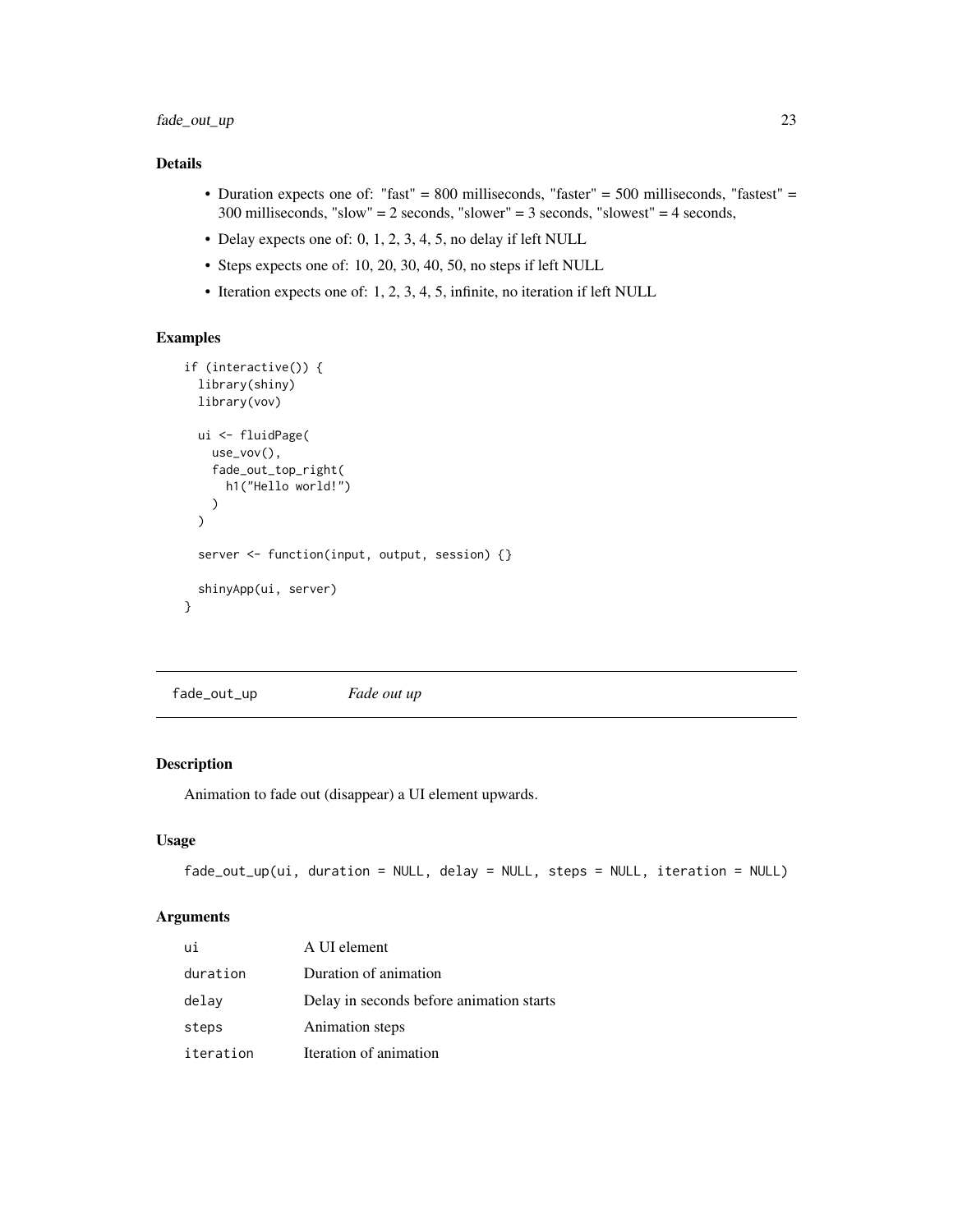## Details

- Duration expects one of: "fast" = 800 milliseconds, "faster" = 500 milliseconds, "fastest" = 300 milliseconds, "slow" = 2 seconds, "slower" = 3 seconds, "slowest" = 4 seconds,
- Delay expects one of: 0, 1, 2, 3, 4, 5, no delay if left NULL
- Steps expects one of: 10, 20, 30, 40, 50, no steps if left NULL
- Iteration expects one of: 1, 2, 3, 4, 5, infinite, no iteration if left NULL

## Examples

```
if (interactive()) {
  library(shiny)
  library(vov)

  ui <- fluidPage(
    use_vov(),
    fade_out_top_right(
      h1("Hello world!")
    )
  )

  server <- function(input, output, session) {}

  shinyApp(ui, server)
}
```

---

# fade_out_up    *Fade out up*

## Description

Animation to fade out (disappear) a UI element upwards.

## Usage

```
fade_out_up(ui, duration = NULL, delay = NULL, steps = NULL, iteration = NULL)
```

## Arguments

| | |
|---|---|
| ui | A UI element |
| duration | Duration of animation |
| delay | Delay in seconds before animation starts |
| steps | Animation steps |
| iteration | Iteration of animation |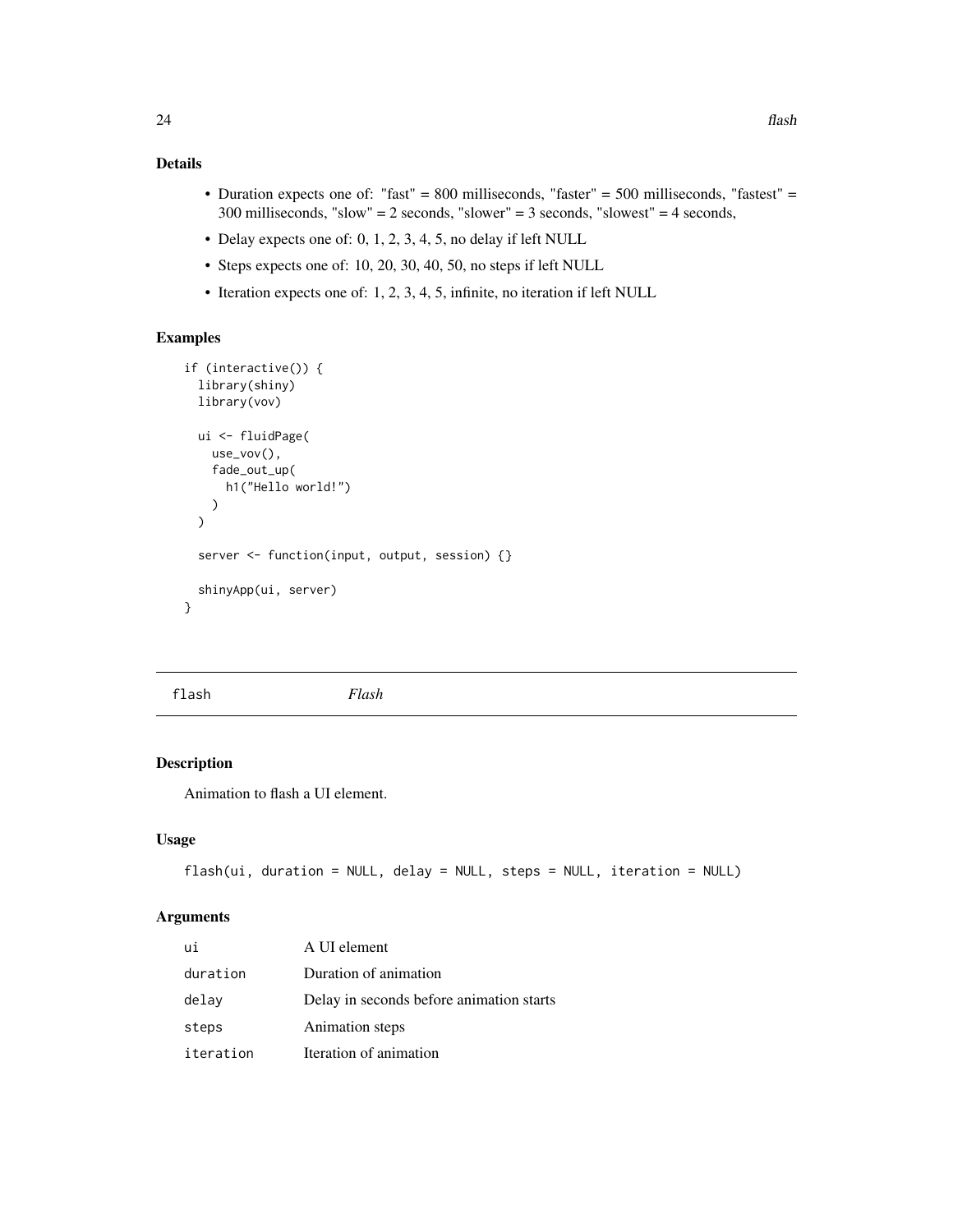## Details

- Duration expects one of: "fast" = 800 milliseconds, "faster" = 500 milliseconds, "fastest" = 300 milliseconds, "slow" = 2 seconds, "slower" = 3 seconds, "slowest" = 4 seconds,
- Delay expects one of: 0, 1, 2, 3, 4, 5, no delay if left NULL
- Steps expects one of: 10, 20, 30, 40, 50, no steps if left NULL
- Iteration expects one of: 1, 2, 3, 4, 5, infinite, no iteration if left NULL

## Examples

```
if (interactive()) {
  library(shiny)
  library(vov)

  ui <- fluidPage(
    use_vov(),
    fade_out_up(
      h1("Hello world!")
    )
  )

  server <- function(input, output, session) {}

  shinyApp(ui, server)
}
```

---

# flash &nbsp;&nbsp;&nbsp;&nbsp; *Flash*

---

## Description

Animation to flash a UI element.

## Usage

```
flash(ui, duration = NULL, delay = NULL, steps = NULL, iteration = NULL)
```

## Arguments

| | |
|---|---|
| ui | A UI element |
| duration | Duration of animation |
| delay | Delay in seconds before animation starts |
| steps | Animation steps |
| iteration | Iteration of animation |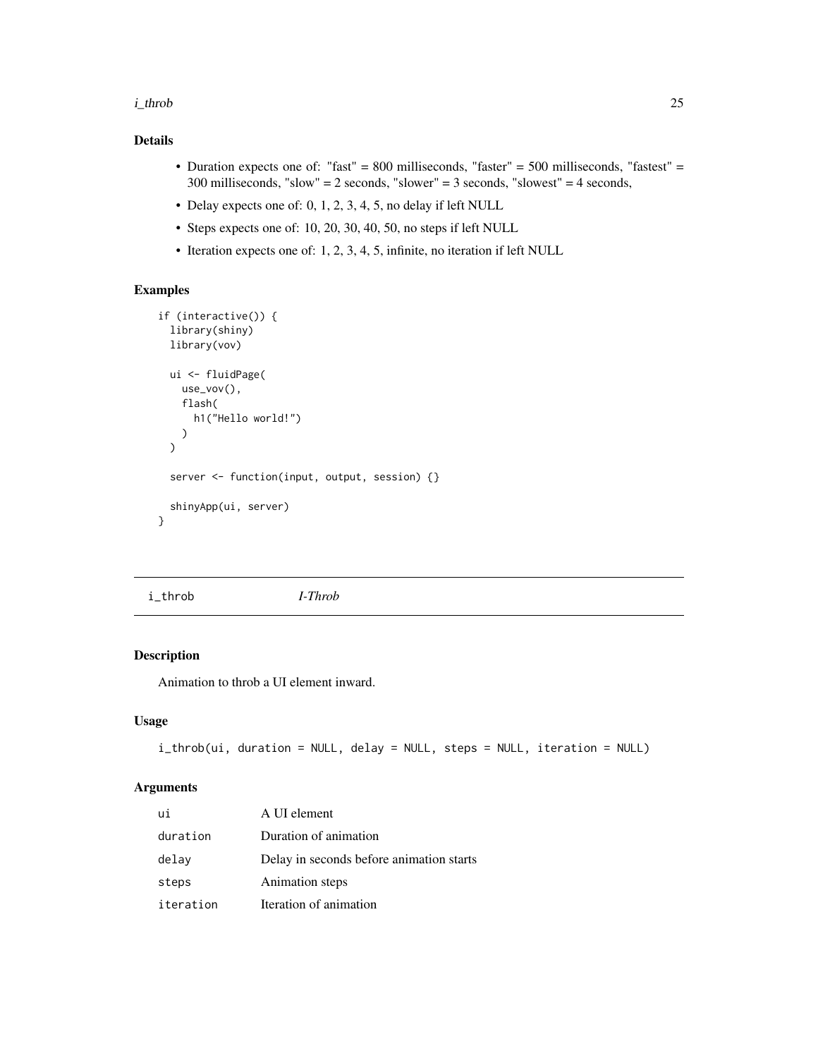## Details

- Duration expects one of: "fast" = 800 milliseconds, "faster" = 500 milliseconds, "fastest" = 300 milliseconds, "slow" = 2 seconds, "slower" = 3 seconds, "slowest" = 4 seconds,
- Delay expects one of: 0, 1, 2, 3, 4, 5, no delay if left NULL
- Steps expects one of: 10, 20, 30, 40, 50, no steps if left NULL
- Iteration expects one of: 1, 2, 3, 4, 5, infinite, no iteration if left NULL

## Examples

```
if (interactive()) {
  library(shiny)
  library(vov)

  ui <- fluidPage(
    use_vov(),
    flash(
      h1("Hello world!")
    )
  )

  server <- function(input, output, session) {}

  shinyApp(ui, server)
}
```

---

# i_throb    *I-Throb*

## Description

Animation to throb a UI element inward.

## Usage

```
i_throb(ui, duration = NULL, delay = NULL, steps = NULL, iteration = NULL)
```

## Arguments

| | |
|---|---|
| ui | A UI element |
| duration | Duration of animation |
| delay | Delay in seconds before animation starts |
| steps | Animation steps |
| iteration | Iteration of animation |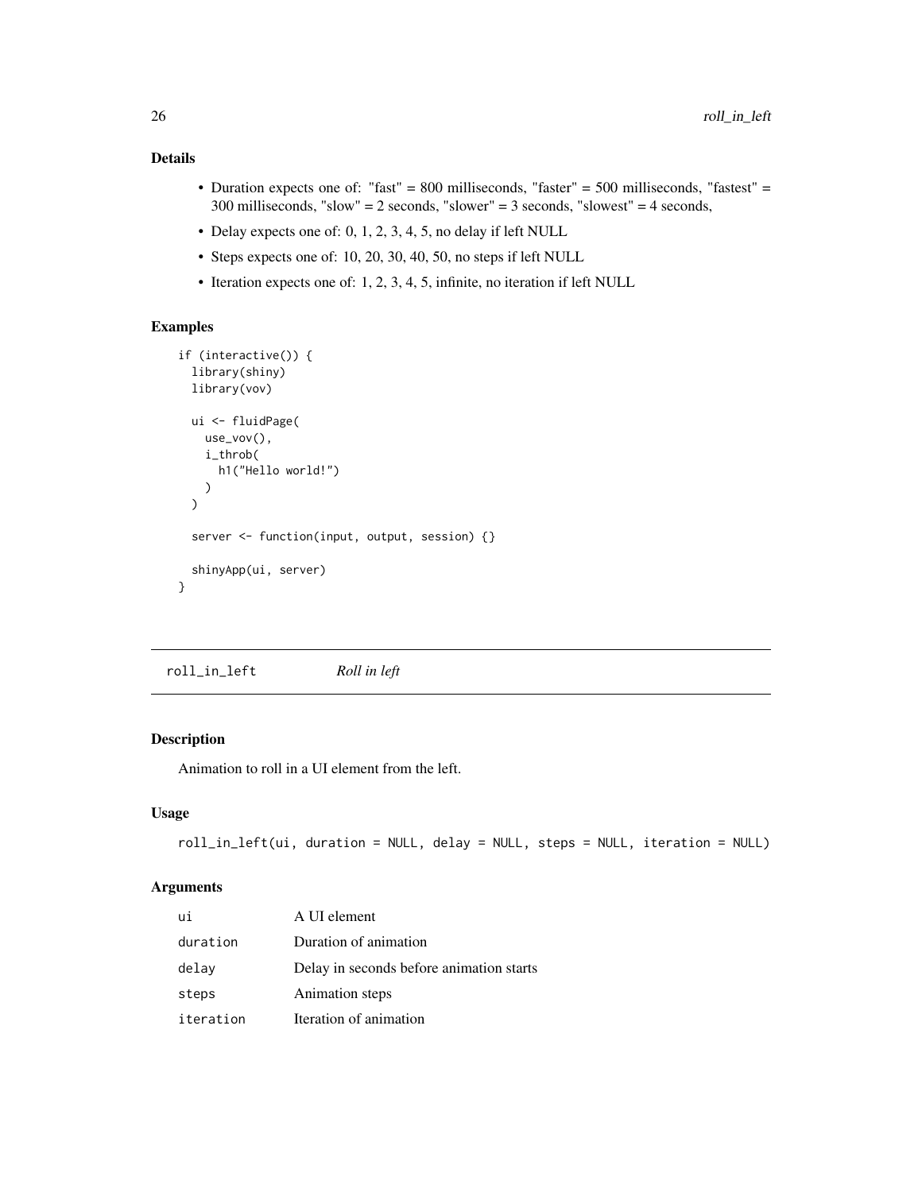## Details

- Duration expects one of: "fast" = 800 milliseconds, "faster" = 500 milliseconds, "fastest" = 300 milliseconds, "slow" = 2 seconds, "slower" = 3 seconds, "slowest" = 4 seconds,
- Delay expects one of: 0, 1, 2, 3, 4, 5, no delay if left NULL
- Steps expects one of: 10, 20, 30, 40, 50, no steps if left NULL
- Iteration expects one of: 1, 2, 3, 4, 5, infinite, no iteration if left NULL

## Examples

```
if (interactive()) {
  library(shiny)
  library(vov)

  ui <- fluidPage(
    use_vov(),
    i_throb(
      h1("Hello world!")
    )
  )

  server <- function(input, output, session) {}

  shinyApp(ui, server)
}
```

---

# roll_in_left *Roll in left*

## Description

Animation to roll in a UI element from the left.

## Usage

```
roll_in_left(ui, duration = NULL, delay = NULL, steps = NULL, iteration = NULL)
```

## Arguments

| | |
|---|---|
| ui | A UI element |
| duration | Duration of animation |
| delay | Delay in seconds before animation starts |
| steps | Animation steps |
| iteration | Iteration of animation |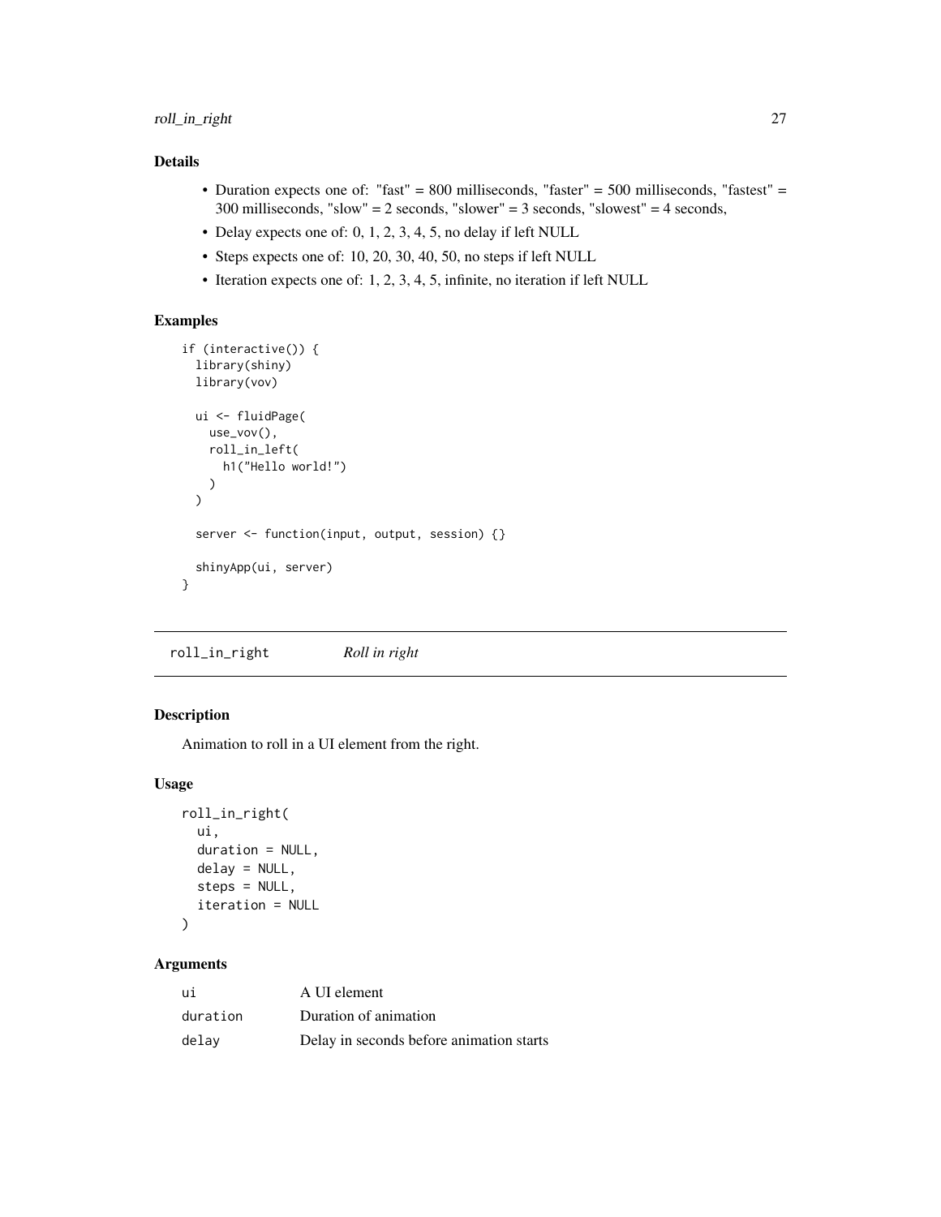## Details

- Duration expects one of: "fast" = 800 milliseconds, "faster" = 500 milliseconds, "fastest" = 300 milliseconds, "slow" = 2 seconds, "slower" = 3 seconds, "slowest" = 4 seconds,
- Delay expects one of: 0, 1, 2, 3, 4, 5, no delay if left NULL
- Steps expects one of: 10, 20, 30, 40, 50, no steps if left NULL
- Iteration expects one of: 1, 2, 3, 4, 5, infinite, no iteration if left NULL

## Examples

```
if (interactive()) {
  library(shiny)
  library(vov)

  ui <- fluidPage(
    use_vov(),
    roll_in_left(
      h1("Hello world!")
    )
  )

  server <- function(input, output, session) {}

  shinyApp(ui, server)
}
```

---

# roll_in_right    *Roll in right*

## Description

Animation to roll in a UI element from the right.

## Usage

```
roll_in_right(
  ui,
  duration = NULL,
  delay = NULL,
  steps = NULL,
  iteration = NULL
)
```

## Arguments

| | |
|---|---|
| ui | A UI element |
| duration | Duration of animation |
| delay | Delay in seconds before animation starts |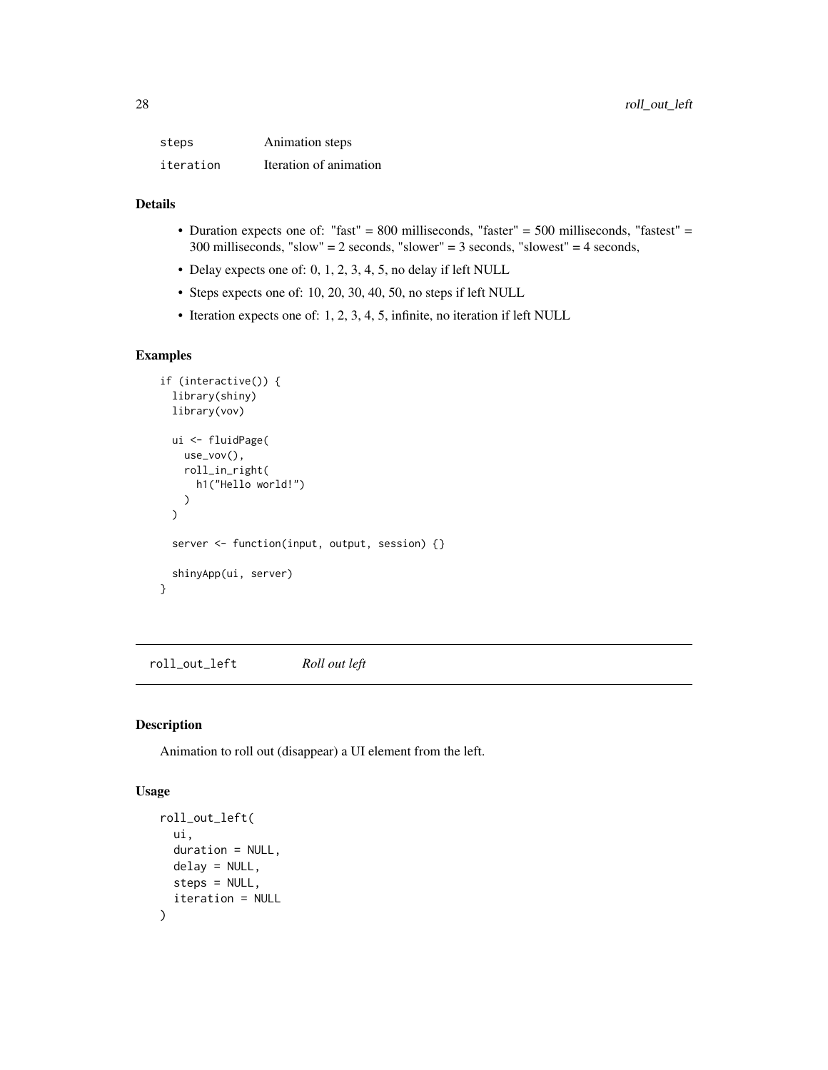| | |
|---|---|
| `steps` | Animation steps |
| `iteration` | Iteration of animation |

### Details

- Duration expects one of: "fast" = 800 milliseconds, "faster" = 500 milliseconds, "fastest" = 300 milliseconds, "slow" = 2 seconds, "slower" = 3 seconds, "slowest" = 4 seconds,
- Delay expects one of: 0, 1, 2, 3, 4, 5, no delay if left NULL
- Steps expects one of: 10, 20, 30, 40, 50, no steps if left NULL
- Iteration expects one of: 1, 2, 3, 4, 5, infinite, no iteration if left NULL

### Examples

```
if (interactive()) {
  library(shiny)
  library(vov)

  ui <- fluidPage(
    use_vov(),
    roll_in_right(
      h1("Hello world!")
    )
  )

  server <- function(input, output, session) {}

  shinyApp(ui, server)
}
```

## roll_out_left *Roll out left*

### Description

Animation to roll out (disappear) a UI element from the left.

### Usage

```
roll_out_left(
  ui,
  duration = NULL,
  delay = NULL,
  steps = NULL,
  iteration = NULL
)
```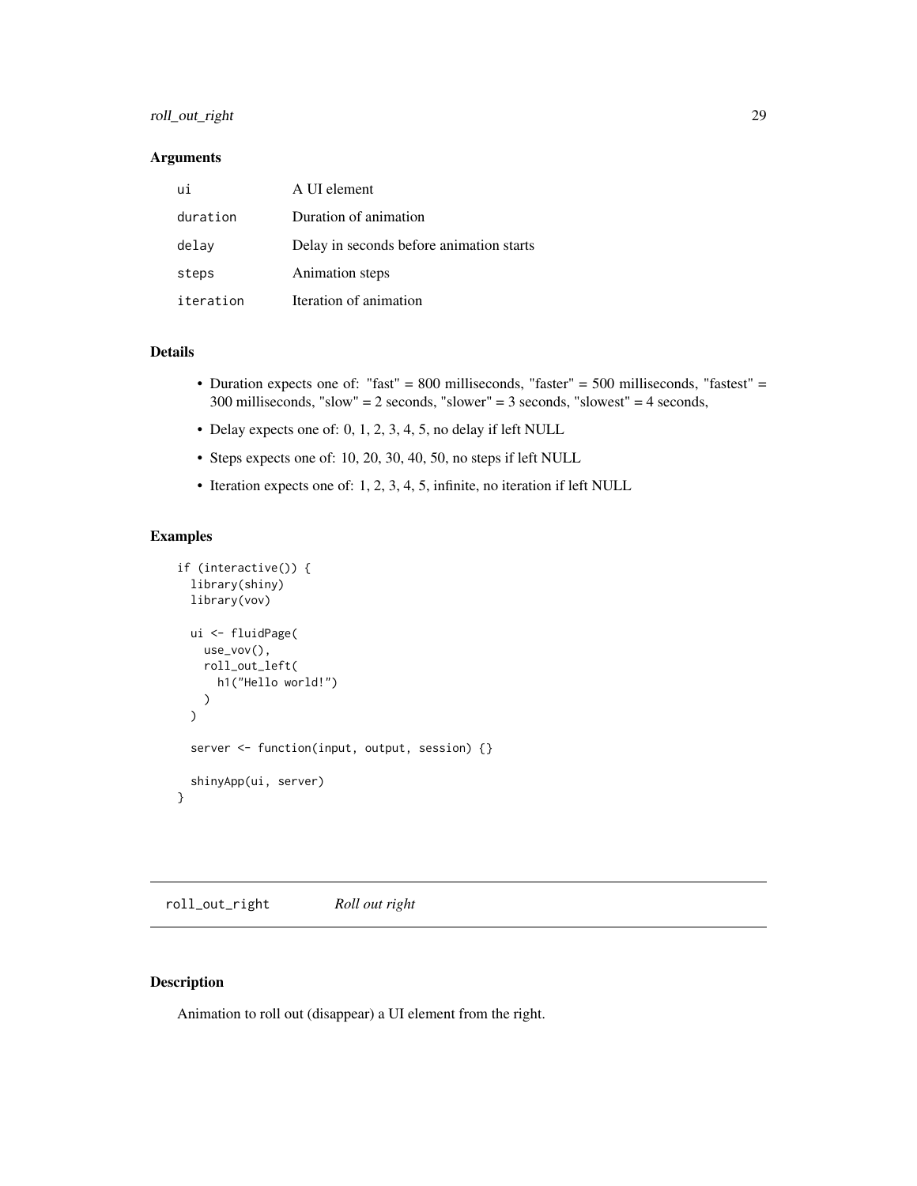### Arguments

| | |
|---|---|
| `ui` | A UI element |
| `duration` | Duration of animation |
| `delay` | Delay in seconds before animation starts |
| `steps` | Animation steps |
| `iteration` | Iteration of animation |

### Details

- Duration expects one of: "fast" = 800 milliseconds, "faster" = 500 milliseconds, "fastest" = 300 milliseconds, "slow" = 2 seconds, "slower" = 3 seconds, "slowest" = 4 seconds,
- Delay expects one of: 0, 1, 2, 3, 4, 5, no delay if left NULL
- Steps expects one of: 10, 20, 30, 40, 50, no steps if left NULL
- Iteration expects one of: 1, 2, 3, 4, 5, infinite, no iteration if left NULL

### Examples

```
if (interactive()) {
  library(shiny)
  library(vov)

  ui <- fluidPage(
    use_vov(),
    roll_out_left(
      h1("Hello world!")
    )
  )

  server <- function(input, output, session) {}

  shinyApp(ui, server)
}
```

---

## `roll_out_right` *Roll out right*

---

### Description

Animation to roll out (disappear) a UI element from the right.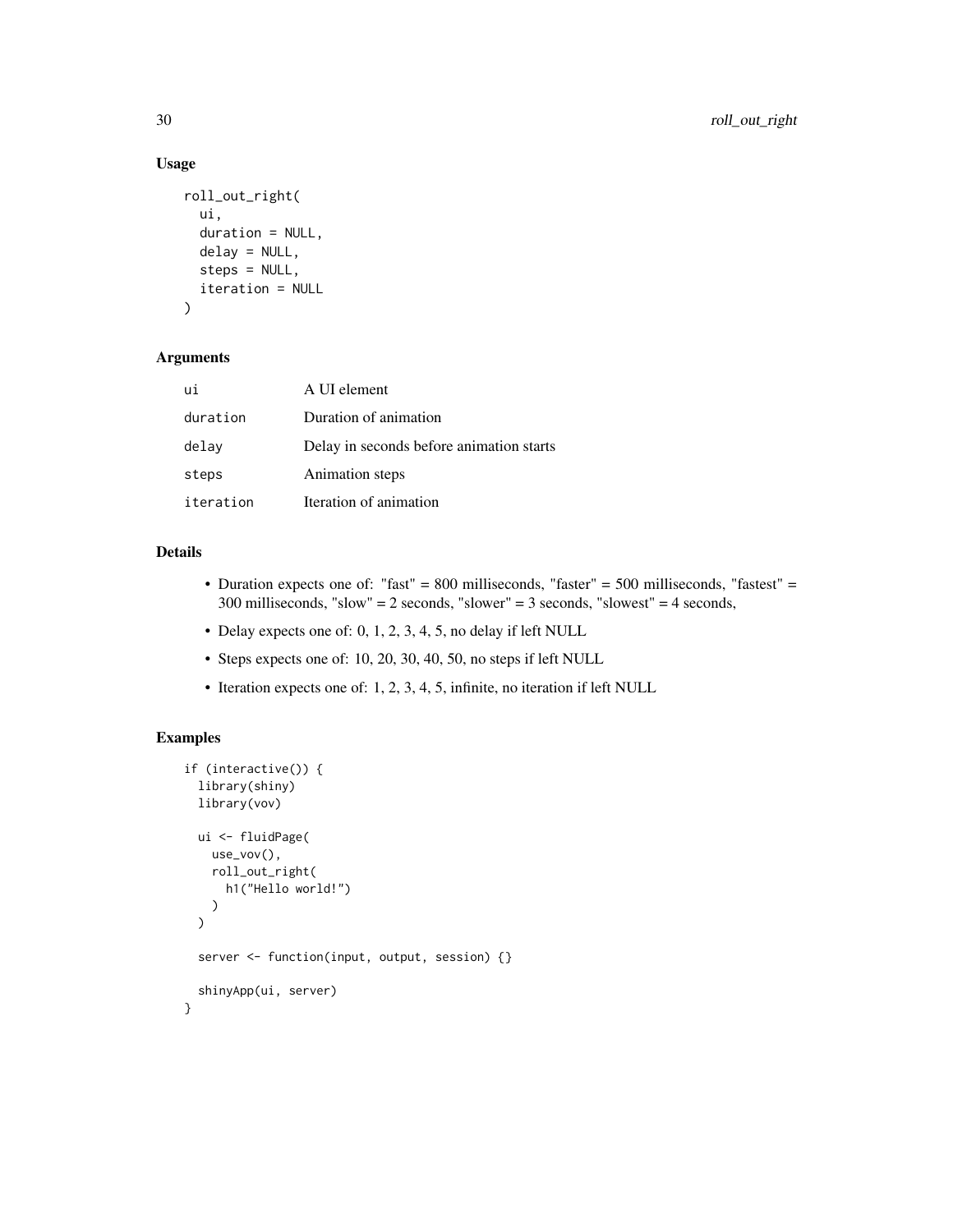### Usage

```
roll_out_right(
  ui,
  duration = NULL,
  delay = NULL,
  steps = NULL,
  iteration = NULL
)
```

### Arguments

| | |
|---|---|
| ui | A UI element |
| duration | Duration of animation |
| delay | Delay in seconds before animation starts |
| steps | Animation steps |
| iteration | Iteration of animation |

### Details

- Duration expects one of: "fast" = 800 milliseconds, "faster" = 500 milliseconds, "fastest" = 300 milliseconds, "slow" = 2 seconds, "slower" = 3 seconds, "slowest" = 4 seconds,
- Delay expects one of: 0, 1, 2, 3, 4, 5, no delay if left NULL
- Steps expects one of: 10, 20, 30, 40, 50, no steps if left NULL
- Iteration expects one of: 1, 2, 3, 4, 5, infinite, no iteration if left NULL

### Examples

```
if (interactive()) {
  library(shiny)
  library(vov)

  ui <- fluidPage(
    use_vov(),
    roll_out_right(
      h1("Hello world!")
    )
  )

  server <- function(input, output, session) {}

  shinyApp(ui, server)
}
```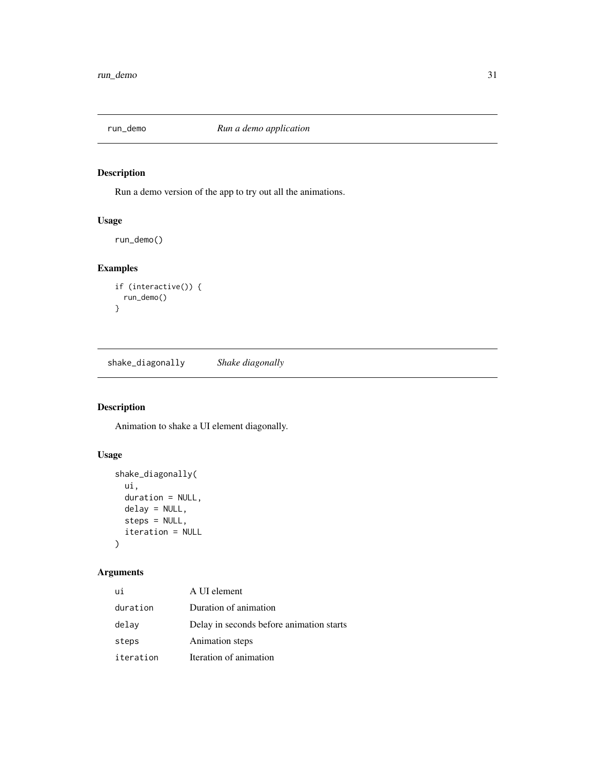## run_demo *Run a demo application*

### Description

Run a demo version of the app to try out all the animations.

### Usage

```
run_demo()
```

### Examples

```
if (interactive()) {
  run_demo()
}
```

## shake_diagonally *Shake diagonally*

### Description

Animation to shake a UI element diagonally.

### Usage

```
shake_diagonally(
  ui,
  duration = NULL,
  delay = NULL,
  steps = NULL,
  iteration = NULL
)
```

### Arguments

| | |
|---|---|
| ui | A UI element |
| duration | Duration of animation |
| delay | Delay in seconds before animation starts |
| steps | Animation steps |
| iteration | Iteration of animation |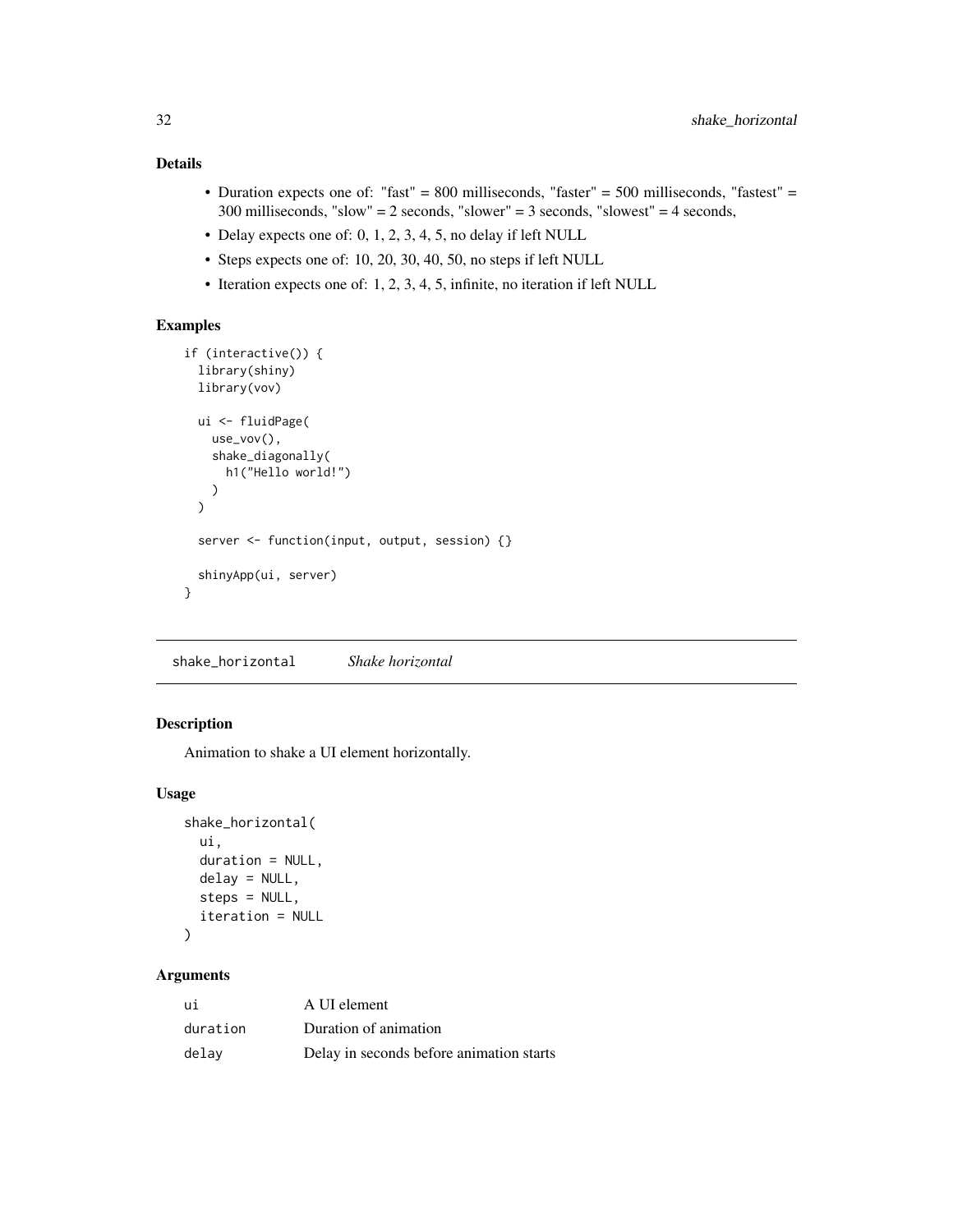### Details

- Duration expects one of: "fast" = 800 milliseconds, "faster" = 500 milliseconds, "fastest" = 300 milliseconds, "slow" = 2 seconds, "slower" = 3 seconds, "slowest" = 4 seconds,
- Delay expects one of: 0, 1, 2, 3, 4, 5, no delay if left NULL
- Steps expects one of: 10, 20, 30, 40, 50, no steps if left NULL
- Iteration expects one of: 1, 2, 3, 4, 5, infinite, no iteration if left NULL

### Examples

```
if (interactive()) {
  library(shiny)
  library(vov)

  ui <- fluidPage(
    use_vov(),
    shake_diagonally(
      h1("Hello world!")
    )
  )

  server <- function(input, output, session) {}

  shinyApp(ui, server)
}
```

---

## shake_horizontal    *Shake horizontal*

### Description

Animation to shake a UI element horizontally.

### Usage

```
shake_horizontal(
  ui,
  duration = NULL,
  delay = NULL,
  steps = NULL,
  iteration = NULL
)
```

### Arguments

| | |
|---|---|
| ui | A UI element |
| duration | Duration of animation |
| delay | Delay in seconds before animation starts |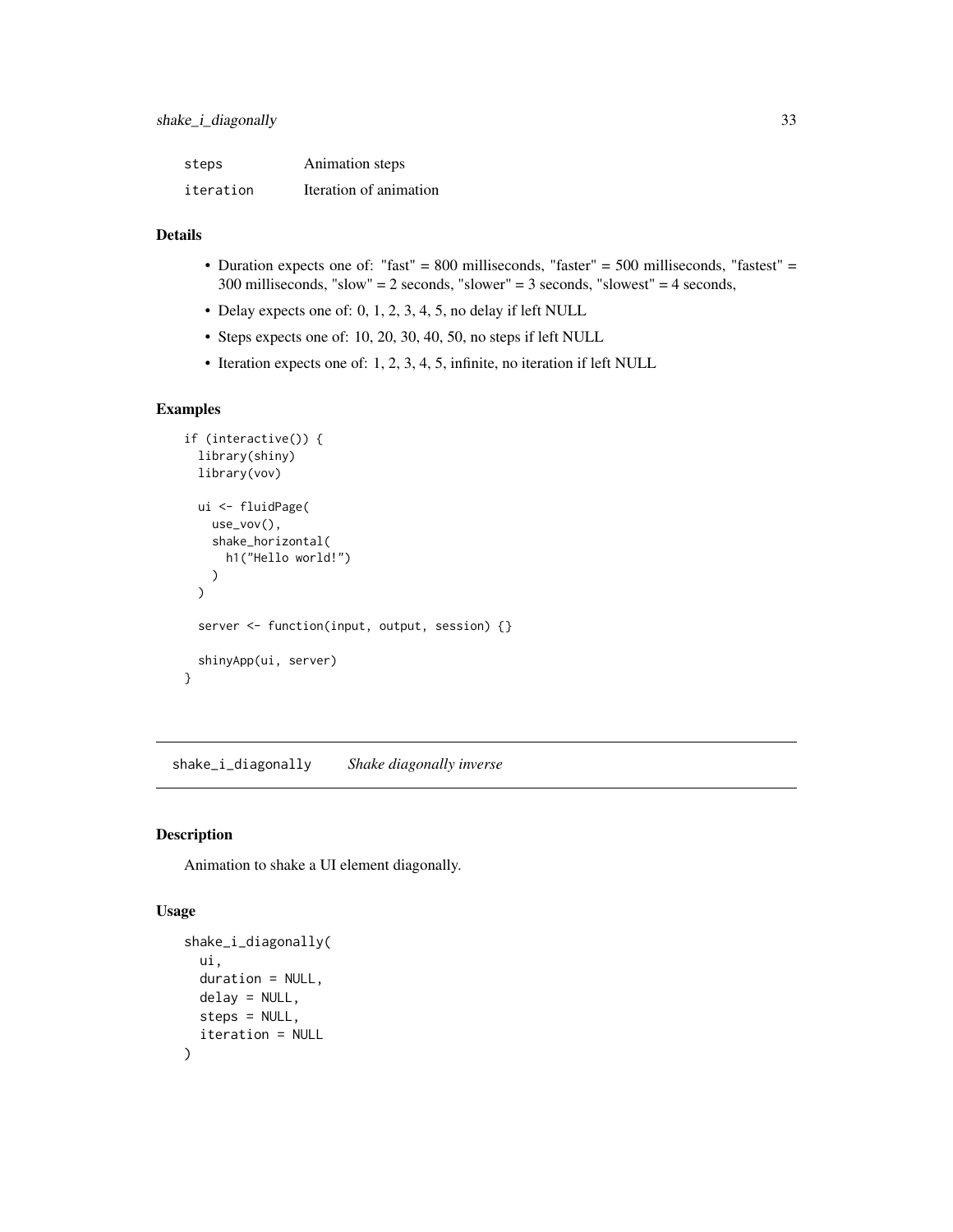| | |
|---|---|
| steps | Animation steps |
| iteration | Iteration of animation |

### Details

- Duration expects one of: "fast" = 800 milliseconds, "faster" = 500 milliseconds, "fastest" = 300 milliseconds, "slow" = 2 seconds, "slower" = 3 seconds, "slowest" = 4 seconds,
- Delay expects one of: 0, 1, 2, 3, 4, 5, no delay if left NULL
- Steps expects one of: 10, 20, 30, 40, 50, no steps if left NULL
- Iteration expects one of: 1, 2, 3, 4, 5, infinite, no iteration if left NULL

### Examples

```
if (interactive()) {
  library(shiny)
  library(vov)

  ui <- fluidPage(
    use_vov(),
    shake_horizontal(
      h1("Hello world!")
    )
  )

  server <- function(input, output, session) {}

  shinyApp(ui, server)
}
```

## shake_i_diagonally    *Shake diagonally inverse*

### Description

Animation to shake a UI element diagonally.

### Usage

```
shake_i_diagonally(
  ui,
  duration = NULL,
  delay = NULL,
  steps = NULL,
  iteration = NULL
)
```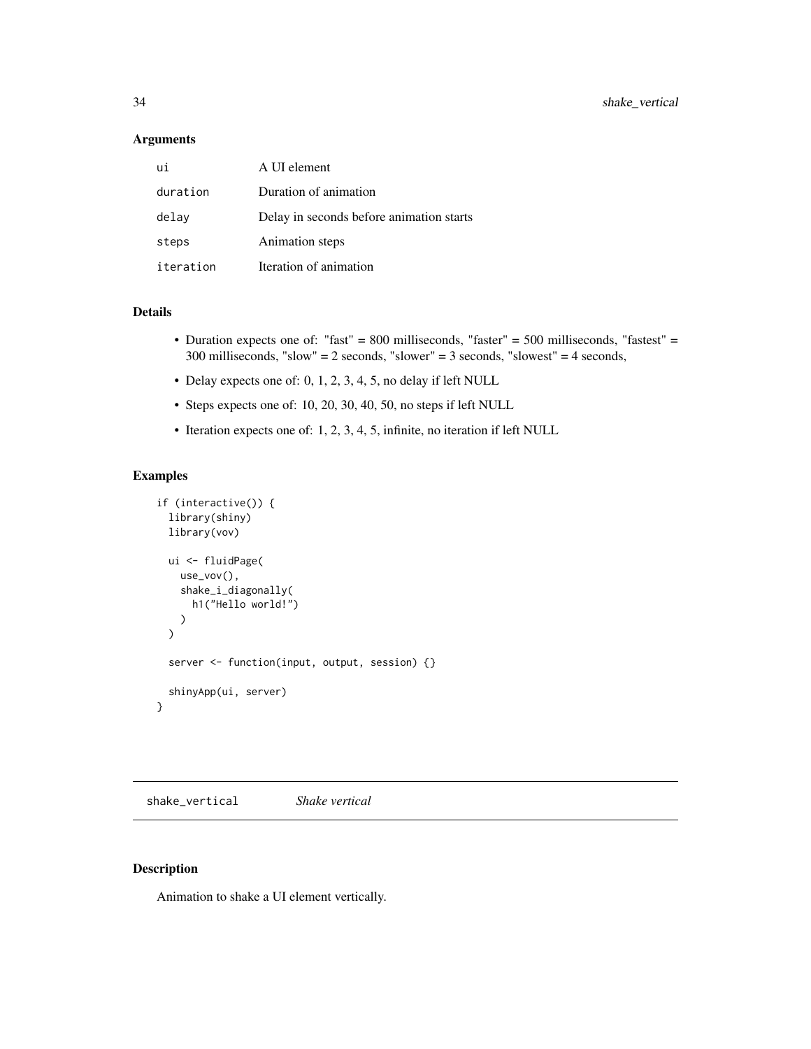### Arguments

| | |
|---|---|
| ui | A UI element |
| duration | Duration of animation |
| delay | Delay in seconds before animation starts |
| steps | Animation steps |
| iteration | Iteration of animation |

### Details

- Duration expects one of: "fast" = 800 milliseconds, "faster" = 500 milliseconds, "fastest" = 300 milliseconds, "slow" = 2 seconds, "slower" = 3 seconds, "slowest" = 4 seconds,
- Delay expects one of: 0, 1, 2, 3, 4, 5, no delay if left NULL
- Steps expects one of: 10, 20, 30, 40, 50, no steps if left NULL
- Iteration expects one of: 1, 2, 3, 4, 5, infinite, no iteration if left NULL

### Examples

```
if (interactive()) {
  library(shiny)
  library(vov)

  ui <- fluidPage(
    use_vov(),
    shake_i_diagonally(
      h1("Hello world!")
    )
  )

  server <- function(input, output, session) {}

  shinyApp(ui, server)
}
```

---

## shake_vertical    *Shake vertical*

---

### Description

Animation to shake a UI element vertically.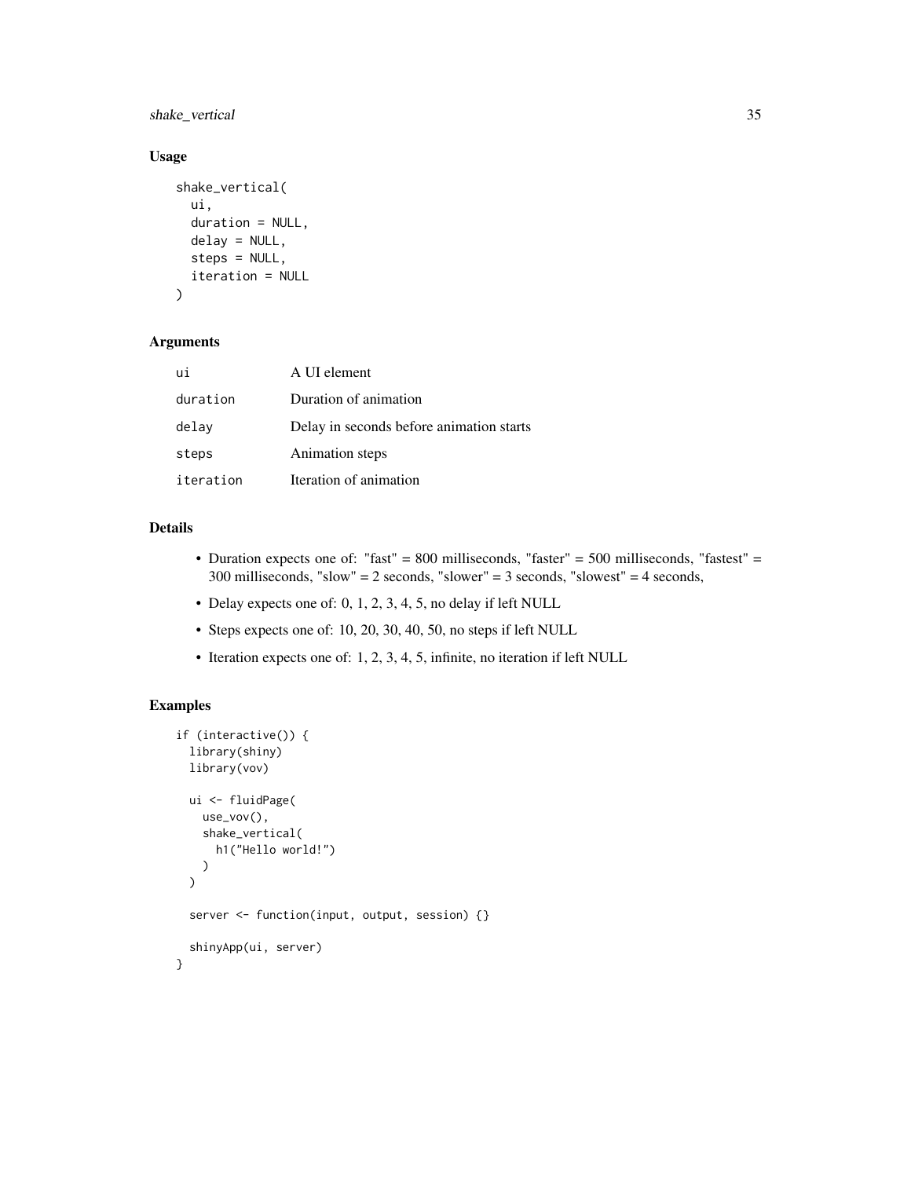## Usage

```
shake_vertical(
  ui,
  duration = NULL,
  delay = NULL,
  steps = NULL,
  iteration = NULL
)
```

## Arguments

| | |
|---|---|
| ui | A UI element |
| duration | Duration of animation |
| delay | Delay in seconds before animation starts |
| steps | Animation steps |
| iteration | Iteration of animation |

## Details

- Duration expects one of: "fast" = 800 milliseconds, "faster" = 500 milliseconds, "fastest" = 300 milliseconds, "slow" = 2 seconds, "slower" = 3 seconds, "slowest" = 4 seconds,
- Delay expects one of: 0, 1, 2, 3, 4, 5, no delay if left NULL
- Steps expects one of: 10, 20, 30, 40, 50, no steps if left NULL
- Iteration expects one of: 1, 2, 3, 4, 5, infinite, no iteration if left NULL

## Examples

```
if (interactive()) {
  library(shiny)
  library(vov)

  ui <- fluidPage(
    use_vov(),
    shake_vertical(
      h1("Hello world!")
    )
  )

  server <- function(input, output, session) {}

  shinyApp(ui, server)
}
```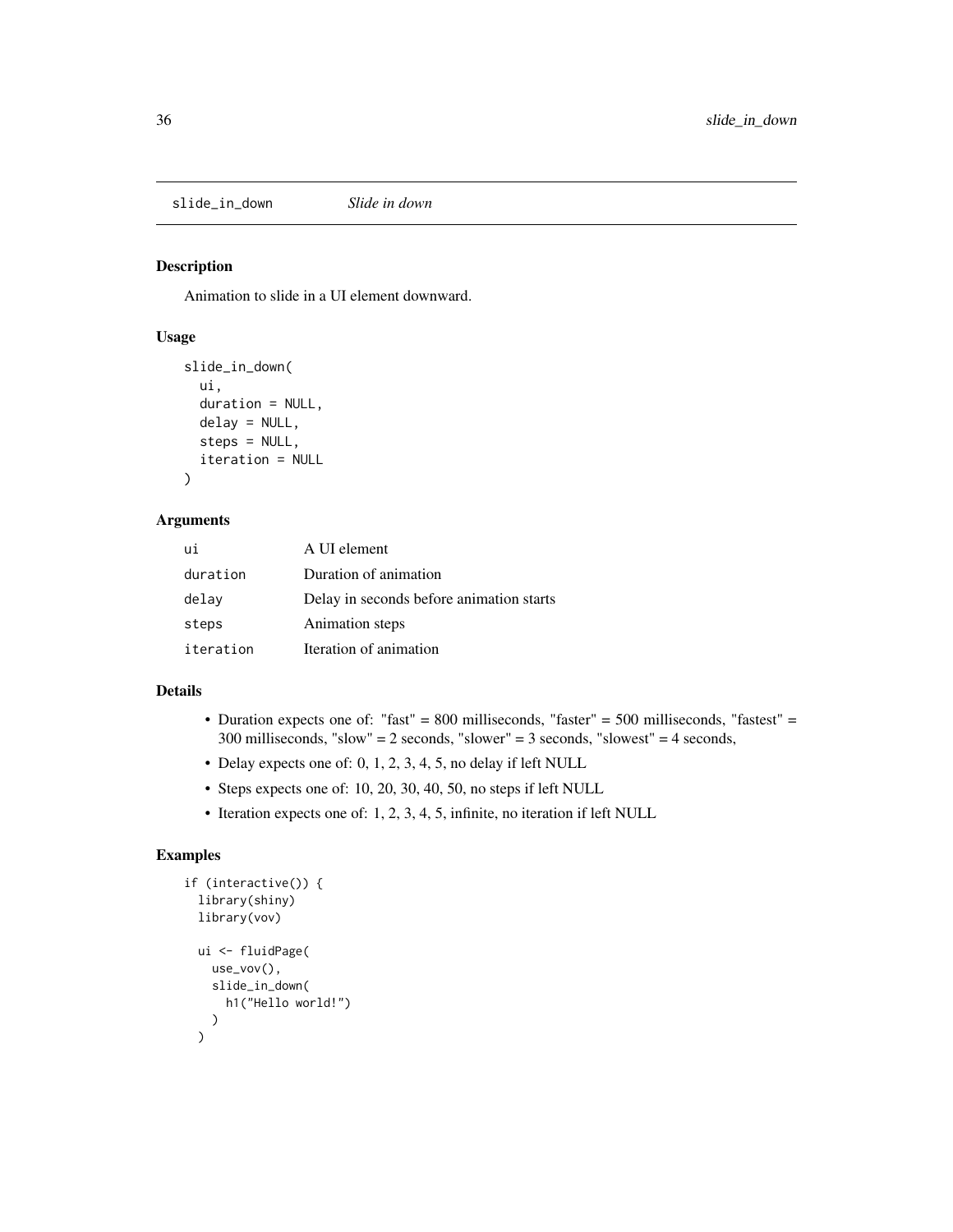## slide_in_down *Slide in down*

### Description

Animation to slide in a UI element downward.

### Usage

```
slide_in_down(
  ui,
  duration = NULL,
  delay = NULL,
  steps = NULL,
  iteration = NULL
)
```

### Arguments

| | |
|---|---|
| ui | A UI element |
| duration | Duration of animation |
| delay | Delay in seconds before animation starts |
| steps | Animation steps |
| iteration | Iteration of animation |

### Details

- Duration expects one of: "fast" = 800 milliseconds, "faster" = 500 milliseconds, "fastest" = 300 milliseconds, "slow" = 2 seconds, "slower" = 3 seconds, "slowest" = 4 seconds,
- Delay expects one of: 0, 1, 2, 3, 4, 5, no delay if left NULL
- Steps expects one of: 10, 20, 30, 40, 50, no steps if left NULL
- Iteration expects one of: 1, 2, 3, 4, 5, infinite, no iteration if left NULL

### Examples

```
if (interactive()) {
  library(shiny)
  library(vov)

  ui <- fluidPage(
    use_vov(),
    slide_in_down(
      h1("Hello world!")
    )
  )
```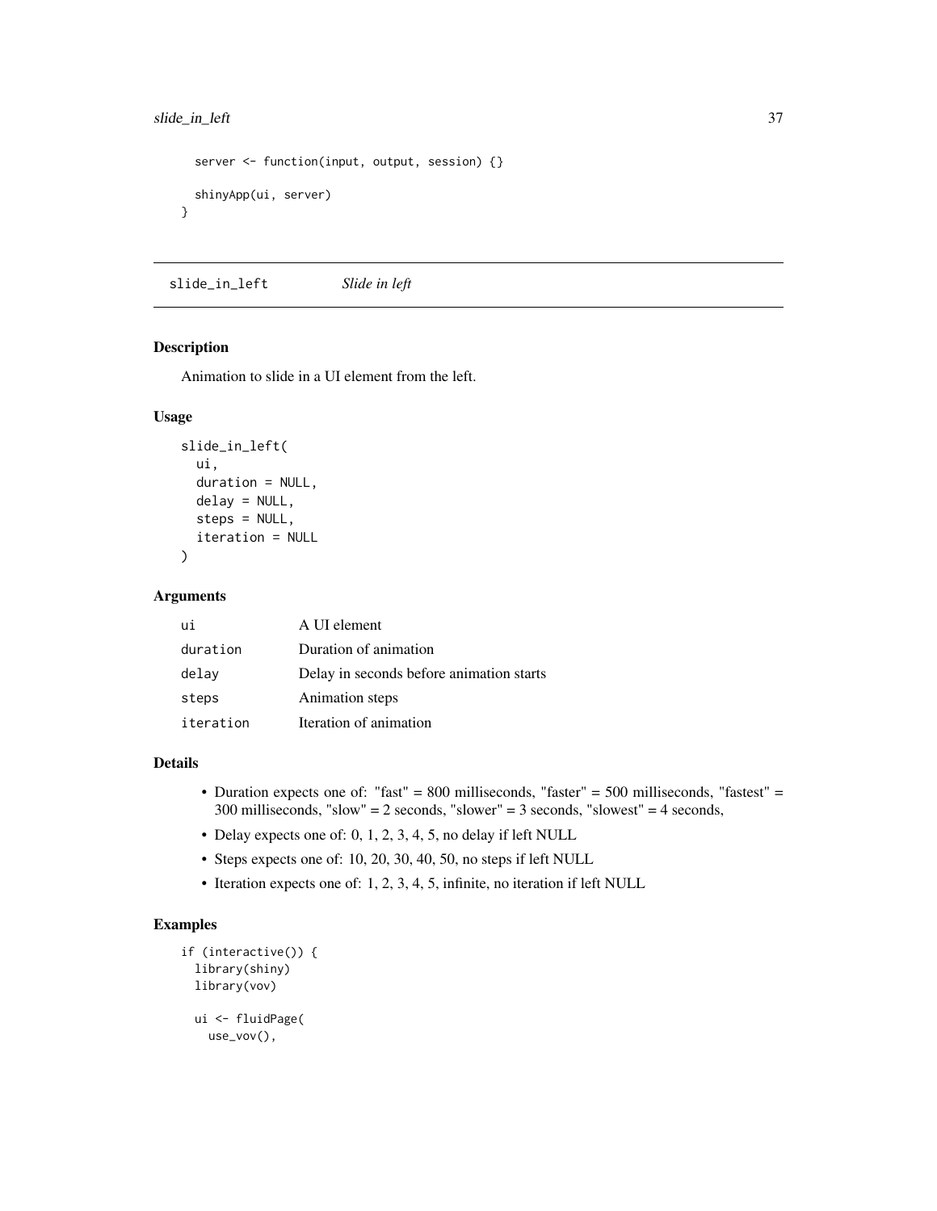```
  server <- function(input, output, session) {}

  shinyApp(ui, server)
}
```

## slide_in_left *Slide in left*

### Description

Animation to slide in a UI element from the left.

### Usage

```
slide_in_left(
  ui,
  duration = NULL,
  delay = NULL,
  steps = NULL,
  iteration = NULL
)
```

### Arguments

| | |
|---|---|
| ui | A UI element |
| duration | Duration of animation |
| delay | Delay in seconds before animation starts |
| steps | Animation steps |
| iteration | Iteration of animation |

### Details

- Duration expects one of: "fast" = 800 milliseconds, "faster" = 500 milliseconds, "fastest" = 300 milliseconds, "slow" = 2 seconds, "slower" = 3 seconds, "slowest" = 4 seconds,
- Delay expects one of: 0, 1, 2, 3, 4, 5, no delay if left NULL
- Steps expects one of: 10, 20, 30, 40, 50, no steps if left NULL
- Iteration expects one of: 1, 2, 3, 4, 5, infinite, no iteration if left NULL

### Examples

```
if (interactive()) {
  library(shiny)
  library(vov)

  ui <- fluidPage(
    use_vov(),
```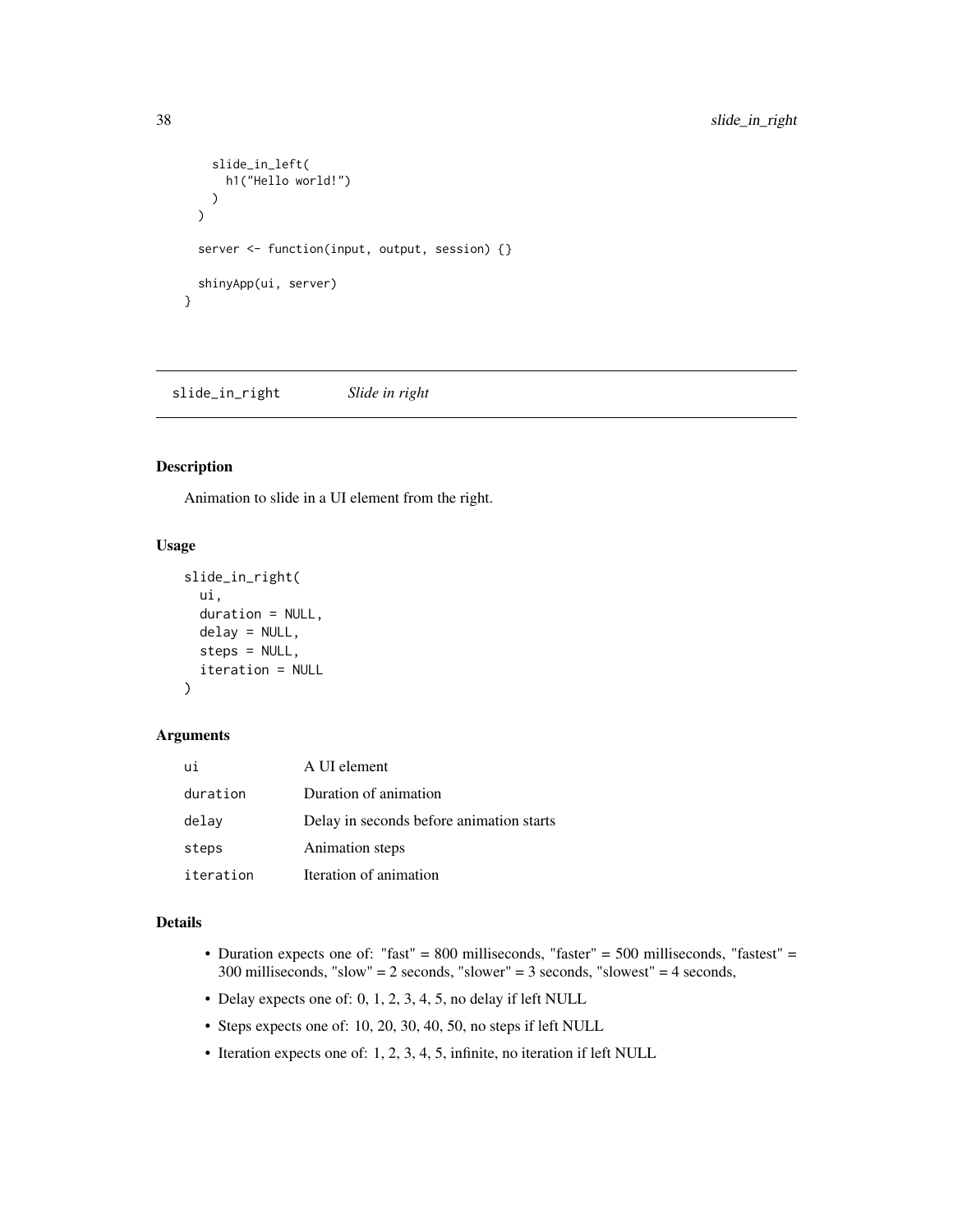```
    slide_in_left(
      h1("Hello world!")
    )
  )

  server <- function(input, output, session) {}

  shinyApp(ui, server)
}
```

## slide_in_right — *Slide in right*

### Description

Animation to slide in a UI element from the right.

### Usage

```
slide_in_right(
  ui,
  duration = NULL,
  delay = NULL,
  steps = NULL,
  iteration = NULL
)
```

### Arguments

| | |
|---|---|
| `ui` | A UI element |
| `duration` | Duration of animation |
| `delay` | Delay in seconds before animation starts |
| `steps` | Animation steps |
| `iteration` | Iteration of animation |

### Details

- Duration expects one of: "fast" = 800 milliseconds, "faster" = 500 milliseconds, "fastest" = 300 milliseconds, "slow" = 2 seconds, "slower" = 3 seconds, "slowest" = 4 seconds,
- Delay expects one of: 0, 1, 2, 3, 4, 5, no delay if left NULL
- Steps expects one of: 10, 20, 30, 40, 50, no steps if left NULL
- Iteration expects one of: 1, 2, 3, 4, 5, infinite, no iteration if left NULL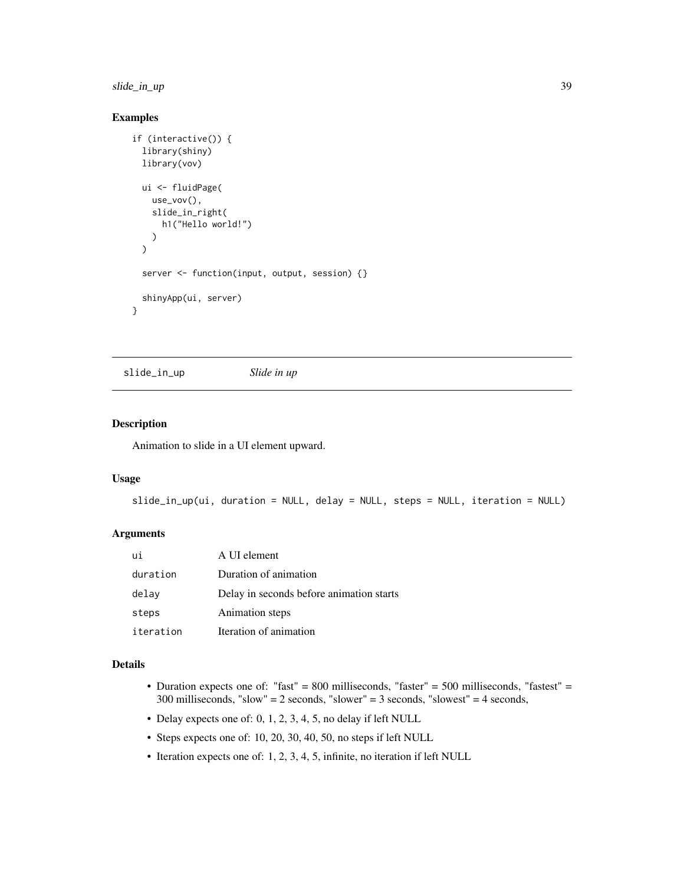## Examples

```
if (interactive()) {
  library(shiny)
  library(vov)

  ui <- fluidPage(
    use_vov(),
    slide_in_right(
      h1("Hello world!")
    )
  )

  server <- function(input, output, session) {}

  shinyApp(ui, server)
}
```

---

# slide_in_up *Slide in up*

---

## Description

Animation to slide in a UI element upward.

## Usage

```
slide_in_up(ui, duration = NULL, delay = NULL, steps = NULL, iteration = NULL)
```

## Arguments

| | |
|---|---|
| ui | A UI element |
| duration | Duration of animation |
| delay | Delay in seconds before animation starts |
| steps | Animation steps |
| iteration | Iteration of animation |

## Details

- Duration expects one of: "fast" = 800 milliseconds, "faster" = 500 milliseconds, "fastest" = 300 milliseconds, "slow" = 2 seconds, "slower" = 3 seconds, "slowest" = 4 seconds,
- Delay expects one of: 0, 1, 2, 3, 4, 5, no delay if left NULL
- Steps expects one of: 10, 20, 30, 40, 50, no steps if left NULL
- Iteration expects one of: 1, 2, 3, 4, 5, infinite, no iteration if left NULL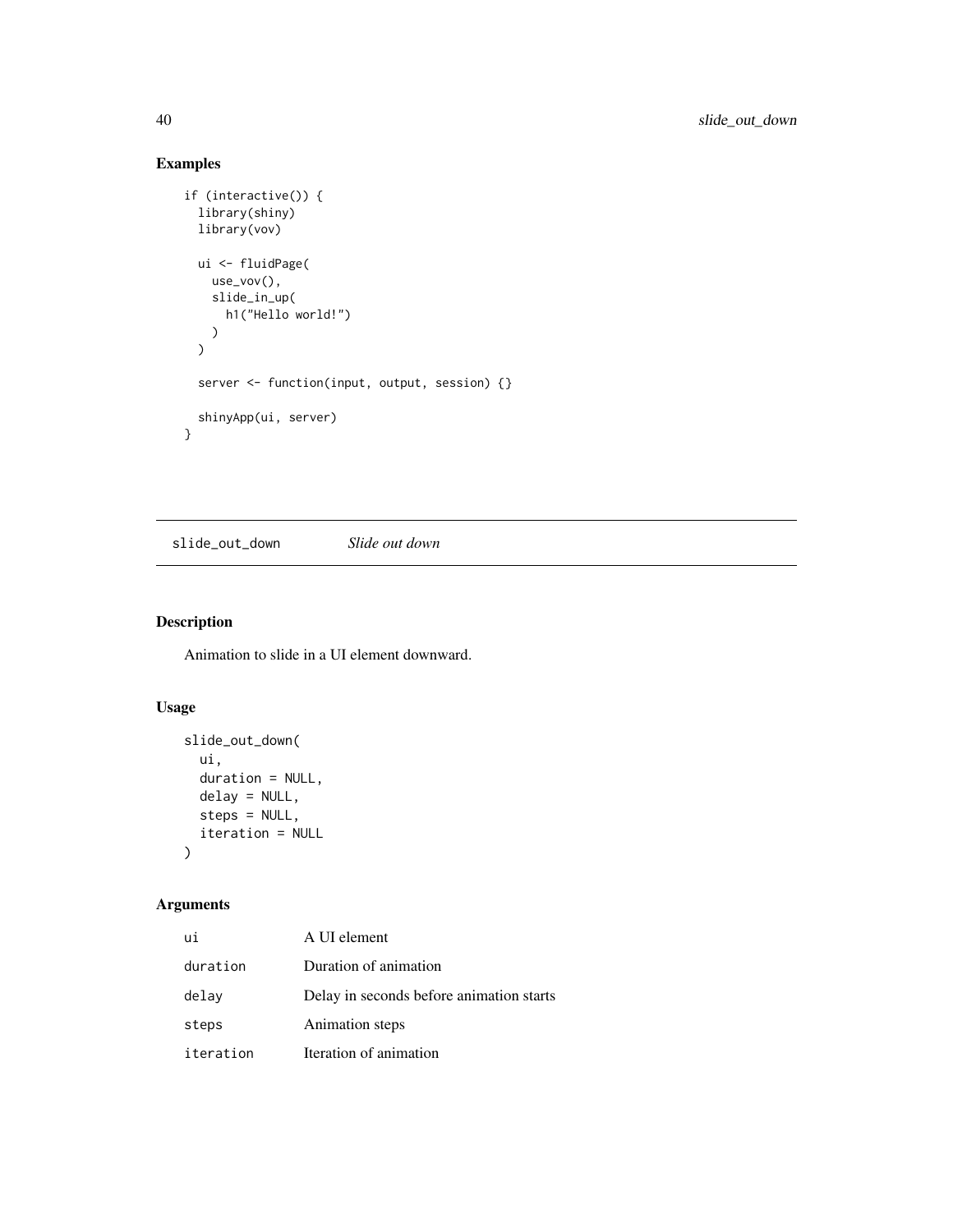## Examples

```
if (interactive()) {
  library(shiny)
  library(vov)

  ui <- fluidPage(
    use_vov(),
    slide_in_up(
      h1("Hello world!")
    )
  )

  server <- function(input, output, session) {}

  shinyApp(ui, server)
}
```

---

# slide_out_down *Slide out down*

## Description

Animation to slide in a UI element downward.

## Usage

```
slide_out_down(
  ui,
  duration = NULL,
  delay = NULL,
  steps = NULL,
  iteration = NULL
)
```

## Arguments

| | |
|---|---|
| ui | A UI element |
| duration | Duration of animation |
| delay | Delay in seconds before animation starts |
| steps | Animation steps |
| iteration | Iteration of animation |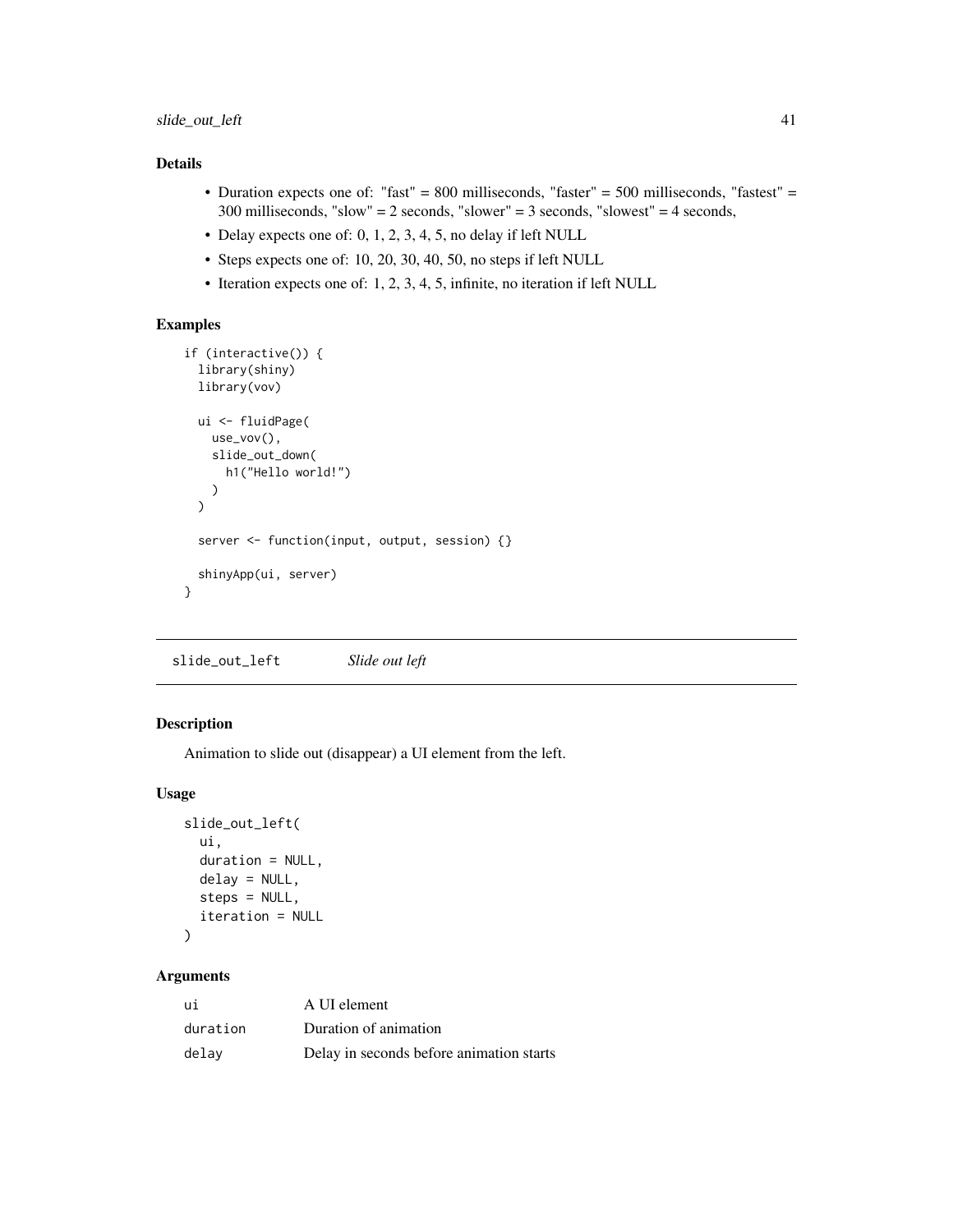### Details

- Duration expects one of: "fast" = 800 milliseconds, "faster" = 500 milliseconds, "fastest" = 300 milliseconds, "slow" = 2 seconds, "slower" = 3 seconds, "slowest" = 4 seconds,
- Delay expects one of: 0, 1, 2, 3, 4, 5, no delay if left NULL
- Steps expects one of: 10, 20, 30, 40, 50, no steps if left NULL
- Iteration expects one of: 1, 2, 3, 4, 5, infinite, no iteration if left NULL

### Examples

```
if (interactive()) {
  library(shiny)
  library(vov)

  ui <- fluidPage(
    use_vov(),
    slide_out_down(
      h1("Hello world!")
    )
  )

  server <- function(input, output, session) {}

  shinyApp(ui, server)
}
```

---

## slide_out_left    *Slide out left*

---

### Description

Animation to slide out (disappear) a UI element from the left.

### Usage

```
slide_out_left(
  ui,
  duration = NULL,
  delay = NULL,
  steps = NULL,
  iteration = NULL
)
```

### Arguments

| | |
|---|---|
| `ui` | A UI element |
| `duration` | Duration of animation |
| `delay` | Delay in seconds before animation starts |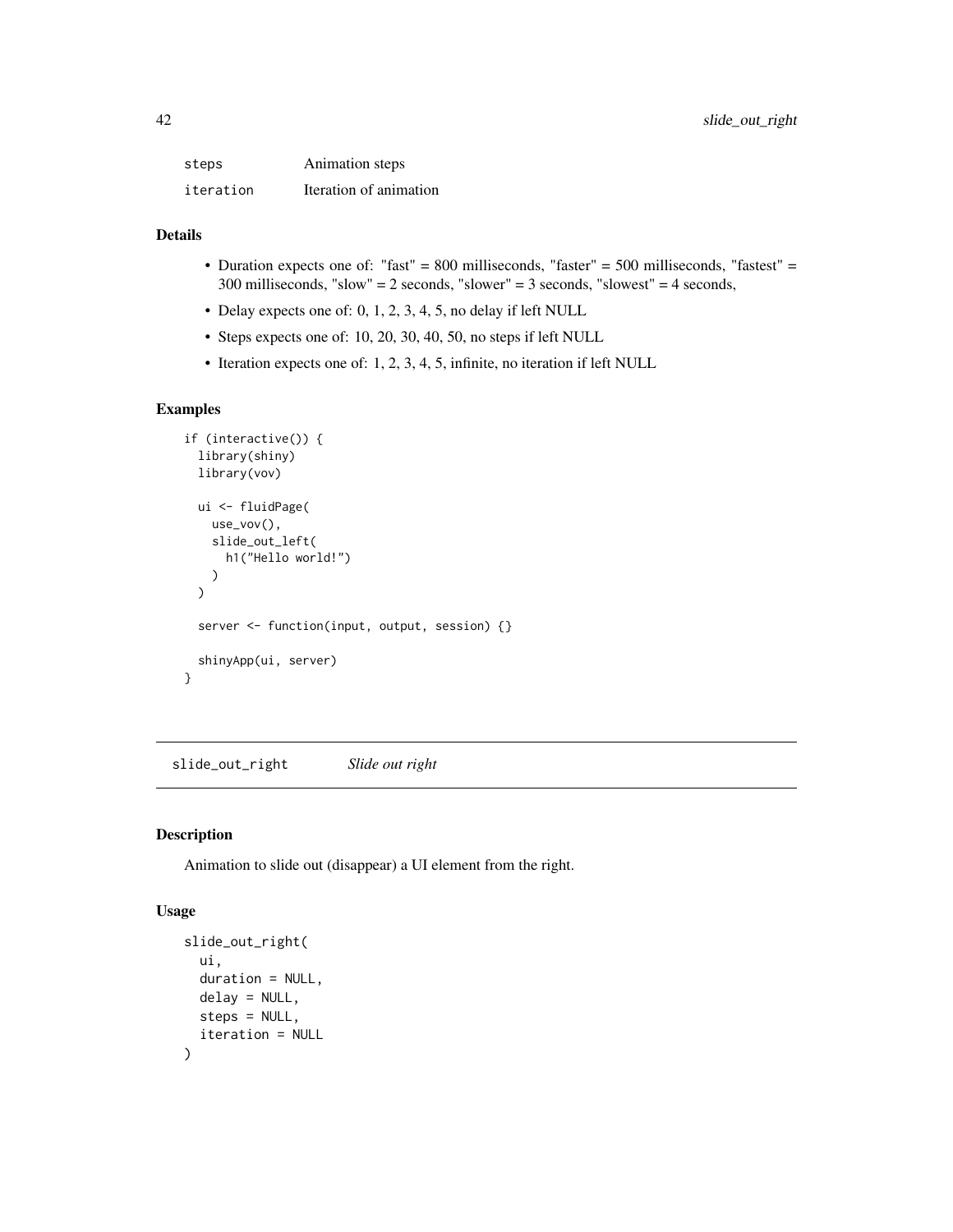| | |
|---|---|
| steps | Animation steps |
| iteration | Iteration of animation |

### Details

- Duration expects one of: "fast" = 800 milliseconds, "faster" = 500 milliseconds, "fastest" = 300 milliseconds, "slow" = 2 seconds, "slower" = 3 seconds, "slowest" = 4 seconds,
- Delay expects one of: 0, 1, 2, 3, 4, 5, no delay if left NULL
- Steps expects one of: 10, 20, 30, 40, 50, no steps if left NULL
- Iteration expects one of: 1, 2, 3, 4, 5, infinite, no iteration if left NULL

### Examples

```
if (interactive()) {
  library(shiny)
  library(vov)

  ui <- fluidPage(
    use_vov(),
    slide_out_left(
      h1("Hello world!")
    )
  )

  server <- function(input, output, session) {}

  shinyApp(ui, server)
}
```

---

## slide_out_right *Slide out right*

### Description

Animation to slide out (disappear) a UI element from the right.

### Usage

```
slide_out_right(
  ui,
  duration = NULL,
  delay = NULL,
  steps = NULL,
  iteration = NULL
)
```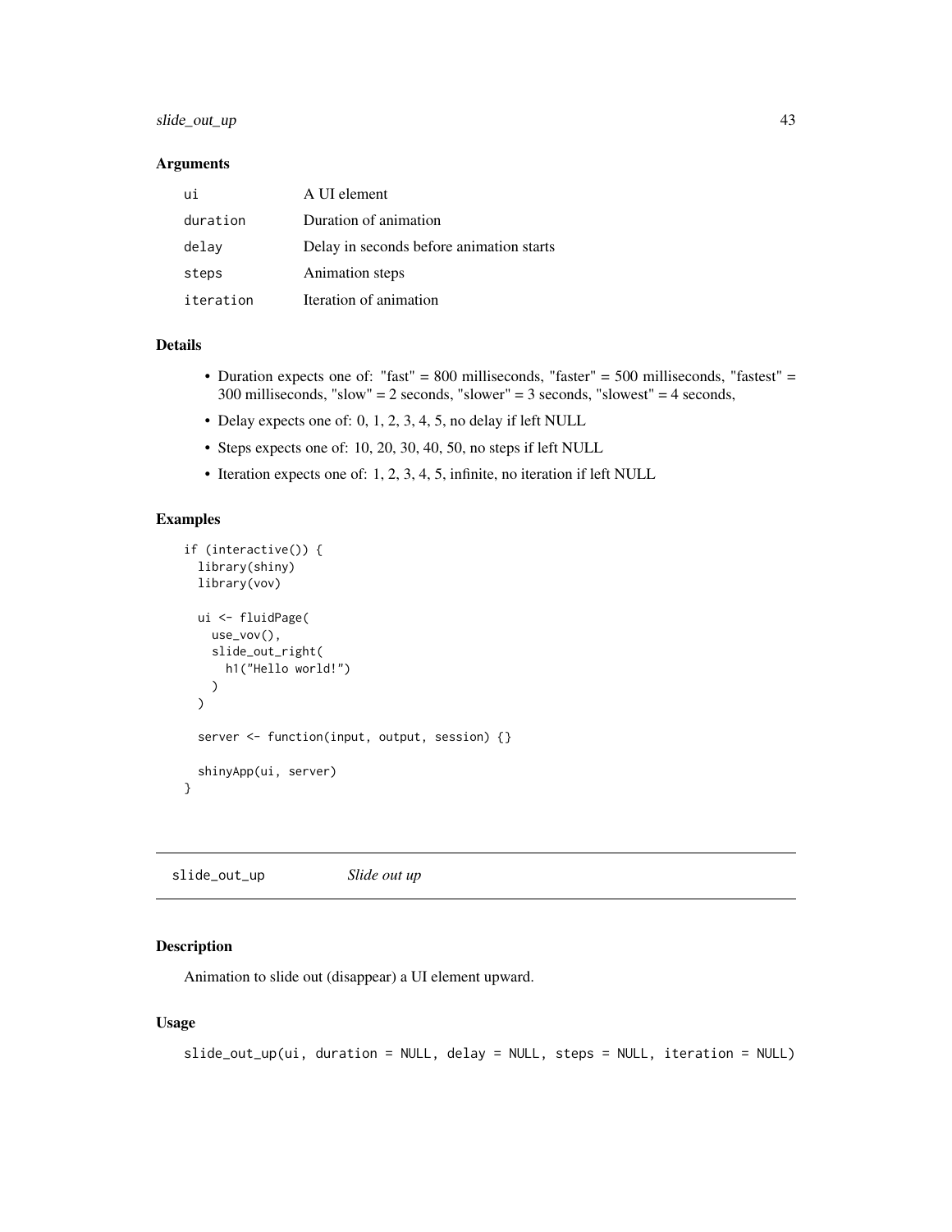### Arguments

| | |
|---|---|
| `ui` | A UI element |
| `duration` | Duration of animation |
| `delay` | Delay in seconds before animation starts |
| `steps` | Animation steps |
| `iteration` | Iteration of animation |

### Details

- Duration expects one of: "fast" = 800 milliseconds, "faster" = 500 milliseconds, "fastest" = 300 milliseconds, "slow" = 2 seconds, "slower" = 3 seconds, "slowest" = 4 seconds,
- Delay expects one of: 0, 1, 2, 3, 4, 5, no delay if left NULL
- Steps expects one of: 10, 20, 30, 40, 50, no steps if left NULL
- Iteration expects one of: 1, 2, 3, 4, 5, infinite, no iteration if left NULL

### Examples

```
if (interactive()) {
  library(shiny)
  library(vov)

  ui <- fluidPage(
    use_vov(),
    slide_out_right(
      h1("Hello world!")
    )
  )

  server <- function(input, output, session) {}

  shinyApp(ui, server)
}
```

---

## `slide_out_up` *Slide out up*

### Description

Animation to slide out (disappear) a UI element upward.

### Usage

```
slide_out_up(ui, duration = NULL, delay = NULL, steps = NULL, iteration = NULL)
```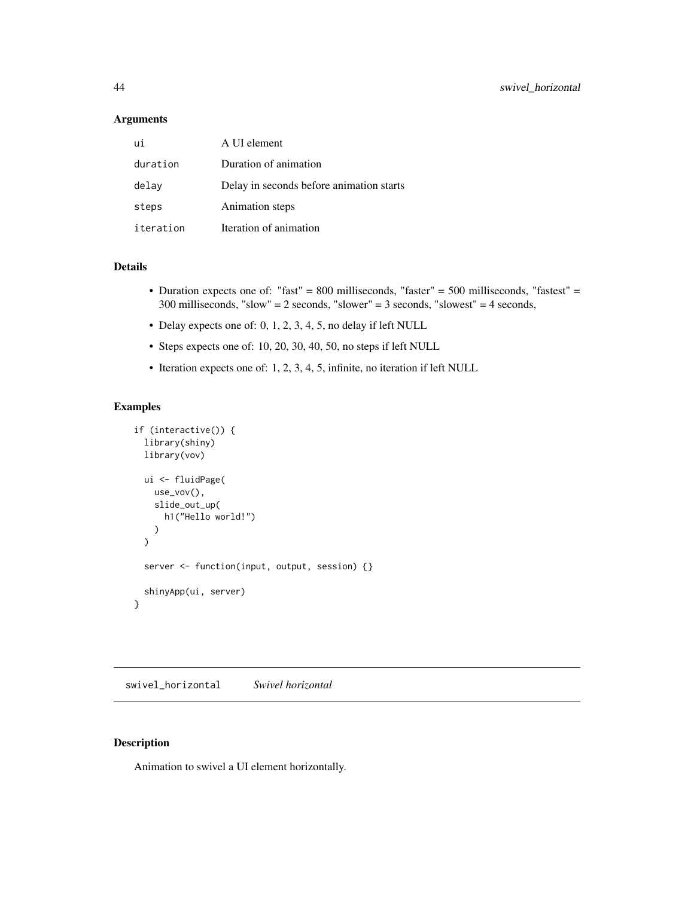## Arguments

| | |
|---|---|
| ui | A UI element |
| duration | Duration of animation |
| delay | Delay in seconds before animation starts |
| steps | Animation steps |
| iteration | Iteration of animation |

## Details

- Duration expects one of: "fast" = 800 milliseconds, "faster" = 500 milliseconds, "fastest" = 300 milliseconds, "slow" = 2 seconds, "slower" = 3 seconds, "slowest" = 4 seconds,
- Delay expects one of: 0, 1, 2, 3, 4, 5, no delay if left NULL
- Steps expects one of: 10, 20, 30, 40, 50, no steps if left NULL
- Iteration expects one of: 1, 2, 3, 4, 5, infinite, no iteration if left NULL

## Examples

```
if (interactive()) {
  library(shiny)
  library(vov)

  ui <- fluidPage(
    use_vov(),
    slide_out_up(
      h1("Hello world!")
    )
  )

  server <- function(input, output, session) {}

  shinyApp(ui, server)
}
```

---

# swivel_horizontal    *Swivel horizontal*

## Description

Animation to swivel a UI element horizontally.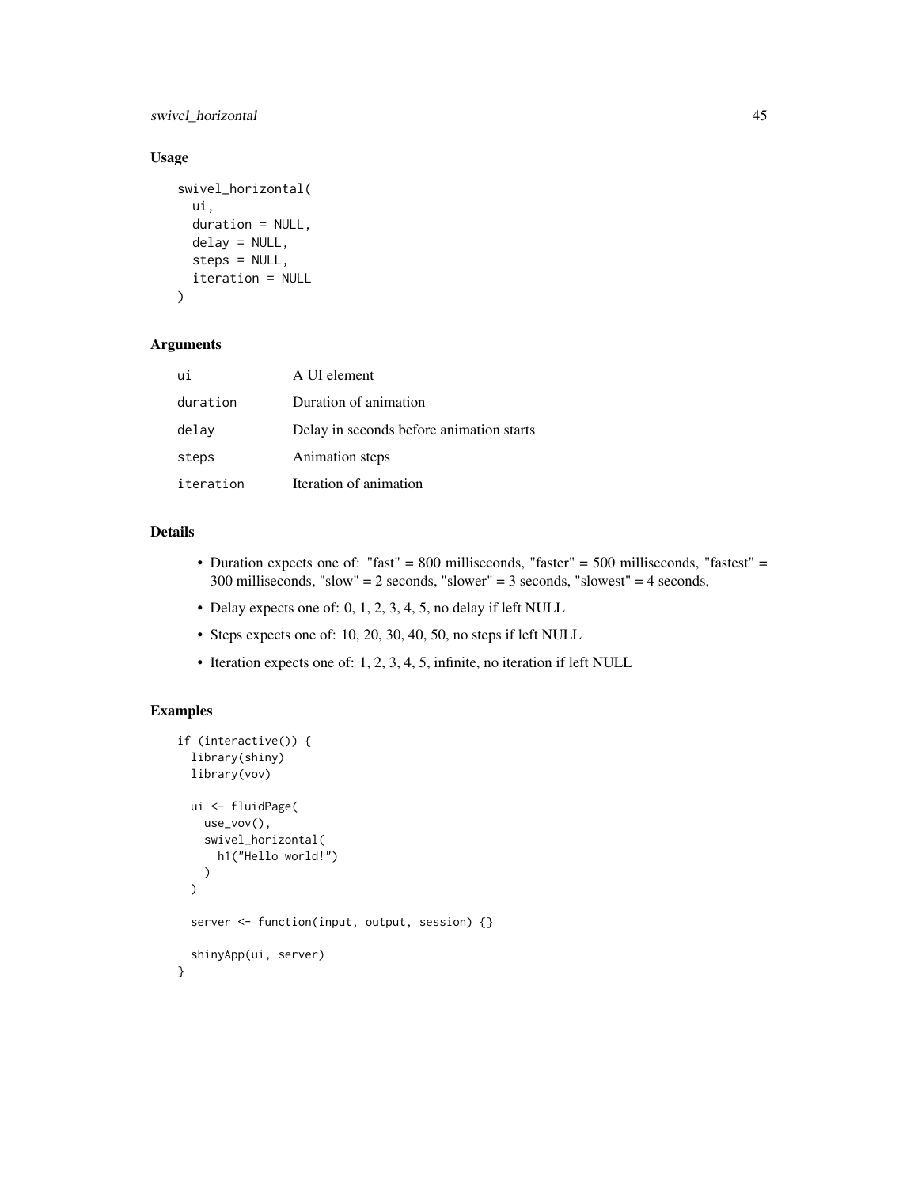### Usage

```
swivel_horizontal(
  ui,
  duration = NULL,
  delay = NULL,
  steps = NULL,
  iteration = NULL
)
```

### Arguments

| | |
|---|---|
| ui | A UI element |
| duration | Duration of animation |
| delay | Delay in seconds before animation starts |
| steps | Animation steps |
| iteration | Iteration of animation |

### Details

- Duration expects one of: "fast" = 800 milliseconds, "faster" = 500 milliseconds, "fastest" = 300 milliseconds, "slow" = 2 seconds, "slower" = 3 seconds, "slowest" = 4 seconds,
- Delay expects one of: 0, 1, 2, 3, 4, 5, no delay if left NULL
- Steps expects one of: 10, 20, 30, 40, 50, no steps if left NULL
- Iteration expects one of: 1, 2, 3, 4, 5, infinite, no iteration if left NULL

### Examples

```
if (interactive()) {
  library(shiny)
  library(vov)

  ui <- fluidPage(
    use_vov(),
    swivel_horizontal(
      h1("Hello world!")
    )
  )

  server <- function(input, output, session) {}

  shinyApp(ui, server)
}
```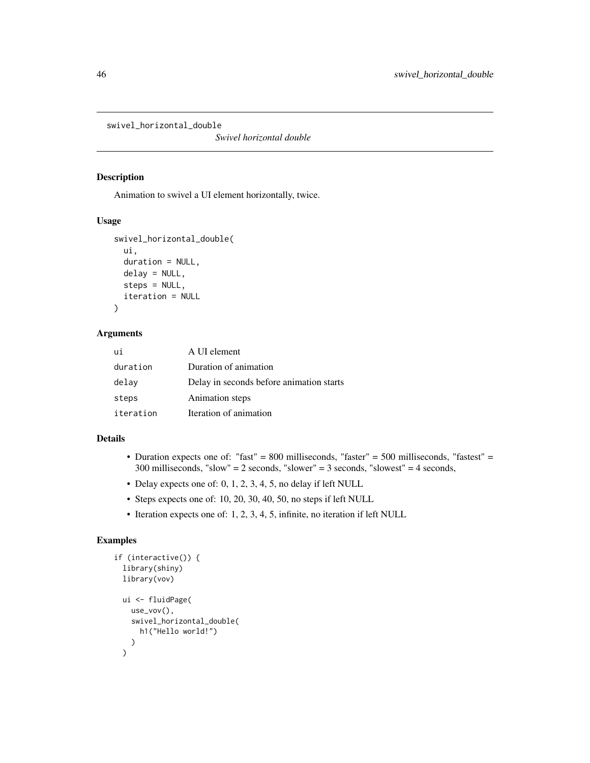`swivel_horizontal_double` *Swivel horizontal double*

### Description

Animation to swivel a UI element horizontally, twice.

### Usage

```
swivel_horizontal_double(
  ui,
  duration = NULL,
  delay = NULL,
  steps = NULL,
  iteration = NULL
)
```

### Arguments

| | |
|---|---|
| `ui` | A UI element |
| `duration` | Duration of animation |
| `delay` | Delay in seconds before animation starts |
| `steps` | Animation steps |
| `iteration` | Iteration of animation |

### Details

- Duration expects one of: "fast" = 800 milliseconds, "faster" = 500 milliseconds, "fastest" = 300 milliseconds, "slow" = 2 seconds, "slower" = 3 seconds, "slowest" = 4 seconds,
- Delay expects one of: 0, 1, 2, 3, 4, 5, no delay if left NULL
- Steps expects one of: 10, 20, 30, 40, 50, no steps if left NULL
- Iteration expects one of: 1, 2, 3, 4, 5, infinite, no iteration if left NULL

### Examples

```
if (interactive()) {
  library(shiny)
  library(vov)

  ui <- fluidPage(
    use_vov(),
    swivel_horizontal_double(
      h1("Hello world!")
    )
  )
```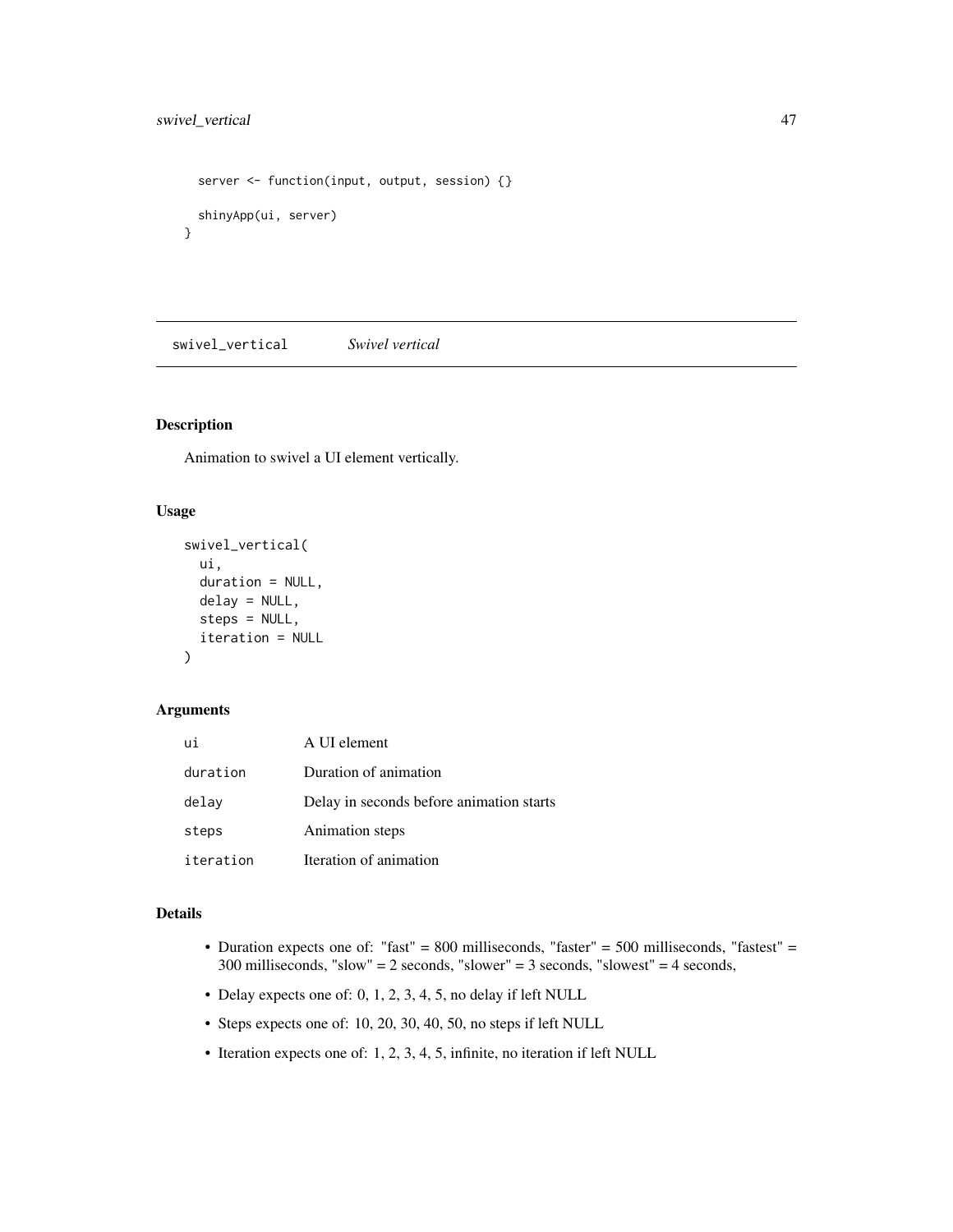```
  server <- function(input, output, session) {}

  shinyApp(ui, server)
}
```

## swivel_vertical — *Swivel vertical*

### Description

Animation to swivel a UI element vertically.

### Usage

```
swivel_vertical(
  ui,
  duration = NULL,
  delay = NULL,
  steps = NULL,
  iteration = NULL
)
```

### Arguments

| | |
|---|---|
| `ui` | A UI element |
| `duration` | Duration of animation |
| `delay` | Delay in seconds before animation starts |
| `steps` | Animation steps |
| `iteration` | Iteration of animation |

### Details

- Duration expects one of: "fast" = 800 milliseconds, "faster" = 500 milliseconds, "fastest" = 300 milliseconds, "slow" = 2 seconds, "slower" = 3 seconds, "slowest" = 4 seconds,
- Delay expects one of: 0, 1, 2, 3, 4, 5, no delay if left NULL
- Steps expects one of: 10, 20, 30, 40, 50, no steps if left NULL
- Iteration expects one of: 1, 2, 3, 4, 5, infinite, no iteration if left NULL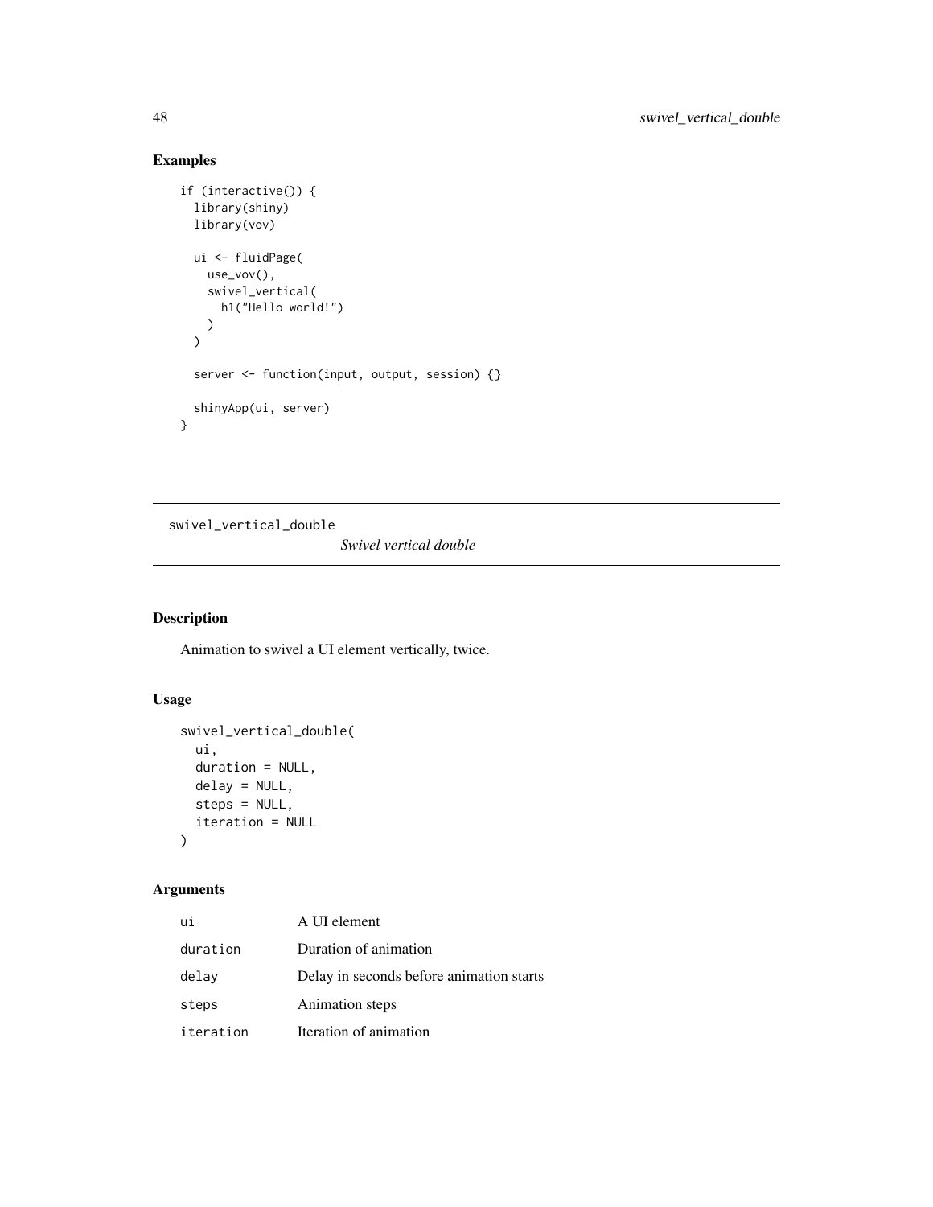## Examples

```
if (interactive()) {
  library(shiny)
  library(vov)

  ui <- fluidPage(
    use_vov(),
    swivel_vertical(
      h1("Hello world!")
    )
  )

  server <- function(input, output, session) {}

  shinyApp(ui, server)
}
```

---

# swivel_vertical_double

*Swivel vertical double*

---

## Description

Animation to swivel a UI element vertically, twice.

## Usage

```
swivel_vertical_double(
  ui,
  duration = NULL,
  delay = NULL,
  steps = NULL,
  iteration = NULL
)
```

## Arguments

| | |
|---|---|
| `ui` | A UI element |
| `duration` | Duration of animation |
| `delay` | Delay in seconds before animation starts |
| `steps` | Animation steps |
| `iteration` | Iteration of animation |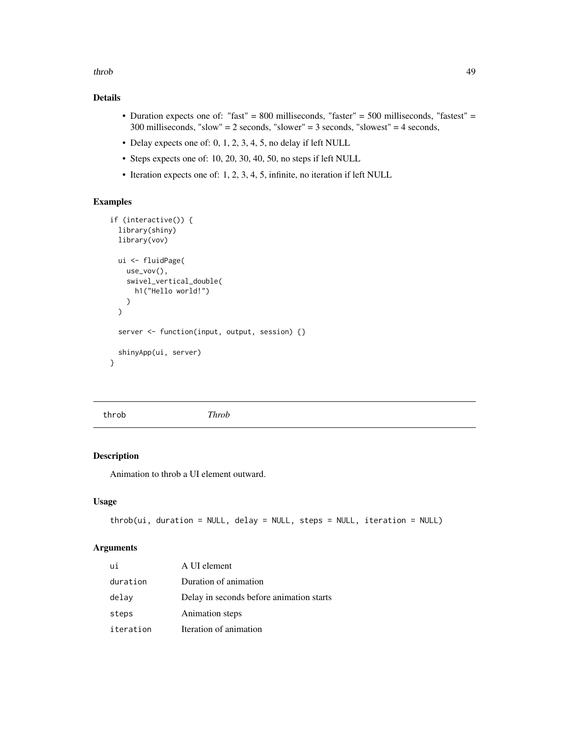## Details

- Duration expects one of: "fast" = 800 milliseconds, "faster" = 500 milliseconds, "fastest" = 300 milliseconds, "slow" = 2 seconds, "slower" = 3 seconds, "slowest" = 4 seconds,
- Delay expects one of: 0, 1, 2, 3, 4, 5, no delay if left NULL
- Steps expects one of: 10, 20, 30, 40, 50, no steps if left NULL
- Iteration expects one of: 1, 2, 3, 4, 5, infinite, no iteration if left NULL

## Examples

```
if (interactive()) {
  library(shiny)
  library(vov)

  ui <- fluidPage(
    use_vov(),
    swivel_vertical_double(
      h1("Hello world!")
    )
  )

  server <- function(input, output, session) {}

  shinyApp(ui, server)
}
```

---

# throb *Throb*

---

## Description

Animation to throb a UI element outward.

## Usage

```
throb(ui, duration = NULL, delay = NULL, steps = NULL, iteration = NULL)
```

## Arguments

| | |
|---|---|
| `ui` | A UI element |
| `duration` | Duration of animation |
| `delay` | Delay in seconds before animation starts |
| `steps` | Animation steps |
| `iteration` | Iteration of animation |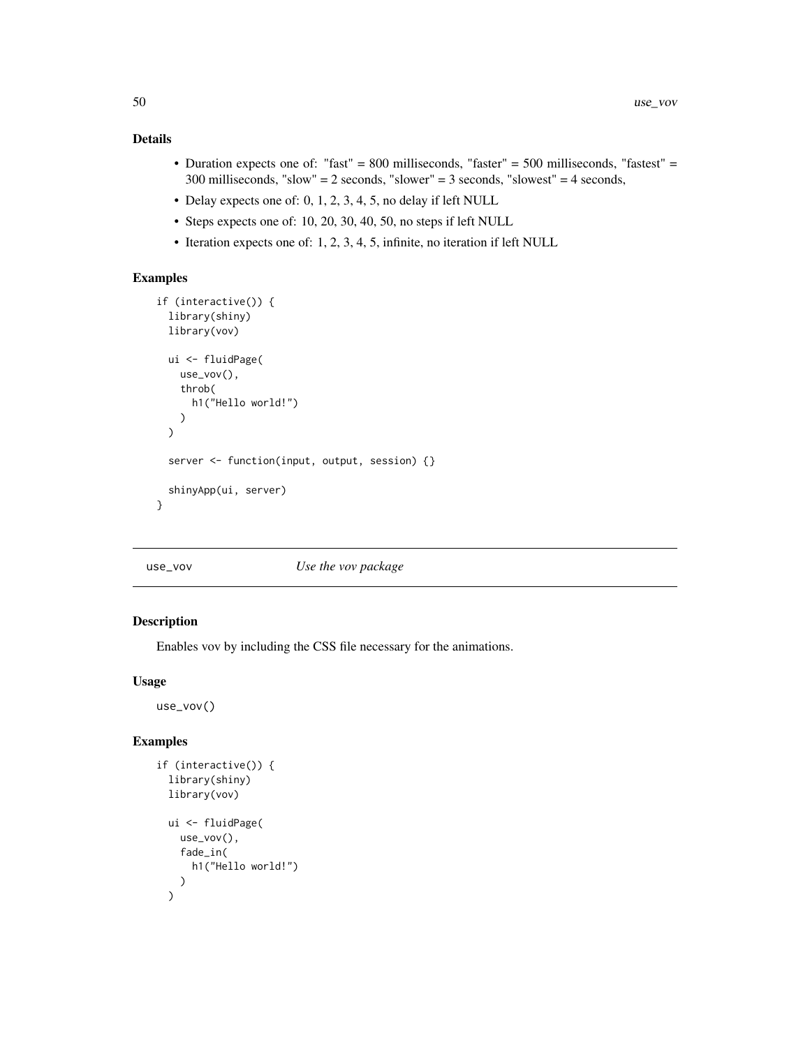### Details

- Duration expects one of: "fast" = 800 milliseconds, "faster" = 500 milliseconds, "fastest" = 300 milliseconds, "slow" = 2 seconds, "slower" = 3 seconds, "slowest" = 4 seconds,
- Delay expects one of: 0, 1, 2, 3, 4, 5, no delay if left NULL
- Steps expects one of: 10, 20, 30, 40, 50, no steps if left NULL
- Iteration expects one of: 1, 2, 3, 4, 5, infinite, no iteration if left NULL

### Examples

```
if (interactive()) {
  library(shiny)
  library(vov)

  ui <- fluidPage(
    use_vov(),
    throb(
      h1("Hello world!")
    )
  )

  server <- function(input, output, session) {}

  shinyApp(ui, server)
}
```

---

## use_vov *Use the vov package*

### Description

Enables vov by including the CSS file necessary for the animations.

### Usage

```
use_vov()
```

### Examples

```
if (interactive()) {
  library(shiny)
  library(vov)

  ui <- fluidPage(
    use_vov(),
    fade_in(
      h1("Hello world!")
    )
  )
```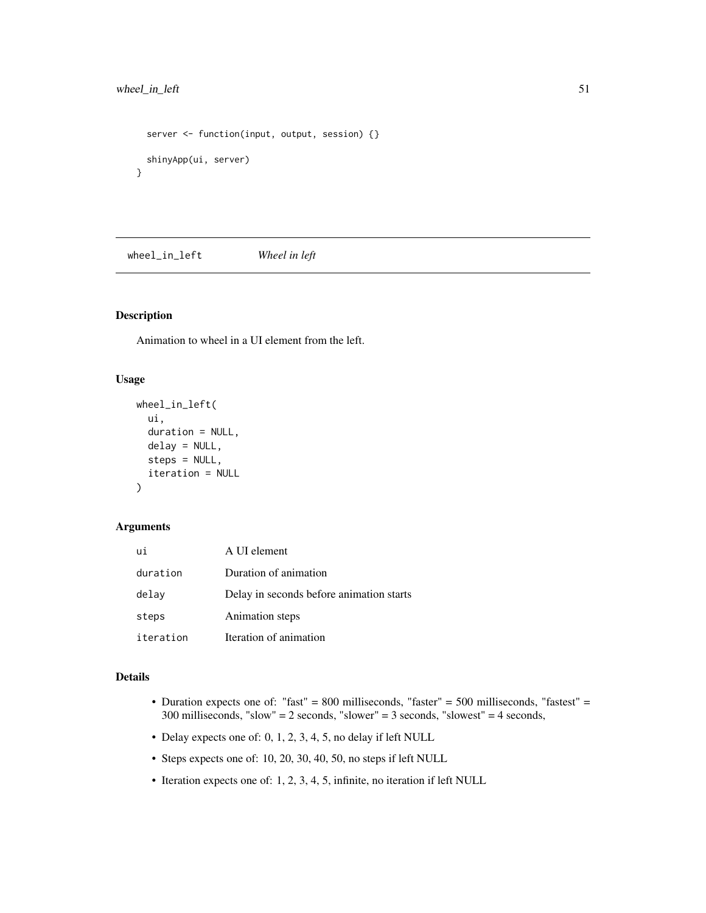```
  server <- function(input, output, session) {}

  shinyApp(ui, server)
}
```

## wheel_in_left *Wheel in left*

### Description

Animation to wheel in a UI element from the left.

### Usage

```
wheel_in_left(
  ui,
  duration = NULL,
  delay = NULL,
  steps = NULL,
  iteration = NULL
)
```

### Arguments

| | |
|---|---|
| ui | A UI element |
| duration | Duration of animation |
| delay | Delay in seconds before animation starts |
| steps | Animation steps |
| iteration | Iteration of animation |

### Details

- Duration expects one of: "fast" = 800 milliseconds, "faster" = 500 milliseconds, "fastest" = 300 milliseconds, "slow" = 2 seconds, "slower" = 3 seconds, "slowest" = 4 seconds,
- Delay expects one of: 0, 1, 2, 3, 4, 5, no delay if left NULL
- Steps expects one of: 10, 20, 30, 40, 50, no steps if left NULL
- Iteration expects one of: 1, 2, 3, 4, 5, infinite, no iteration if left NULL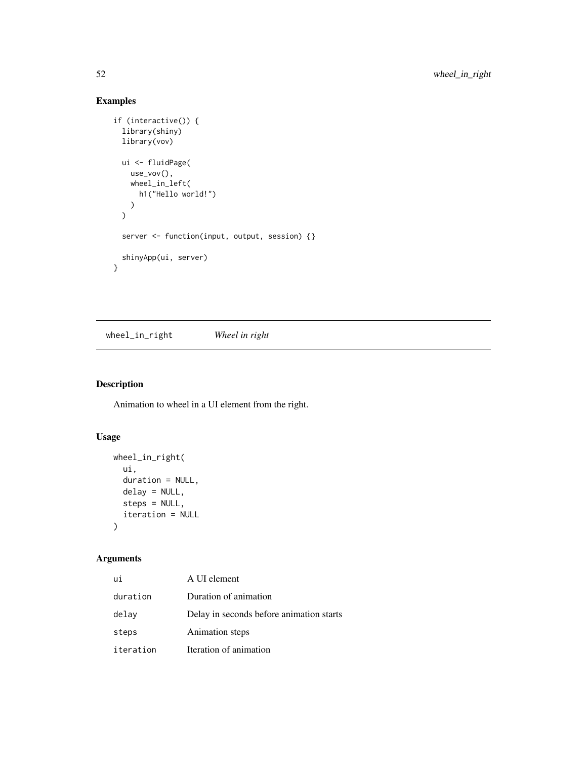## Examples

```
if (interactive()) {
  library(shiny)
  library(vov)

  ui <- fluidPage(
    use_vov(),
    wheel_in_left(
      h1("Hello world!")
    )
  )

  server <- function(input, output, session) {}

  shinyApp(ui, server)
}
```

---

# wheel_in_right *Wheel in right*

## Description

Animation to wheel in a UI element from the right.

## Usage

```
wheel_in_right(
  ui,
  duration = NULL,
  delay = NULL,
  steps = NULL,
  iteration = NULL
)
```

## Arguments

| | |
|---|---|
| ui | A UI element |
| duration | Duration of animation |
| delay | Delay in seconds before animation starts |
| steps | Animation steps |
| iteration | Iteration of animation |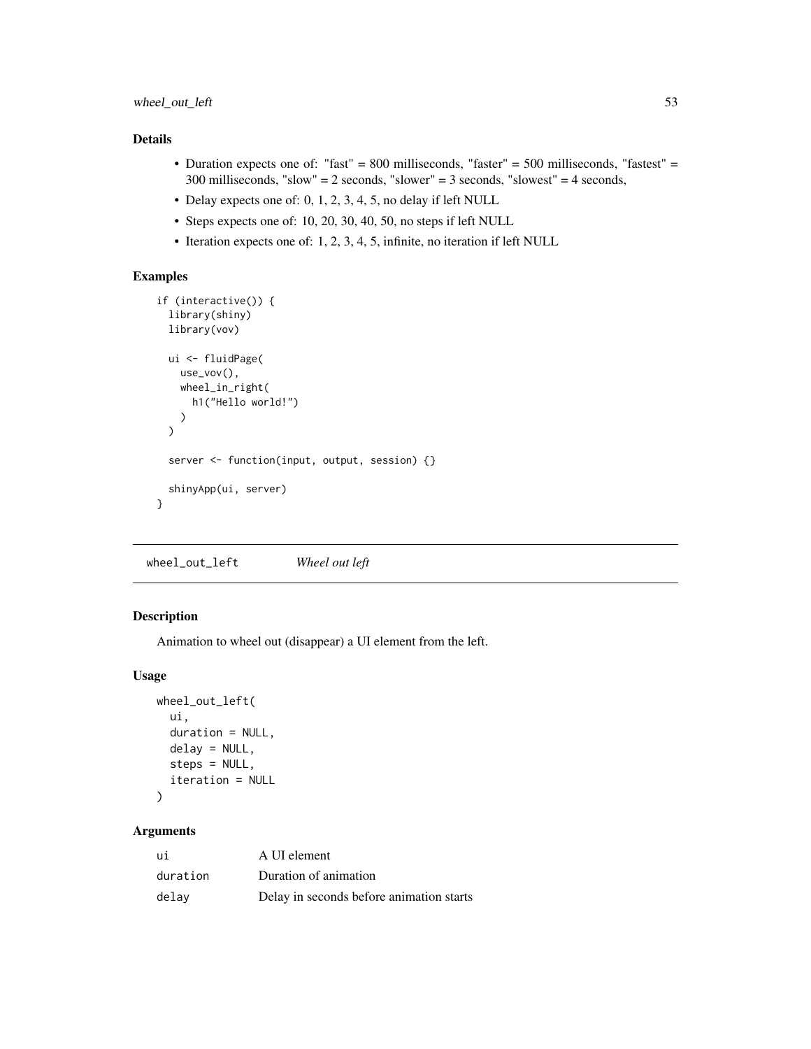### Details

- Duration expects one of: "fast" = 800 milliseconds, "faster" = 500 milliseconds, "fastest" = 300 milliseconds, "slow" = 2 seconds, "slower" = 3 seconds, "slowest" = 4 seconds,
- Delay expects one of: 0, 1, 2, 3, 4, 5, no delay if left NULL
- Steps expects one of: 10, 20, 30, 40, 50, no steps if left NULL
- Iteration expects one of: 1, 2, 3, 4, 5, infinite, no iteration if left NULL

### Examples

```
if (interactive()) {
  library(shiny)
  library(vov)

  ui <- fluidPage(
    use_vov(),
    wheel_in_right(
      h1("Hello world!")
    )
  )

  server <- function(input, output, session) {}

  shinyApp(ui, server)
}
```

---

## wheel_out_left    *Wheel out left*

### Description

Animation to wheel out (disappear) a UI element from the left.

### Usage

```
wheel_out_left(
  ui,
  duration = NULL,
  delay = NULL,
  steps = NULL,
  iteration = NULL
)
```

### Arguments

| | |
|---|---|
| ui | A UI element |
| duration | Duration of animation |
| delay | Delay in seconds before animation starts |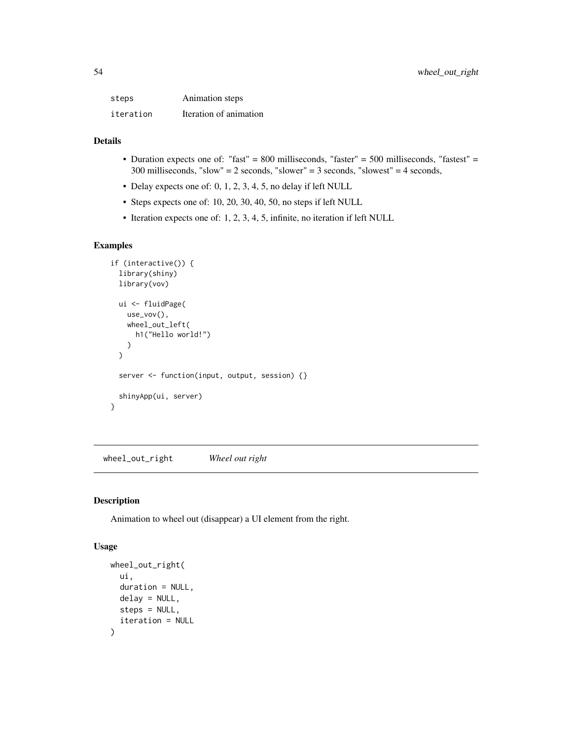| | |
|---|---|
| `steps` | Animation steps |
| `iteration` | Iteration of animation |

### Details

- Duration expects one of: "fast" = 800 milliseconds, "faster" = 500 milliseconds, "fastest" = 300 milliseconds, "slow" = 2 seconds, "slower" = 3 seconds, "slowest" = 4 seconds,
- Delay expects one of: 0, 1, 2, 3, 4, 5, no delay if left NULL
- Steps expects one of: 10, 20, 30, 40, 50, no steps if left NULL
- Iteration expects one of: 1, 2, 3, 4, 5, infinite, no iteration if left NULL

### Examples

```
if (interactive()) {
  library(shiny)
  library(vov)

  ui <- fluidPage(
    use_vov(),
    wheel_out_left(
      h1("Hello world!")
    )
  )

  server <- function(input, output, session) {}

  shinyApp(ui, server)
}
```

---

## `wheel_out_right` *Wheel out right*

### Description

Animation to wheel out (disappear) a UI element from the right.

### Usage

```
wheel_out_right(
  ui,
  duration = NULL,
  delay = NULL,
  steps = NULL,
  iteration = NULL
)
```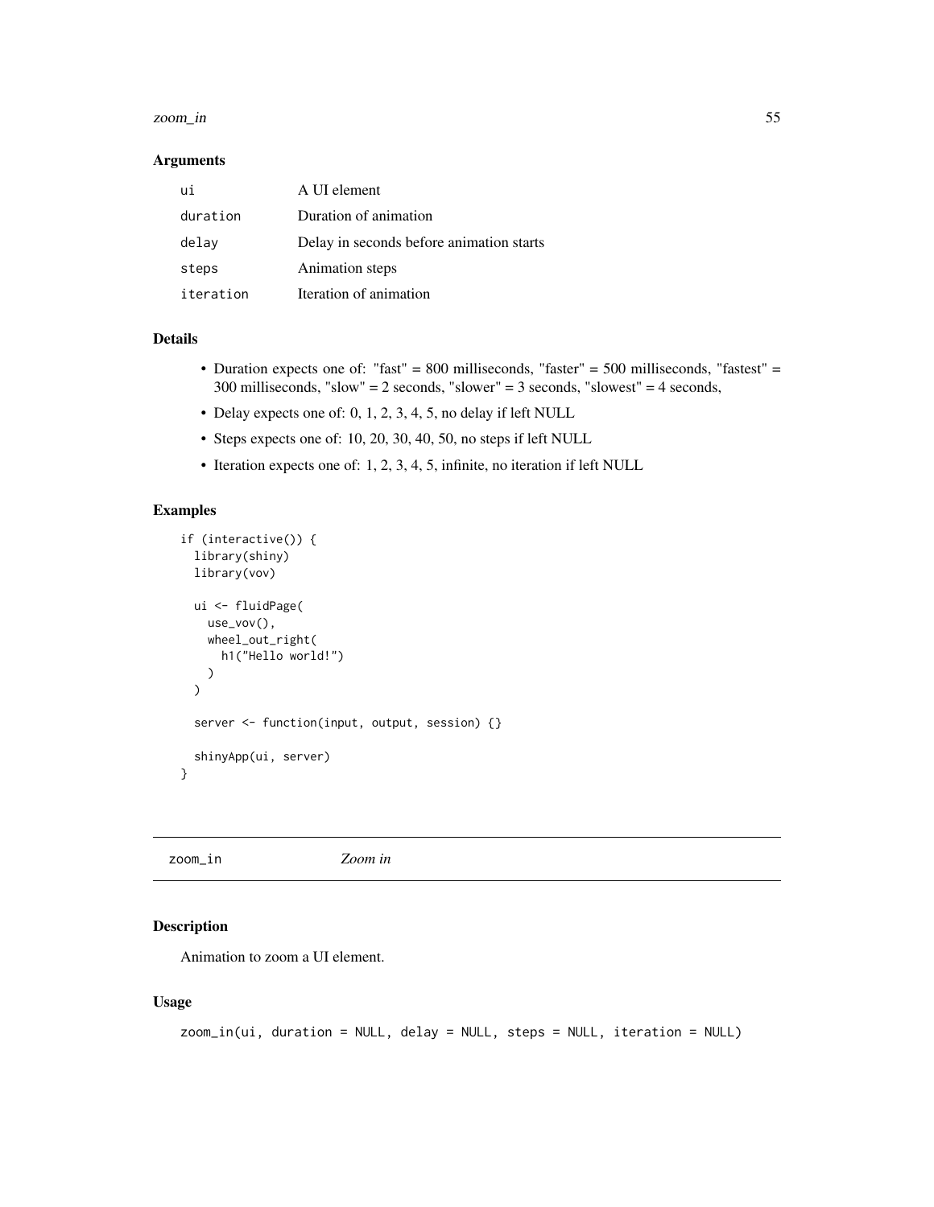### Arguments

| | |
|---|---|
| `ui` | A UI element |
| `duration` | Duration of animation |
| `delay` | Delay in seconds before animation starts |
| `steps` | Animation steps |
| `iteration` | Iteration of animation |

### Details

- Duration expects one of: "fast" = 800 milliseconds, "faster" = 500 milliseconds, "fastest" = 300 milliseconds, "slow" = 2 seconds, "slower" = 3 seconds, "slowest" = 4 seconds,
- Delay expects one of: 0, 1, 2, 3, 4, 5, no delay if left NULL
- Steps expects one of: 10, 20, 30, 40, 50, no steps if left NULL
- Iteration expects one of: 1, 2, 3, 4, 5, infinite, no iteration if left NULL

### Examples

```
if (interactive()) {
  library(shiny)
  library(vov)

  ui <- fluidPage(
    use_vov(),
    wheel_out_right(
      h1("Hello world!")
    )
  )

  server <- function(input, output, session) {}

  shinyApp(ui, server)
}
```

---

## zoom_in *Zoom in*

---

### Description

Animation to zoom a UI element.

### Usage

```
zoom_in(ui, duration = NULL, delay = NULL, steps = NULL, iteration = NULL)
```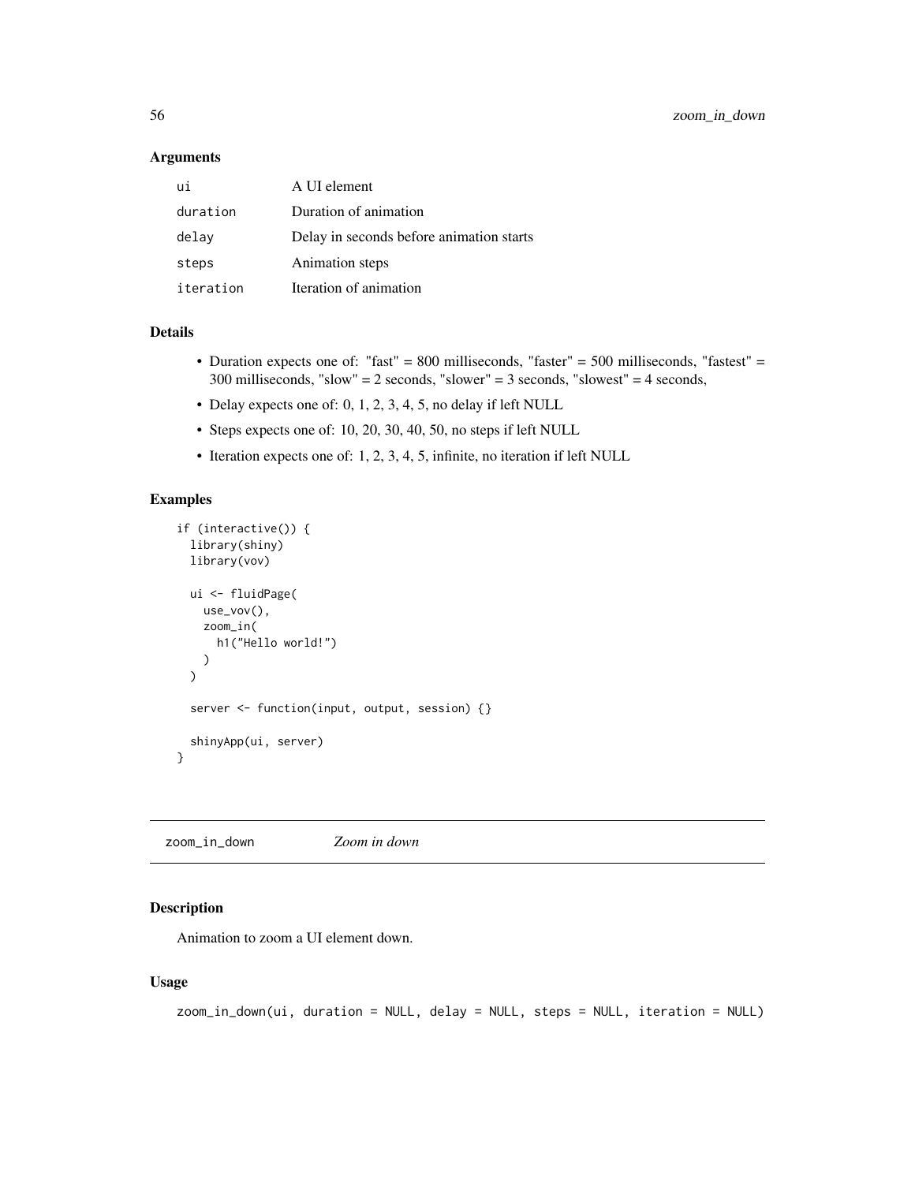### Arguments

| | |
|---|---|
| ui | A UI element |
| duration | Duration of animation |
| delay | Delay in seconds before animation starts |
| steps | Animation steps |
| iteration | Iteration of animation |

### Details

- Duration expects one of: "fast" = 800 milliseconds, "faster" = 500 milliseconds, "fastest" = 300 milliseconds, "slow" = 2 seconds, "slower" = 3 seconds, "slowest" = 4 seconds,
- Delay expects one of: 0, 1, 2, 3, 4, 5, no delay if left NULL
- Steps expects one of: 10, 20, 30, 40, 50, no steps if left NULL
- Iteration expects one of: 1, 2, 3, 4, 5, infinite, no iteration if left NULL

### Examples

```
if (interactive()) {
  library(shiny)
  library(vov)

  ui <- fluidPage(
    use_vov(),
    zoom_in(
      h1("Hello world!")
    )
  )

  server <- function(input, output, session) {}

  shinyApp(ui, server)
}
```

---

## zoom_in_down *Zoom in down*

### Description

Animation to zoom a UI element down.

### Usage

```
zoom_in_down(ui, duration = NULL, delay = NULL, steps = NULL, iteration = NULL)
```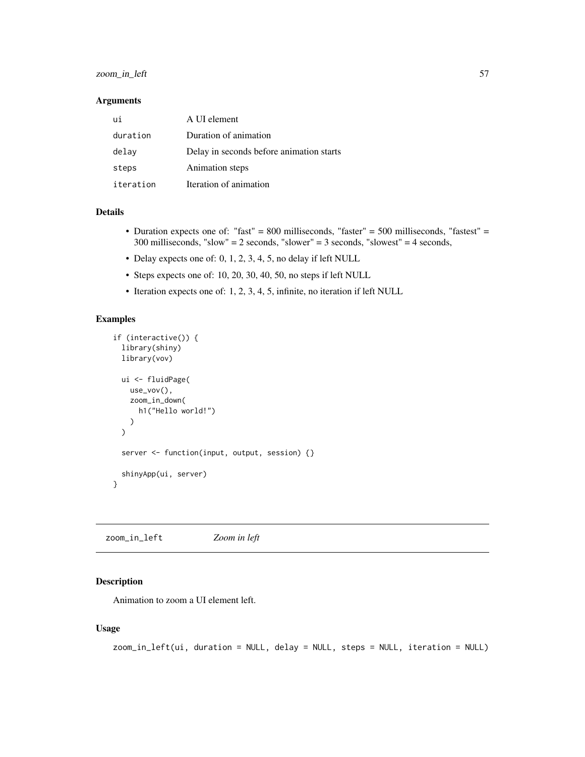## Arguments

| | |
|---|---|
| `ui` | A UI element |
| `duration` | Duration of animation |
| `delay` | Delay in seconds before animation starts |
| `steps` | Animation steps |
| `iteration` | Iteration of animation |

## Details

- Duration expects one of: "fast" = 800 milliseconds, "faster" = 500 milliseconds, "fastest" = 300 milliseconds, "slow" = 2 seconds, "slower" = 3 seconds, "slowest" = 4 seconds,
- Delay expects one of: 0, 1, 2, 3, 4, 5, no delay if left NULL
- Steps expects one of: 10, 20, 30, 40, 50, no steps if left NULL
- Iteration expects one of: 1, 2, 3, 4, 5, infinite, no iteration if left NULL

## Examples

```
if (interactive()) {
  library(shiny)
  library(vov)

  ui <- fluidPage(
    use_vov(),
    zoom_in_down(
      h1("Hello world!")
    )
  )

  server <- function(input, output, session) {}

  shinyApp(ui, server)
}
```

---

# `zoom_in_left` *Zoom in left*

---

## Description

Animation to zoom a UI element left.

## Usage

```
zoom_in_left(ui, duration = NULL, delay = NULL, steps = NULL, iteration = NULL)
```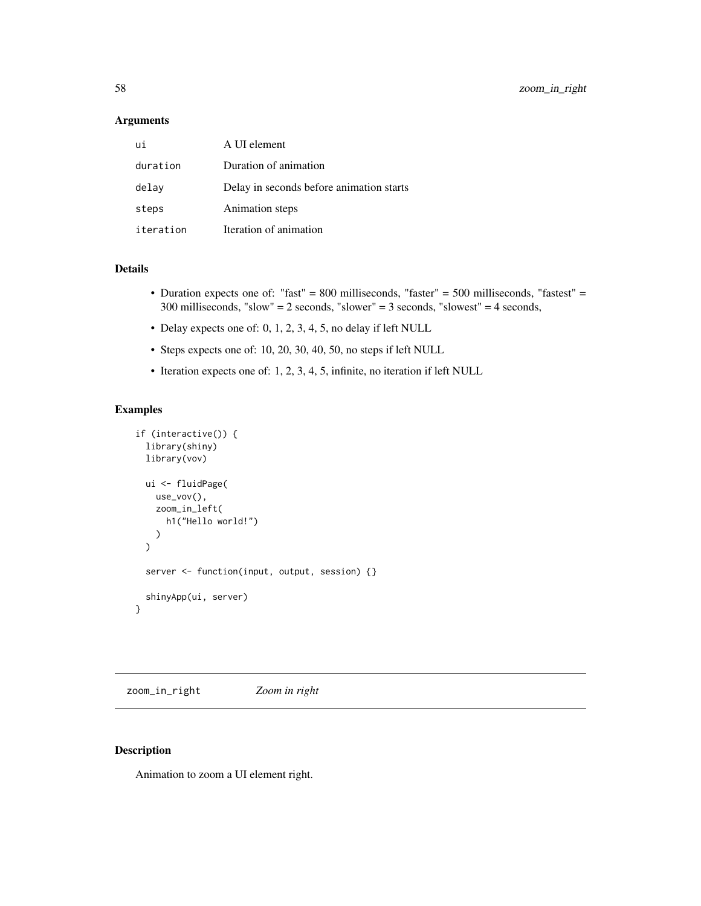### Arguments

| | |
|---|---|
| `ui` | A UI element |
| `duration` | Duration of animation |
| `delay` | Delay in seconds before animation starts |
| `steps` | Animation steps |
| `iteration` | Iteration of animation |

### Details

- Duration expects one of: "fast" = 800 milliseconds, "faster" = 500 milliseconds, "fastest" = 300 milliseconds, "slow" = 2 seconds, "slower" = 3 seconds, "slowest" = 4 seconds,
- Delay expects one of: 0, 1, 2, 3, 4, 5, no delay if left NULL
- Steps expects one of: 10, 20, 30, 40, 50, no steps if left NULL
- Iteration expects one of: 1, 2, 3, 4, 5, infinite, no iteration if left NULL

### Examples

```
if (interactive()) {
  library(shiny)
  library(vov)

  ui <- fluidPage(
    use_vov(),
    zoom_in_left(
      h1("Hello world!")
    )
  )

  server <- function(input, output, session) {}

  shinyApp(ui, server)
}
```

---

## `zoom_in_right` *Zoom in right*

---

### Description

Animation to zoom a UI element right.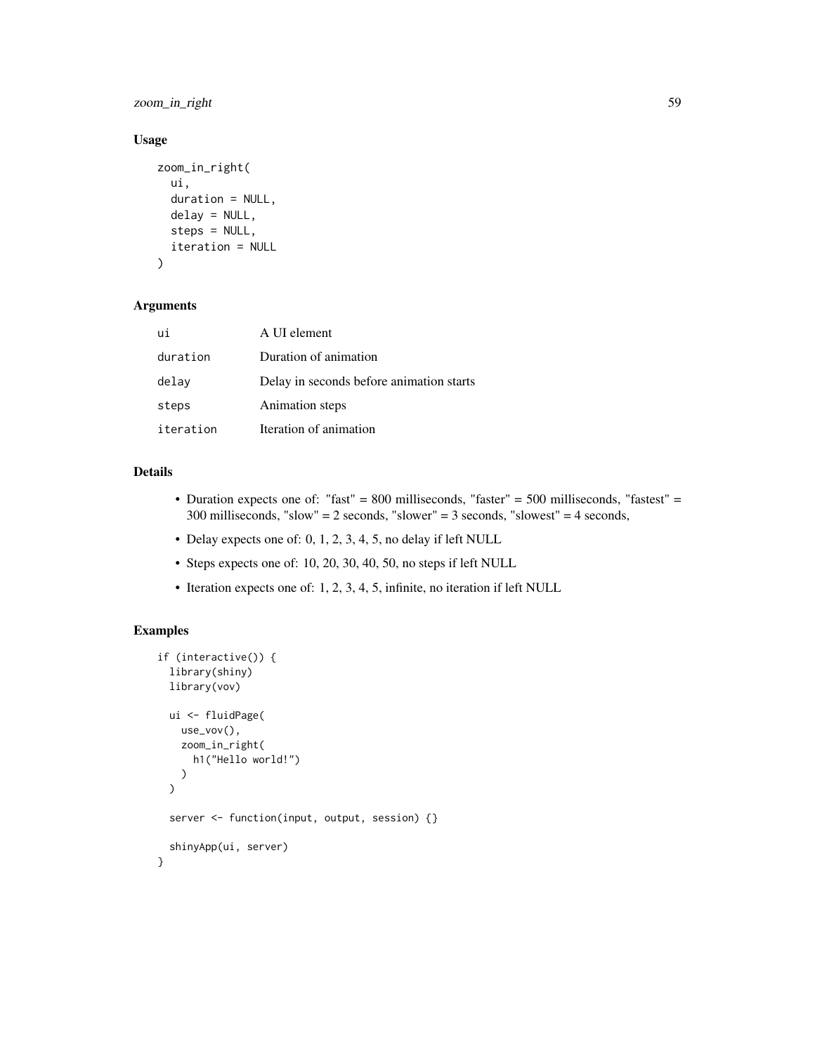## Usage

```
zoom_in_right(
  ui,
  duration = NULL,
  delay = NULL,
  steps = NULL,
  iteration = NULL
)
```

## Arguments

| | |
|---|---|
| ui | A UI element |
| duration | Duration of animation |
| delay | Delay in seconds before animation starts |
| steps | Animation steps |
| iteration | Iteration of animation |

## Details

- Duration expects one of: "fast" = 800 milliseconds, "faster" = 500 milliseconds, "fastest" = 300 milliseconds, "slow" = 2 seconds, "slower" = 3 seconds, "slowest" = 4 seconds,
- Delay expects one of: 0, 1, 2, 3, 4, 5, no delay if left NULL
- Steps expects one of: 10, 20, 30, 40, 50, no steps if left NULL
- Iteration expects one of: 1, 2, 3, 4, 5, infinite, no iteration if left NULL

## Examples

```
if (interactive()) {
  library(shiny)
  library(vov)

  ui <- fluidPage(
    use_vov(),
    zoom_in_right(
      h1("Hello world!")
    )
  )

  server <- function(input, output, session) {}

  shinyApp(ui, server)
}
```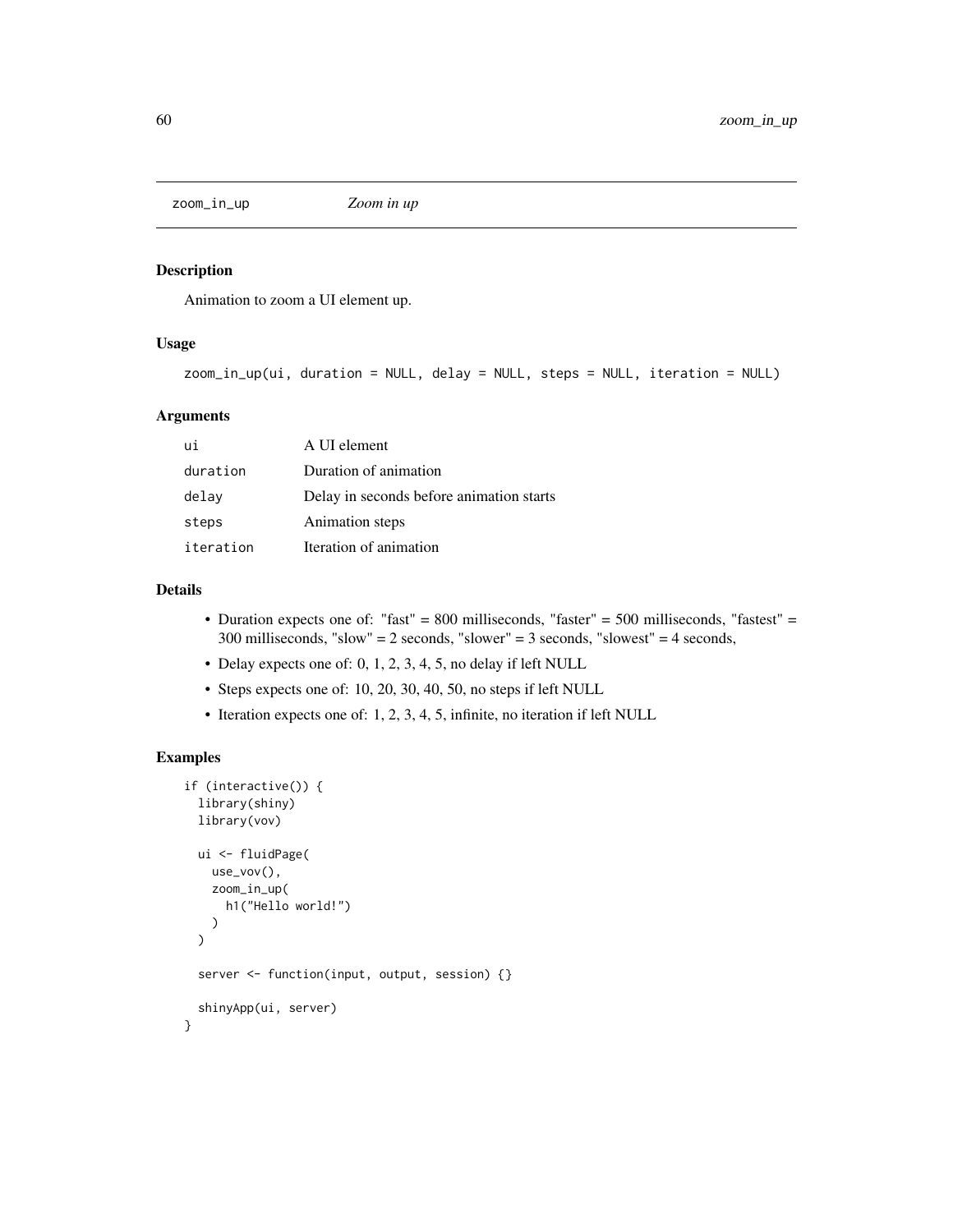## zoom_in_up — *Zoom in up*

### Description

Animation to zoom a UI element up.

### Usage

```
zoom_in_up(ui, duration = NULL, delay = NULL, steps = NULL, iteration = NULL)
```

### Arguments

| | |
|---|---|
| `ui` | A UI element |
| `duration` | Duration of animation |
| `delay` | Delay in seconds before animation starts |
| `steps` | Animation steps |
| `iteration` | Iteration of animation |

### Details

- Duration expects one of: "fast" = 800 milliseconds, "faster" = 500 milliseconds, "fastest" = 300 milliseconds, "slow" = 2 seconds, "slower" = 3 seconds, "slowest" = 4 seconds,
- Delay expects one of: 0, 1, 2, 3, 4, 5, no delay if left NULL
- Steps expects one of: 10, 20, 30, 40, 50, no steps if left NULL
- Iteration expects one of: 1, 2, 3, 4, 5, infinite, no iteration if left NULL

### Examples

```
if (interactive()) {
  library(shiny)
  library(vov)

  ui <- fluidPage(
    use_vov(),
    zoom_in_up(
      h1("Hello world!")
    )
  )

  server <- function(input, output, session) {}

  shinyApp(ui, server)
}
```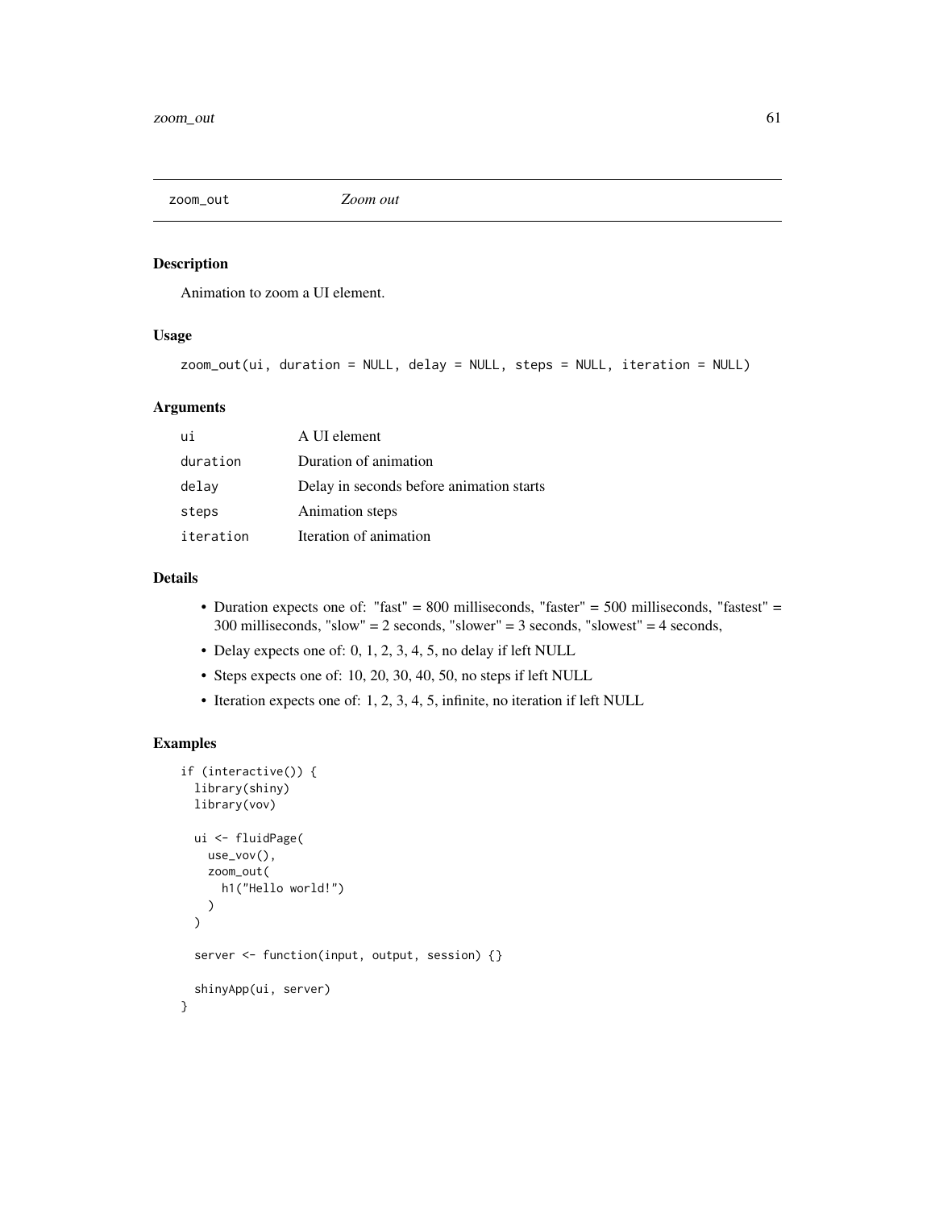## zoom_out *Zoom out*

### Description

Animation to zoom a UI element.

### Usage

```
zoom_out(ui, duration = NULL, delay = NULL, steps = NULL, iteration = NULL)
```

### Arguments

| | |
|---|---|
| ui | A UI element |
| duration | Duration of animation |
| delay | Delay in seconds before animation starts |
| steps | Animation steps |
| iteration | Iteration of animation |

### Details

- Duration expects one of: "fast" = 800 milliseconds, "faster" = 500 milliseconds, "fastest" = 300 milliseconds, "slow" = 2 seconds, "slower" = 3 seconds, "slowest" = 4 seconds,
- Delay expects one of: 0, 1, 2, 3, 4, 5, no delay if left NULL
- Steps expects one of: 10, 20, 30, 40, 50, no steps if left NULL
- Iteration expects one of: 1, 2, 3, 4, 5, infinite, no iteration if left NULL

### Examples

```
if (interactive()) {
  library(shiny)
  library(vov)

  ui <- fluidPage(
    use_vov(),
    zoom_out(
      h1("Hello world!")
    )
  )

  server <- function(input, output, session) {}

  shinyApp(ui, server)
}
```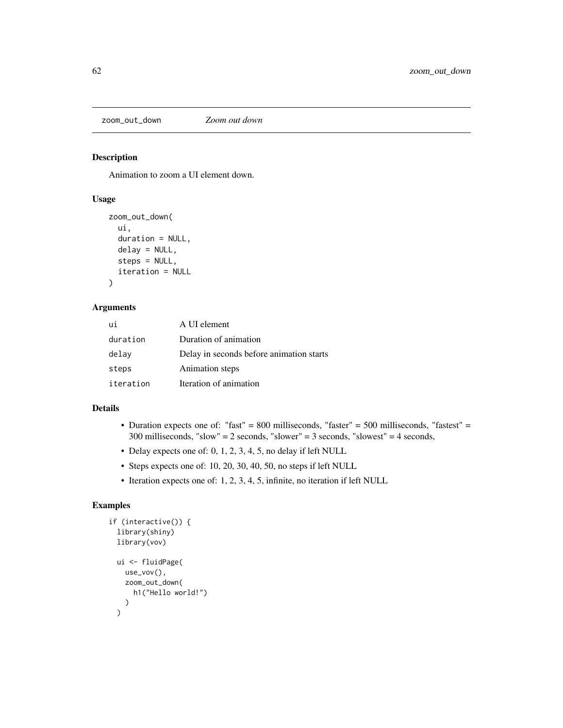## zoom_out_down *Zoom out down*

### Description

Animation to zoom a UI element down.

### Usage

```
zoom_out_down(
  ui,
  duration = NULL,
  delay = NULL,
  steps = NULL,
  iteration = NULL
)
```

### Arguments

| | |
|---|---|
| ui | A UI element |
| duration | Duration of animation |
| delay | Delay in seconds before animation starts |
| steps | Animation steps |
| iteration | Iteration of animation |

### Details

- Duration expects one of: "fast" = 800 milliseconds, "faster" = 500 milliseconds, "fastest" = 300 milliseconds, "slow" = 2 seconds, "slower" = 3 seconds, "slowest" = 4 seconds,
- Delay expects one of: 0, 1, 2, 3, 4, 5, no delay if left NULL
- Steps expects one of: 10, 20, 30, 40, 50, no steps if left NULL
- Iteration expects one of: 1, 2, 3, 4, 5, infinite, no iteration if left NULL

### Examples

```
if (interactive()) {
  library(shiny)
  library(vov)

  ui <- fluidPage(
    use_vov(),
    zoom_out_down(
      h1("Hello world!")
    )
  )
```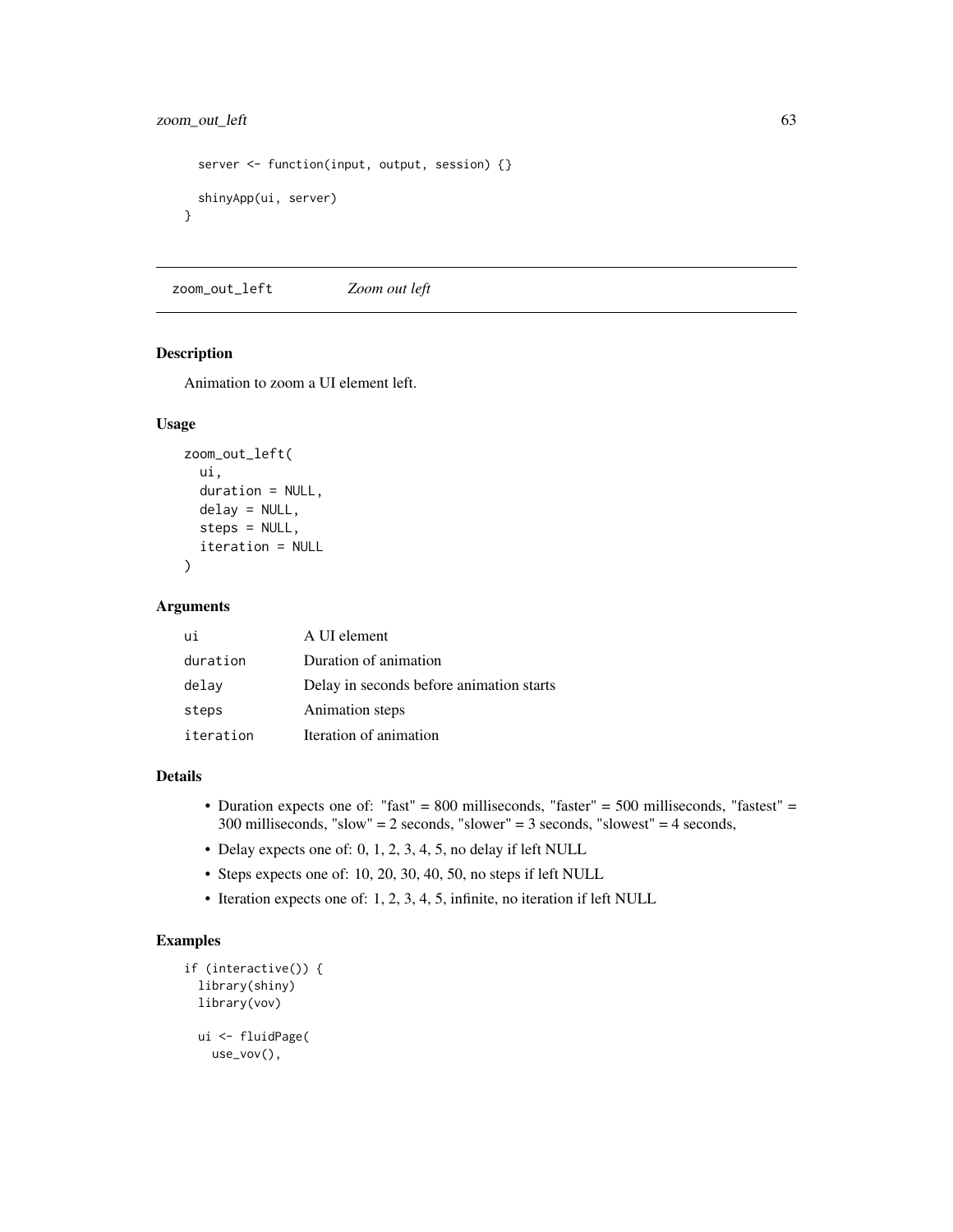```r
  server <- function(input, output, session) {}

  shinyApp(ui, server)
}
```

## zoom_out_left — *Zoom out left*

### Description

Animation to zoom a UI element left.

### Usage

```r
zoom_out_left(
  ui,
  duration = NULL,
  delay = NULL,
  steps = NULL,
  iteration = NULL
)
```

### Arguments

| | |
|---|---|
| `ui` | A UI element |
| `duration` | Duration of animation |
| `delay` | Delay in seconds before animation starts |
| `steps` | Animation steps |
| `iteration` | Iteration of animation |

### Details

- Duration expects one of: "fast" = 800 milliseconds, "faster" = 500 milliseconds, "fastest" = 300 milliseconds, "slow" = 2 seconds, "slower" = 3 seconds, "slowest" = 4 seconds,
- Delay expects one of: 0, 1, 2, 3, 4, 5, no delay if left NULL
- Steps expects one of: 10, 20, 30, 40, 50, no steps if left NULL
- Iteration expects one of: 1, 2, 3, 4, 5, infinite, no iteration if left NULL

### Examples

```r
if (interactive()) {
  library(shiny)
  library(vov)

  ui <- fluidPage(
    use_vov(),
```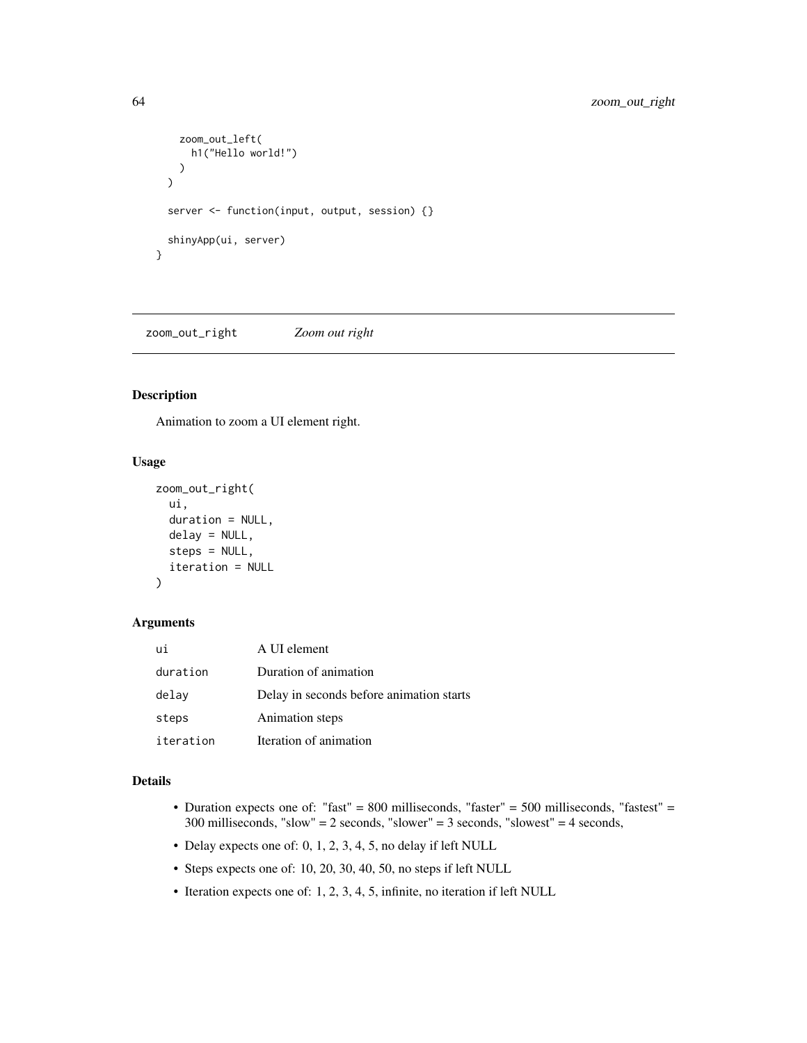```
    zoom_out_left(
      h1("Hello world!")
    )
  )

  server <- function(input, output, session) {}

  shinyApp(ui, server)
}
```

## zoom_out_right *Zoom out right*

### Description

Animation to zoom a UI element right.

### Usage

```
zoom_out_right(
  ui,
  duration = NULL,
  delay = NULL,
  steps = NULL,
  iteration = NULL
)
```

### Arguments

| | |
|---|---|
| ui | A UI element |
| duration | Duration of animation |
| delay | Delay in seconds before animation starts |
| steps | Animation steps |
| iteration | Iteration of animation |

### Details

- Duration expects one of: "fast" = 800 milliseconds, "faster" = 500 milliseconds, "fastest" = 300 milliseconds, "slow" = 2 seconds, "slower" = 3 seconds, "slowest" = 4 seconds,
- Delay expects one of: 0, 1, 2, 3, 4, 5, no delay if left NULL
- Steps expects one of: 10, 20, 30, 40, 50, no steps if left NULL
- Iteration expects one of: 1, 2, 3, 4, 5, infinite, no iteration if left NULL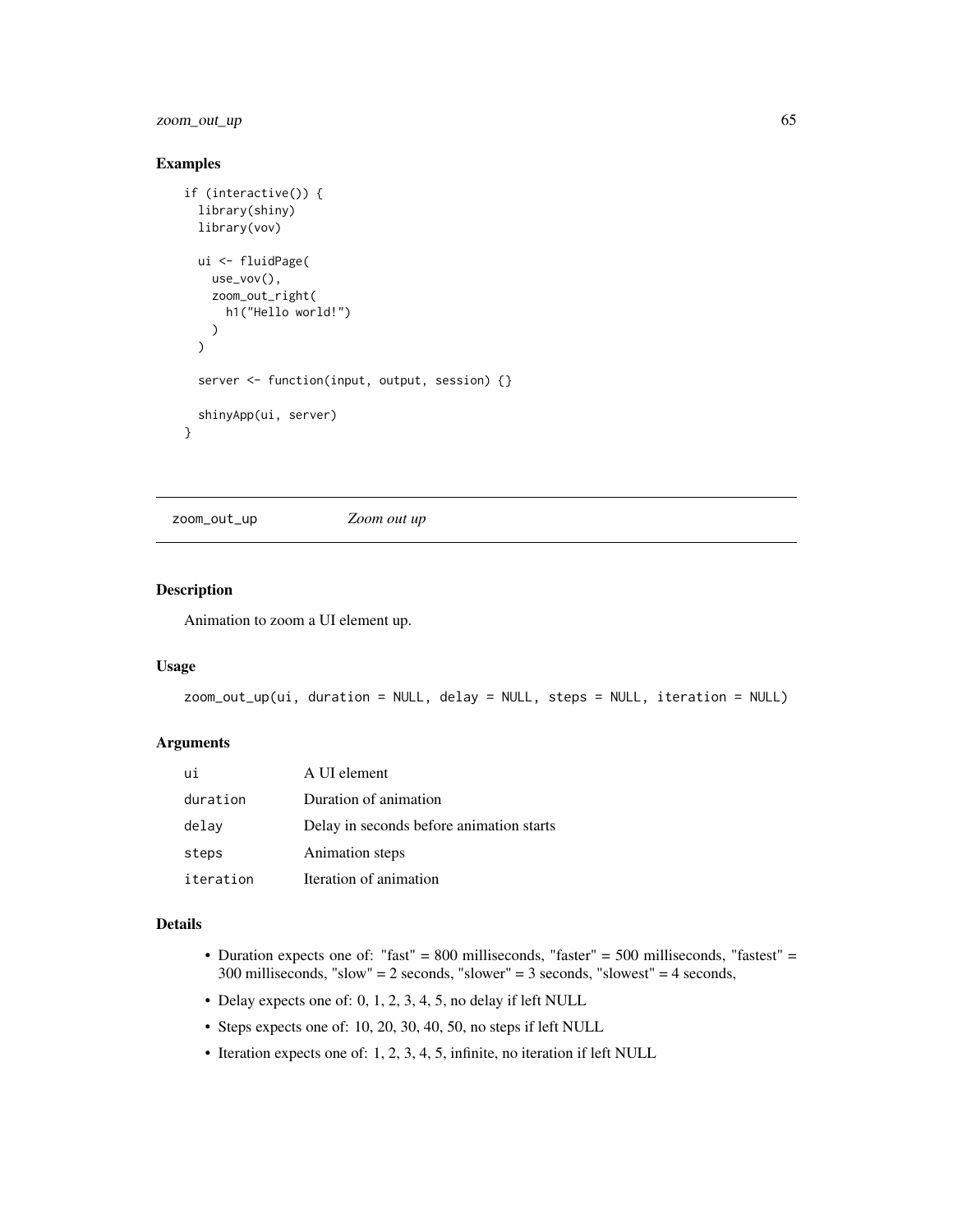### Examples

```
if (interactive()) {
  library(shiny)
  library(vov)

  ui <- fluidPage(
    use_vov(),
    zoom_out_right(
      h1("Hello world!")
    )
  )

  server <- function(input, output, session) {}

  shinyApp(ui, server)
}
```

## zoom_out_up *Zoom out up*

### Description

Animation to zoom a UI element up.

### Usage

```
zoom_out_up(ui, duration = NULL, delay = NULL, steps = NULL, iteration = NULL)
```

### Arguments

| | |
|---|---|
| ui | A UI element |
| duration | Duration of animation |
| delay | Delay in seconds before animation starts |
| steps | Animation steps |
| iteration | Iteration of animation |

### Details

- Duration expects one of: "fast" = 800 milliseconds, "faster" = 500 milliseconds, "fastest" = 300 milliseconds, "slow" = 2 seconds, "slower" = 3 seconds, "slowest" = 4 seconds,
- Delay expects one of: 0, 1, 2, 3, 4, 5, no delay if left NULL
- Steps expects one of: 10, 20, 30, 40, 50, no steps if left NULL
- Iteration expects one of: 1, 2, 3, 4, 5, infinite, no iteration if left NULL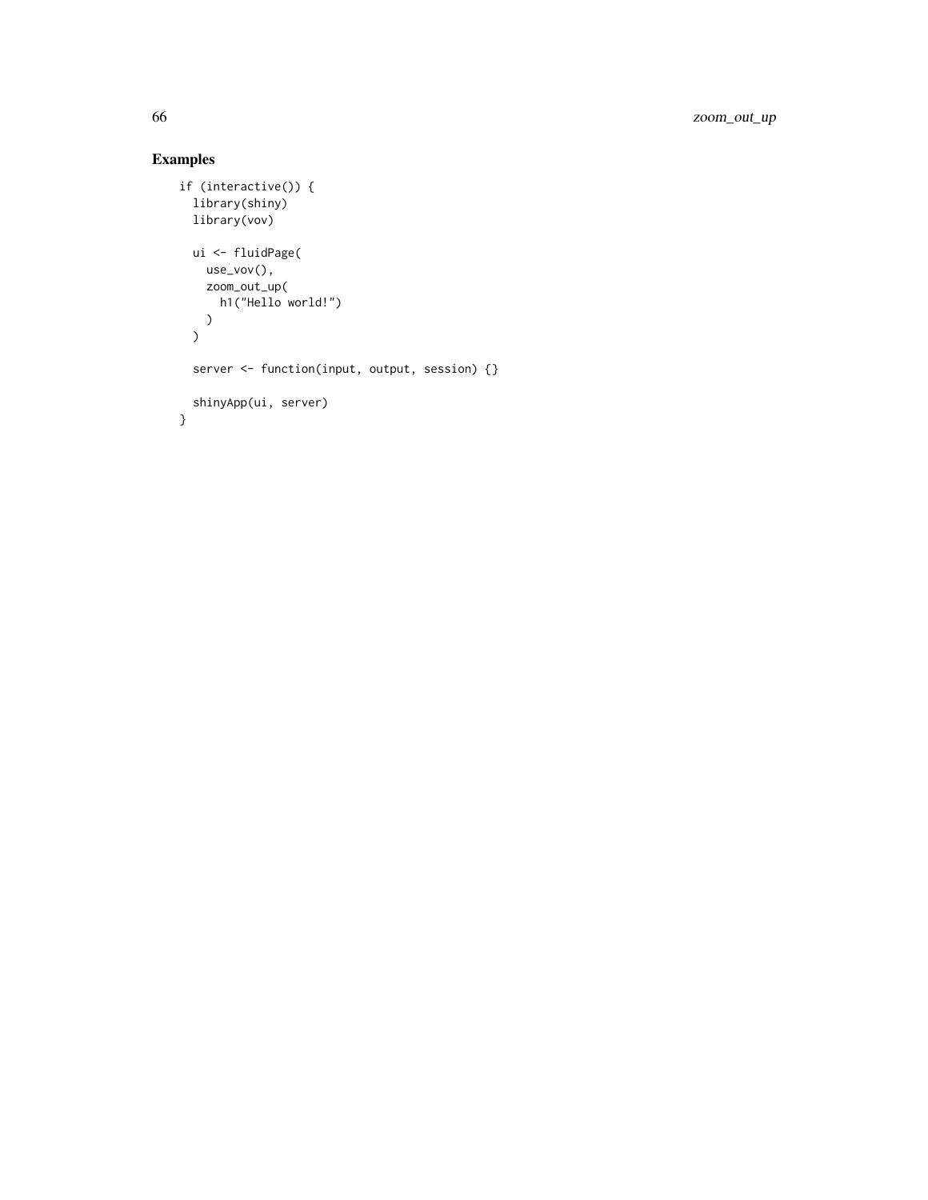## Examples

```
if (interactive()) {
  library(shiny)
  library(vov)

  ui <- fluidPage(
    use_vov(),
    zoom_out_up(
      h1("Hello world!")
    )
  )

  server <- function(input, output, session) {}

  shinyApp(ui, server)
}
```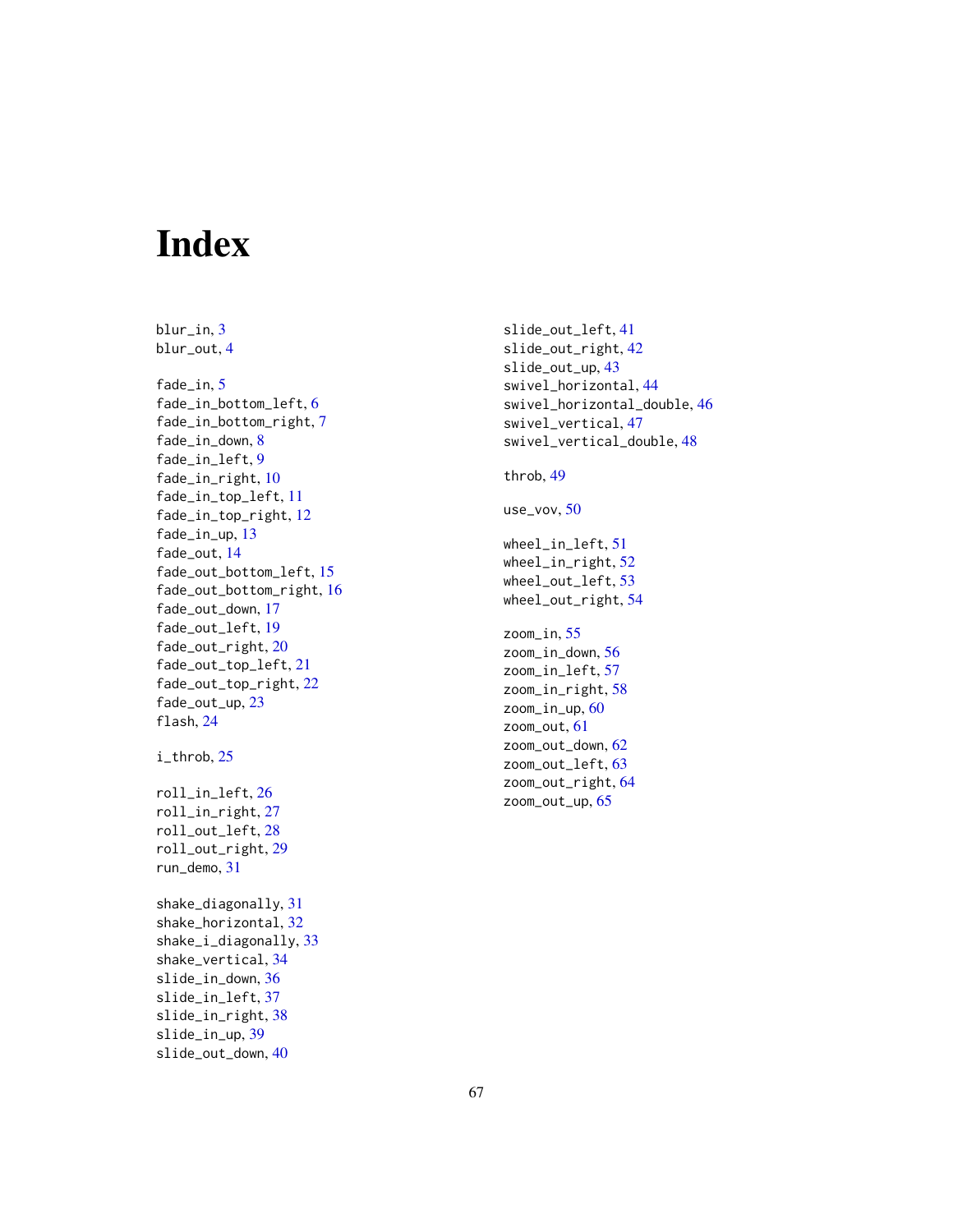# Index

blur_in, 3
blur_out, 4

fade_in, 5
fade_in_bottom_left, 6
fade_in_bottom_right, 7
fade_in_down, 8
fade_in_left, 9
fade_in_right, 10
fade_in_top_left, 11
fade_in_top_right, 12
fade_in_up, 13
fade_out, 14
fade_out_bottom_left, 15
fade_out_bottom_right, 16
fade_out_down, 17
fade_out_left, 19
fade_out_right, 20
fade_out_top_left, 21
fade_out_top_right, 22
fade_out_up, 23
flash, 24

i_throb, 25

roll_in_left, 26
roll_in_right, 27
roll_out_left, 28
roll_out_right, 29
run_demo, 31

shake_diagonally, 31
shake_horizontal, 32
shake_i_diagonally, 33
shake_vertical, 34
slide_in_down, 36
slide_in_left, 37
slide_in_right, 38
slide_in_up, 39
slide_out_down, 40
slide_out_left, 41
slide_out_right, 42
slide_out_up, 43
swivel_horizontal, 44
swivel_horizontal_double, 46
swivel_vertical, 47
swivel_vertical_double, 48

throb, 49

use_vov, 50

wheel_in_left, 51
wheel_in_right, 52
wheel_out_left, 53
wheel_out_right, 54

zoom_in, 55
zoom_in_down, 56
zoom_in_left, 57
zoom_in_right, 58
zoom_in_up, 60
zoom_out, 61
zoom_out_down, 62
zoom_out_left, 63
zoom_out_right, 64
zoom_out_up, 65